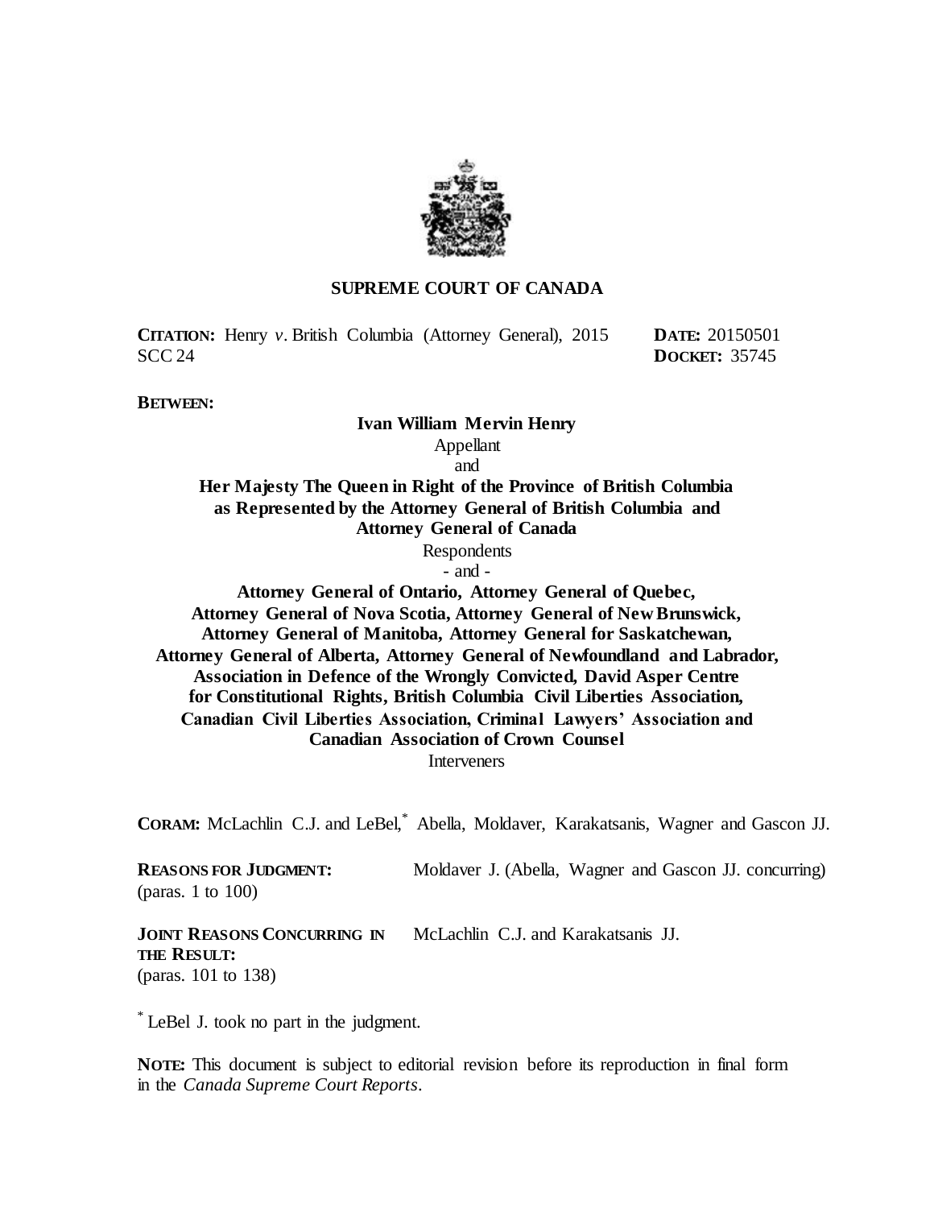**SUPREME COURT OF CANADA**

**CITATION:** Henry *v*. British Columbia (Attorney General), 2015 SCC 24

**DATE:** 20150501
**DOCKET:** 35745

**BETWEEN:**

**Ivan William Mervin Henry**
Appellant
and
**Her Majesty The Queen in Right of the Province of British Columbia as Represented by the Attorney General of British Columbia and Attorney General of Canada**
Respondents
- and -
**Attorney General of Ontario, Attorney General of Quebec, Attorney General of Nova Scotia, Attorney General of New Brunswick, Attorney General of Manitoba, Attorney General for Saskatchewan, Attorney General of Alberta, Attorney General of Newfoundland and Labrador, Association in Defence of the Wrongly Convicted, David Asper Centre for Constitutional Rights, British Columbia Civil Liberties Association, Canadian Civil Liberties Association, Criminal Lawyers' Association and Canadian Association of Crown Counsel**
Interveners

**CORAM:** McLachlin C.J. and LeBel,[*] Abella, Moldaver, Karakatsanis, Wagner and Gascon JJ.

**REASONS FOR JUDGMENT:** (paras. 1 to 100) — Moldaver J. (Abella, Wagner and Gascon JJ. concurring)

**JOINT REASONS CONCURRING IN THE RESULT:** (paras. 101 to 138) — McLachlin C.J. and Karakatsanis JJ.

[*] LeBel J. took no part in the judgment.

**NOTE:** This document is subject to editorial revision before its reproduction in final form in the *Canada Supreme Court Reports*.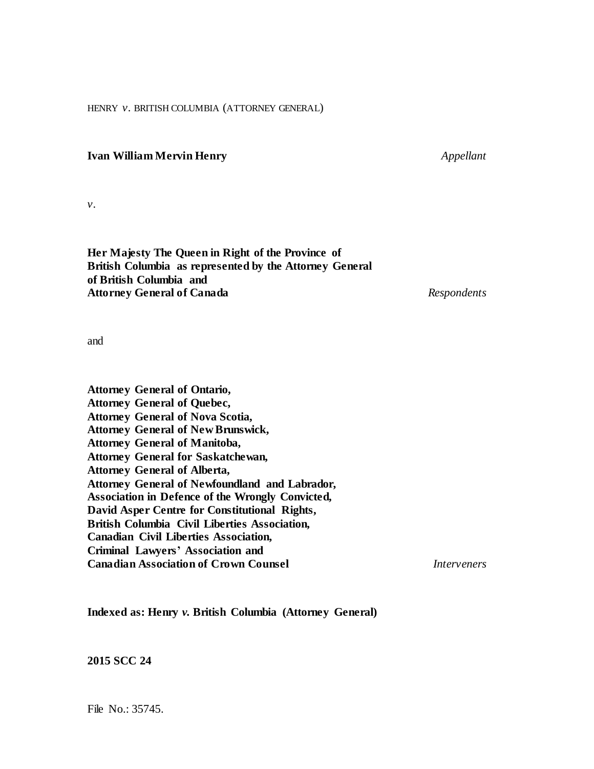HENRY *v.* BRITISH COLUMBIA (ATTORNEY GENERAL)

**Ivan William Mervin Henry** *Appellant*

*v.*

**Her Majesty The Queen in Right of the Province of British Columbia as represented by the Attorney General of British Columbia and Attorney General of Canada** *Respondents*

and

**Attorney General of Ontario, Attorney General of Quebec, Attorney General of Nova Scotia, Attorney General of New Brunswick, Attorney General of Manitoba, Attorney General for Saskatchewan, Attorney General of Alberta, Attorney General of Newfoundland and Labrador, Association in Defence of the Wrongly Convicted, David Asper Centre for Constitutional Rights, British Columbia Civil Liberties Association, Canadian Civil Liberties Association, Criminal Lawyers' Association and Canadian Association of Crown Counsel** *Interveners*

**Indexed as: Henry *v.* British Columbia (Attorney General)**

**2015 SCC 24**

File No.: 35745.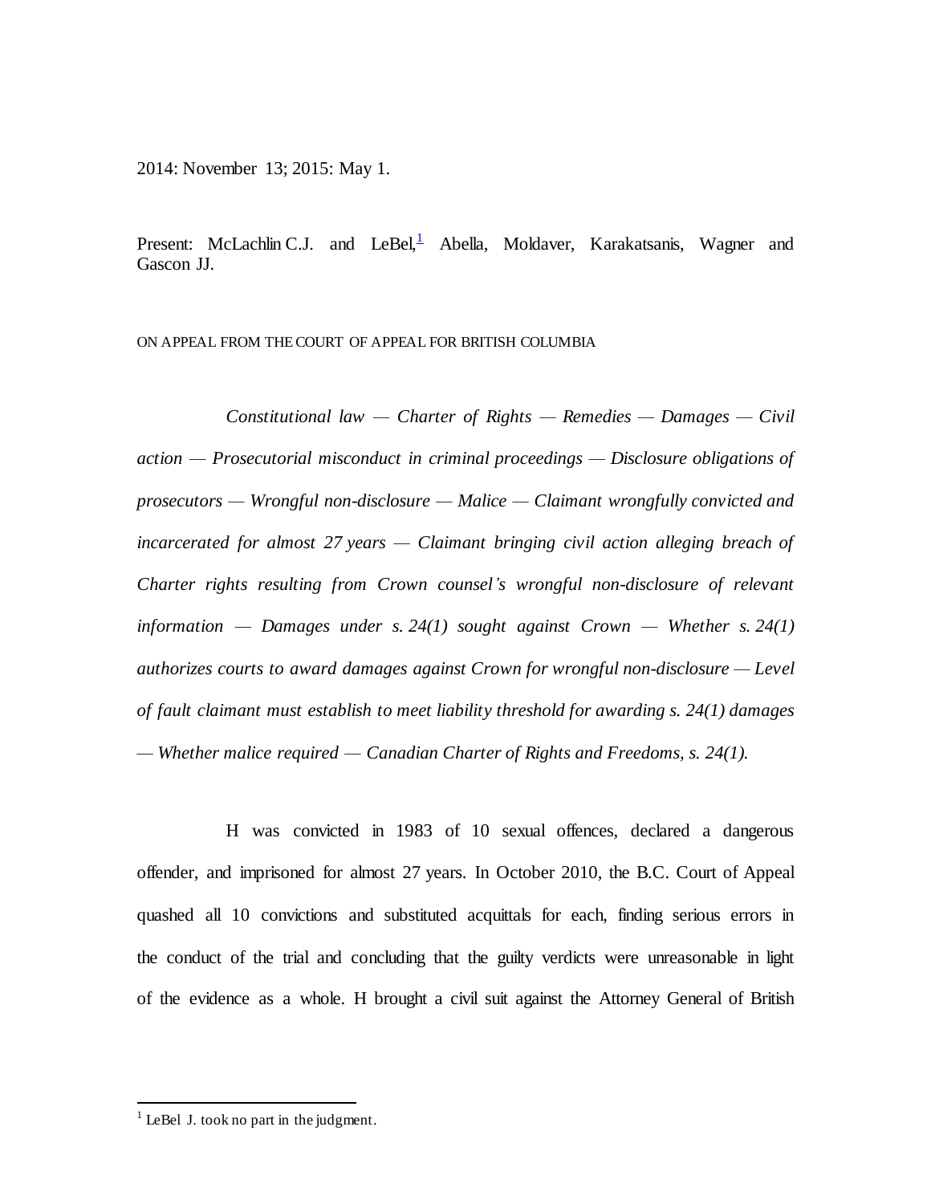2014: November 13; 2015: May 1.

Present: McLachlin C.J. and LeBel,[1] Abella, Moldaver, Karakatsanis, Wagner and Gascon JJ.

ON APPEAL FROM THE COURT OF APPEAL FOR BRITISH COLUMBIA

*Constitutional law — Charter of Rights — Remedies — Damages — Civil action — Prosecutorial misconduct in criminal proceedings — Disclosure obligations of prosecutors — Wrongful non-disclosure — Malice — Claimant wrongfully convicted and incarcerated for almost 27 years — Claimant bringing civil action alleging breach of Charter rights resulting from Crown counsel's wrongful non-disclosure of relevant information — Damages under s. 24(1) sought against Crown — Whether s. 24(1) authorizes courts to award damages against Crown for wrongful non-disclosure — Level of fault claimant must establish to meet liability threshold for awarding s. 24(1) damages — Whether malice required — Canadian Charter of Rights and Freedoms, s. 24(1).*

H was convicted in 1983 of 10 sexual offences, declared a dangerous offender, and imprisoned for almost 27 years. In October 2010, the B.C. Court of Appeal quashed all 10 convictions and substituted acquittals for each, finding serious errors in the conduct of the trial and concluding that the guilty verdicts were unreasonable in light of the evidence as a whole. H brought a civil suit against the Attorney General of British

[1] LeBel J. took no part in the judgment.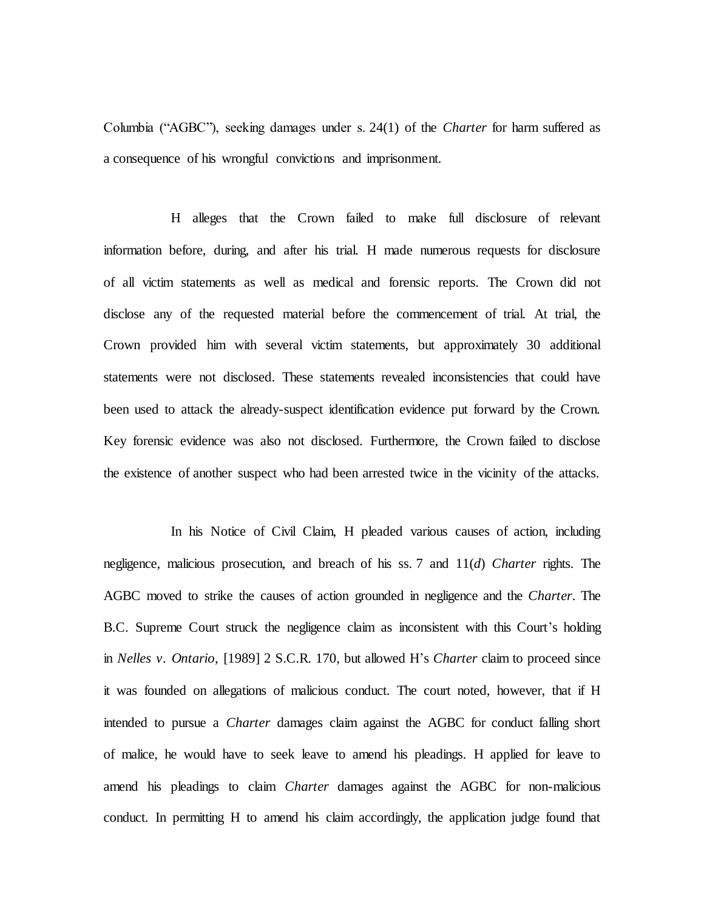Columbia ("AGBC"), seeking damages under s. 24(1) of the *Charter* for harm suffered as a consequence of his wrongful convictions and imprisonment.

H alleges that the Crown failed to make full disclosure of relevant information before, during, and after his trial. H made numerous requests for disclosure of all victim statements as well as medical and forensic reports. The Crown did not disclose any of the requested material before the commencement of trial. At trial, the Crown provided him with several victim statements, but approximately 30 additional statements were not disclosed. These statements revealed inconsistencies that could have been used to attack the already-suspect identification evidence put forward by the Crown. Key forensic evidence was also not disclosed. Furthermore, the Crown failed to disclose the existence of another suspect who had been arrested twice in the vicinity of the attacks.

In his Notice of Civil Claim, H pleaded various causes of action, including negligence, malicious prosecution, and breach of his ss. 7 and 11(*d*) *Charter* rights. The AGBC moved to strike the causes of action grounded in negligence and the *Charter*. The B.C. Supreme Court struck the negligence claim as inconsistent with this Court's holding in *Nelles v. Ontario*, [1989] 2 S.C.R. 170, but allowed H's *Charter* claim to proceed since it was founded on allegations of malicious conduct. The court noted, however, that if H intended to pursue a *Charter* damages claim against the AGBC for conduct falling short of malice, he would have to seek leave to amend his pleadings. H applied for leave to amend his pleadings to claim *Charter* damages against the AGBC for non-malicious conduct. In permitting H to amend his claim accordingly, the application judge found that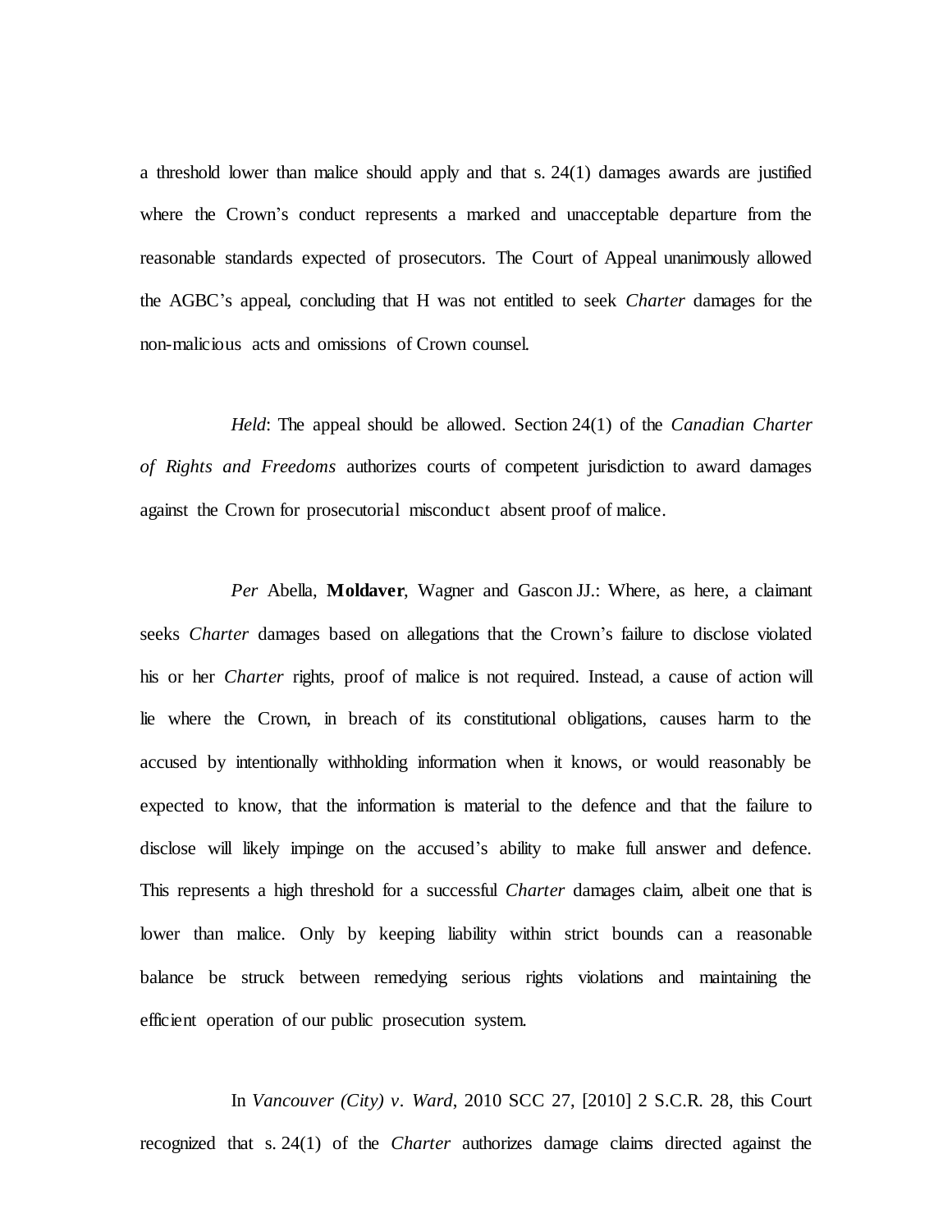a threshold lower than malice should apply and that s. 24(1) damages awards are justified where the Crown's conduct represents a marked and unacceptable departure from the reasonable standards expected of prosecutors. The Court of Appeal unanimously allowed the AGBC's appeal, concluding that H was not entitled to seek *Charter* damages for the non-malicious acts and omissions of Crown counsel.

*Held*: The appeal should be allowed. Section 24(1) of the *Canadian Charter of Rights and Freedoms* authorizes courts of competent jurisdiction to award damages against the Crown for prosecutorial misconduct absent proof of malice.

*Per* Abella, **Moldaver**, Wagner and Gascon JJ.: Where, as here, a claimant seeks *Charter* damages based on allegations that the Crown's failure to disclose violated his or her *Charter* rights, proof of malice is not required. Instead, a cause of action will lie where the Crown, in breach of its constitutional obligations, causes harm to the accused by intentionally withholding information when it knows, or would reasonably be expected to know, that the information is material to the defence and that the failure to disclose will likely impinge on the accused's ability to make full answer and defence. This represents a high threshold for a successful *Charter* damages claim, albeit one that is lower than malice. Only by keeping liability within strict bounds can a reasonable balance be struck between remedying serious rights violations and maintaining the efficient operation of our public prosecution system.

In *Vancouver (City) v. Ward*, 2010 SCC 27, [2010] 2 S.C.R. 28, this Court recognized that s. 24(1) of the *Charter* authorizes damage claims directed against the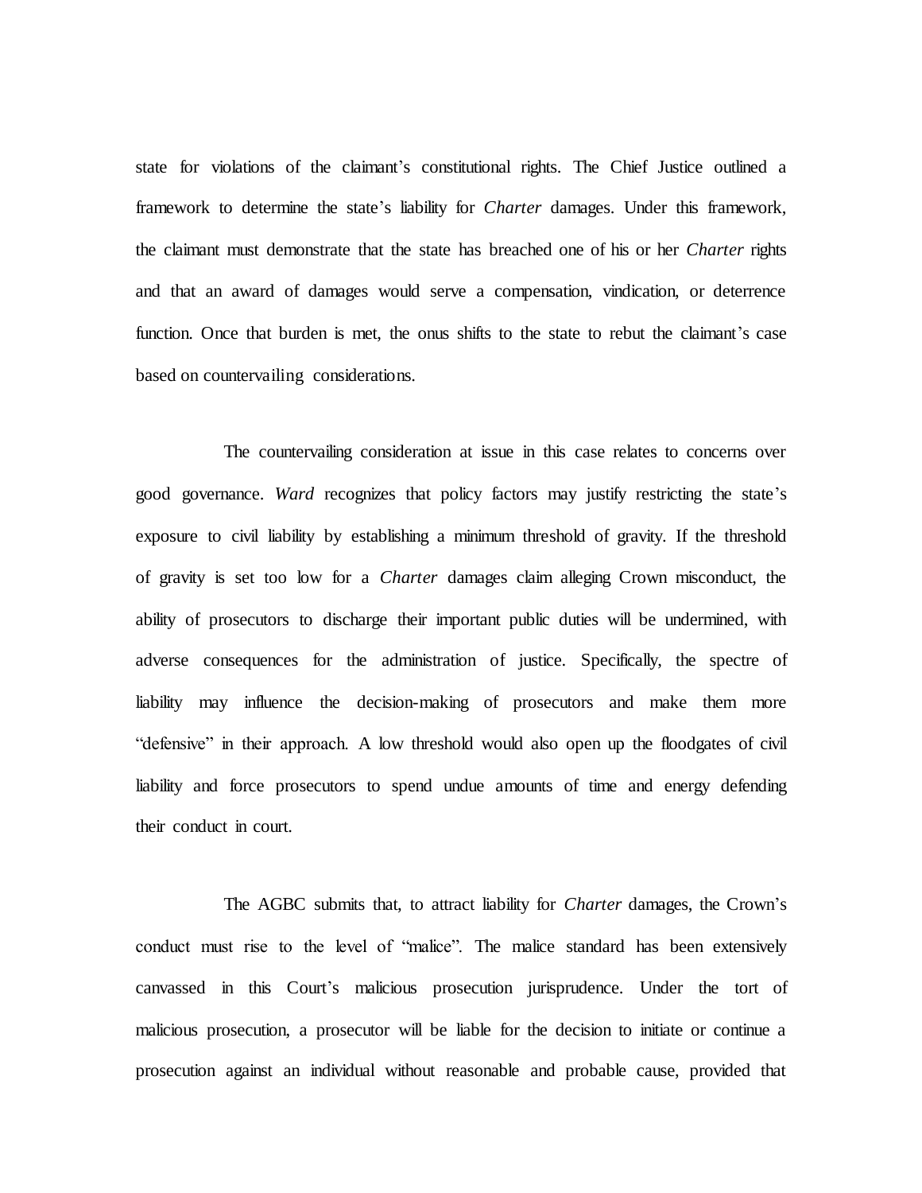state for violations of the claimant's constitutional rights. The Chief Justice outlined a framework to determine the state's liability for *Charter* damages. Under this framework, the claimant must demonstrate that the state has breached one of his or her *Charter* rights and that an award of damages would serve a compensation, vindication, or deterrence function. Once that burden is met, the onus shifts to the state to rebut the claimant's case based on countervailing considerations.

The countervailing consideration at issue in this case relates to concerns over good governance. *Ward* recognizes that policy factors may justify restricting the state's exposure to civil liability by establishing a minimum threshold of gravity. If the threshold of gravity is set too low for a *Charter* damages claim alleging Crown misconduct, the ability of prosecutors to discharge their important public duties will be undermined, with adverse consequences for the administration of justice. Specifically, the spectre of liability may influence the decision-making of prosecutors and make them more "defensive" in their approach. A low threshold would also open up the floodgates of civil liability and force prosecutors to spend undue amounts of time and energy defending their conduct in court.

The AGBC submits that, to attract liability for *Charter* damages, the Crown's conduct must rise to the level of "malice". The malice standard has been extensively canvassed in this Court's malicious prosecution jurisprudence. Under the tort of malicious prosecution, a prosecutor will be liable for the decision to initiate or continue a prosecution against an individual without reasonable and probable cause, provided that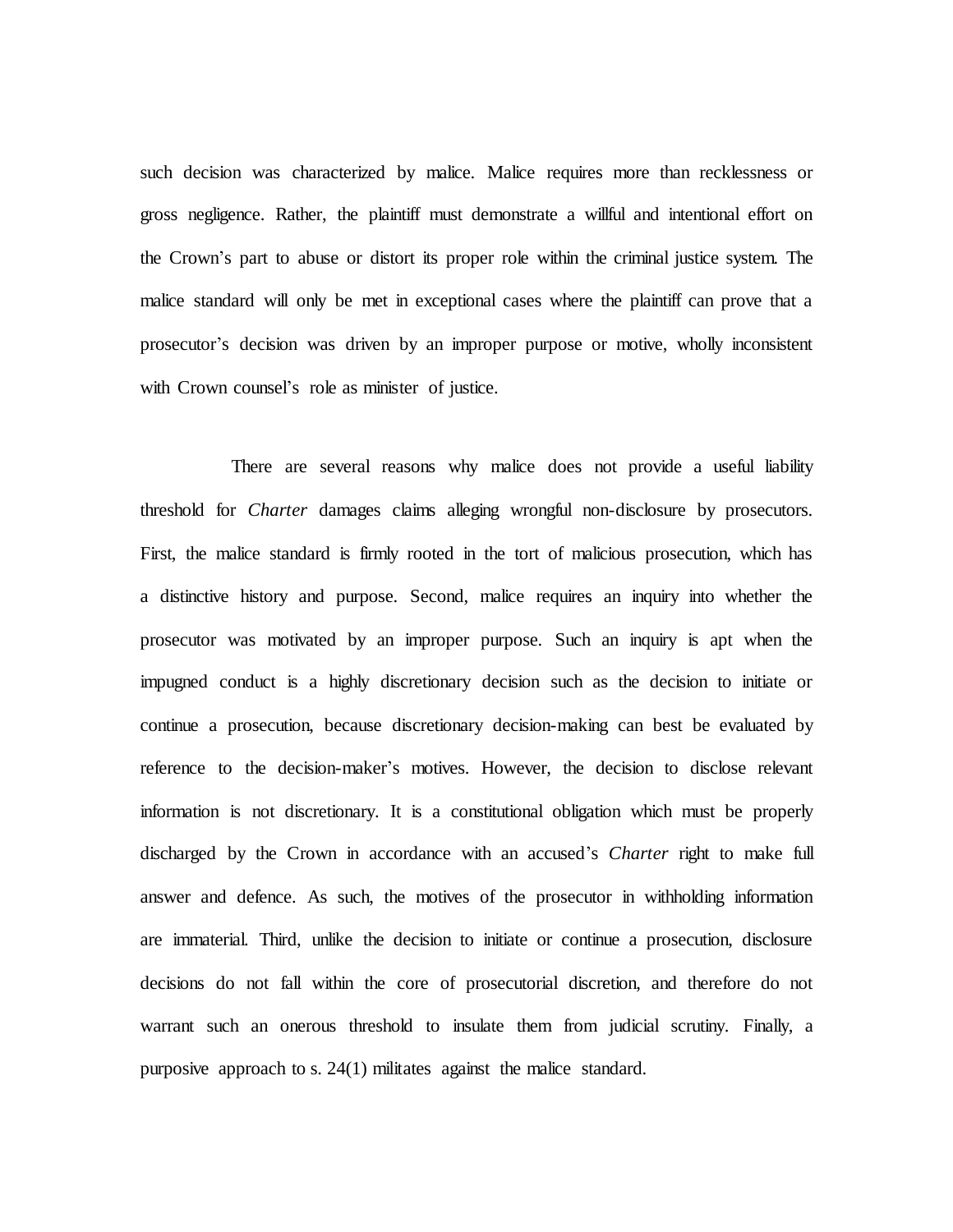such decision was characterized by malice. Malice requires more than recklessness or gross negligence. Rather, the plaintiff must demonstrate a willful and intentional effort on the Crown's part to abuse or distort its proper role within the criminal justice system. The malice standard will only be met in exceptional cases where the plaintiff can prove that a prosecutor's decision was driven by an improper purpose or motive, wholly inconsistent with Crown counsel's role as minister of justice.

There are several reasons why malice does not provide a useful liability threshold for *Charter* damages claims alleging wrongful non-disclosure by prosecutors. First, the malice standard is firmly rooted in the tort of malicious prosecution, which has a distinctive history and purpose. Second, malice requires an inquiry into whether the prosecutor was motivated by an improper purpose. Such an inquiry is apt when the impugned conduct is a highly discretionary decision such as the decision to initiate or continue a prosecution, because discretionary decision-making can best be evaluated by reference to the decision-maker's motives. However, the decision to disclose relevant information is not discretionary. It is a constitutional obligation which must be properly discharged by the Crown in accordance with an accused's *Charter* right to make full answer and defence. As such, the motives of the prosecutor in withholding information are immaterial. Third, unlike the decision to initiate or continue a prosecution, disclosure decisions do not fall within the core of prosecutorial discretion, and therefore do not warrant such an onerous threshold to insulate them from judicial scrutiny. Finally, a purposive approach to s. 24(1) militates against the malice standard.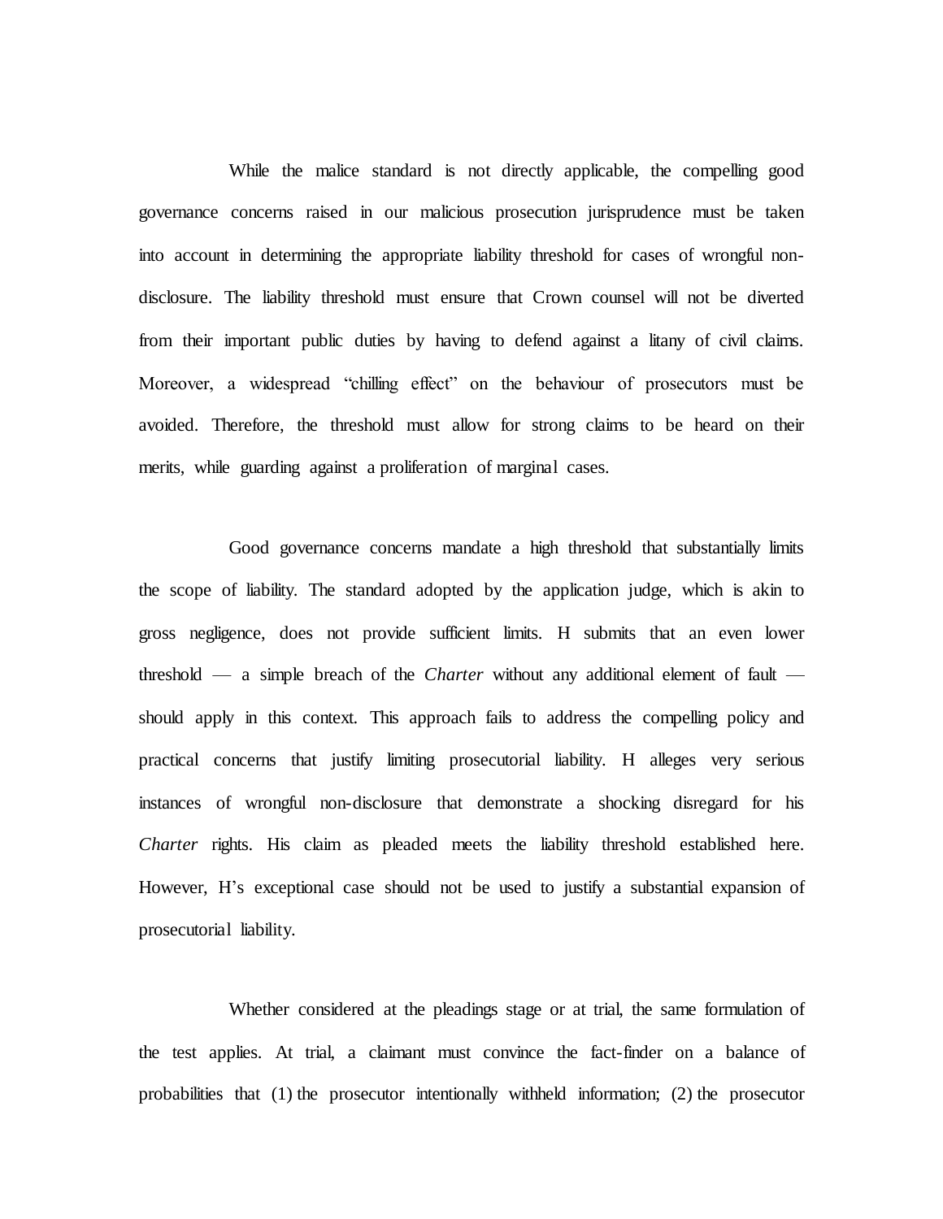While the malice standard is not directly applicable, the compelling good governance concerns raised in our malicious prosecution jurisprudence must be taken into account in determining the appropriate liability threshold for cases of wrongful non-disclosure. The liability threshold must ensure that Crown counsel will not be diverted from their important public duties by having to defend against a litany of civil claims. Moreover, a widespread "chilling effect" on the behaviour of prosecutors must be avoided. Therefore, the threshold must allow for strong claims to be heard on their merits, while guarding against a proliferation of marginal cases.

Good governance concerns mandate a high threshold that substantially limits the scope of liability. The standard adopted by the application judge, which is akin to gross negligence, does not provide sufficient limits. H submits that an even lower threshold — a simple breach of the *Charter* without any additional element of fault — should apply in this context. This approach fails to address the compelling policy and practical concerns that justify limiting prosecutorial liability. H alleges very serious instances of wrongful non-disclosure that demonstrate a shocking disregard for his *Charter* rights. His claim as pleaded meets the liability threshold established here. However, H's exceptional case should not be used to justify a substantial expansion of prosecutorial liability.

Whether considered at the pleadings stage or at trial, the same formulation of the test applies. At trial, a claimant must convince the fact-finder on a balance of probabilities that (1) the prosecutor intentionally withheld information; (2) the prosecutor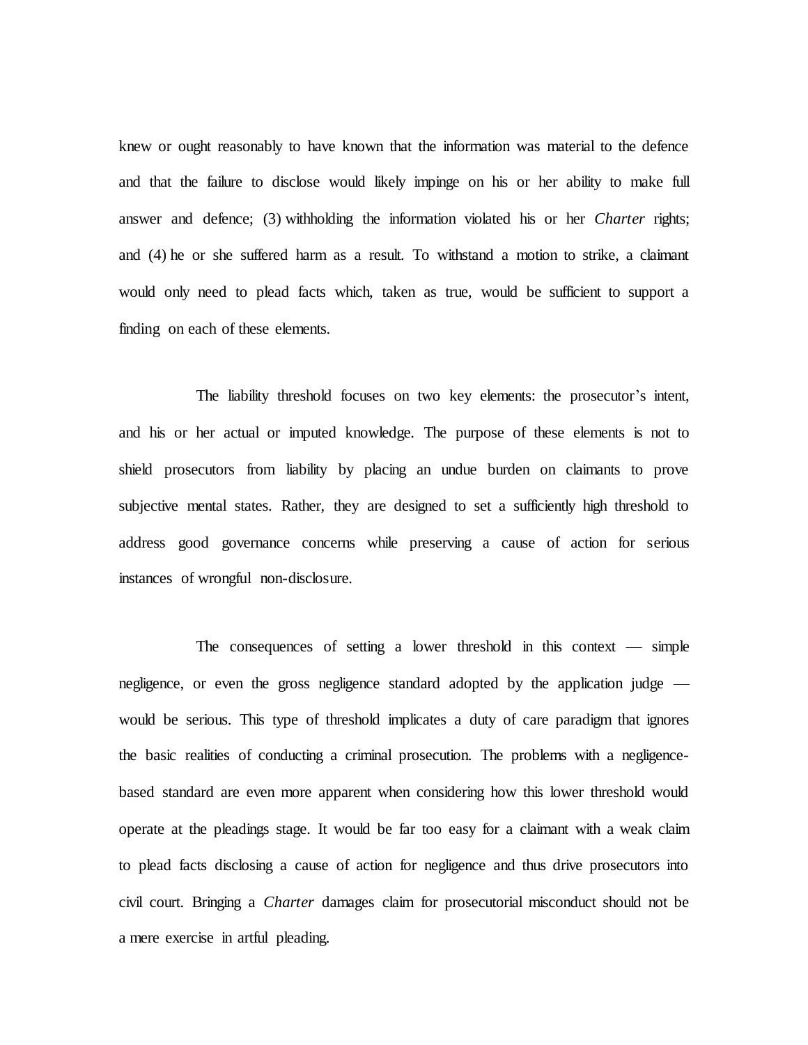knew or ought reasonably to have known that the information was material to the defence and that the failure to disclose would likely impinge on his or her ability to make full answer and defence; (3) withholding the information violated his or her *Charter* rights; and (4) he or she suffered harm as a result. To withstand a motion to strike, a claimant would only need to plead facts which, taken as true, would be sufficient to support a finding on each of these elements.

The liability threshold focuses on two key elements: the prosecutor's intent, and his or her actual or imputed knowledge. The purpose of these elements is not to shield prosecutors from liability by placing an undue burden on claimants to prove subjective mental states. Rather, they are designed to set a sufficiently high threshold to address good governance concerns while preserving a cause of action for serious instances of wrongful non-disclosure.

The consequences of setting a lower threshold in this context — simple negligence, or even the gross negligence standard adopted by the application judge — would be serious. This type of threshold implicates a duty of care paradigm that ignores the basic realities of conducting a criminal prosecution. The problems with a negligence-based standard are even more apparent when considering how this lower threshold would operate at the pleadings stage. It would be far too easy for a claimant with a weak claim to plead facts disclosing a cause of action for negligence and thus drive prosecutors into civil court. Bringing a *Charter* damages claim for prosecutorial misconduct should not be a mere exercise in artful pleading.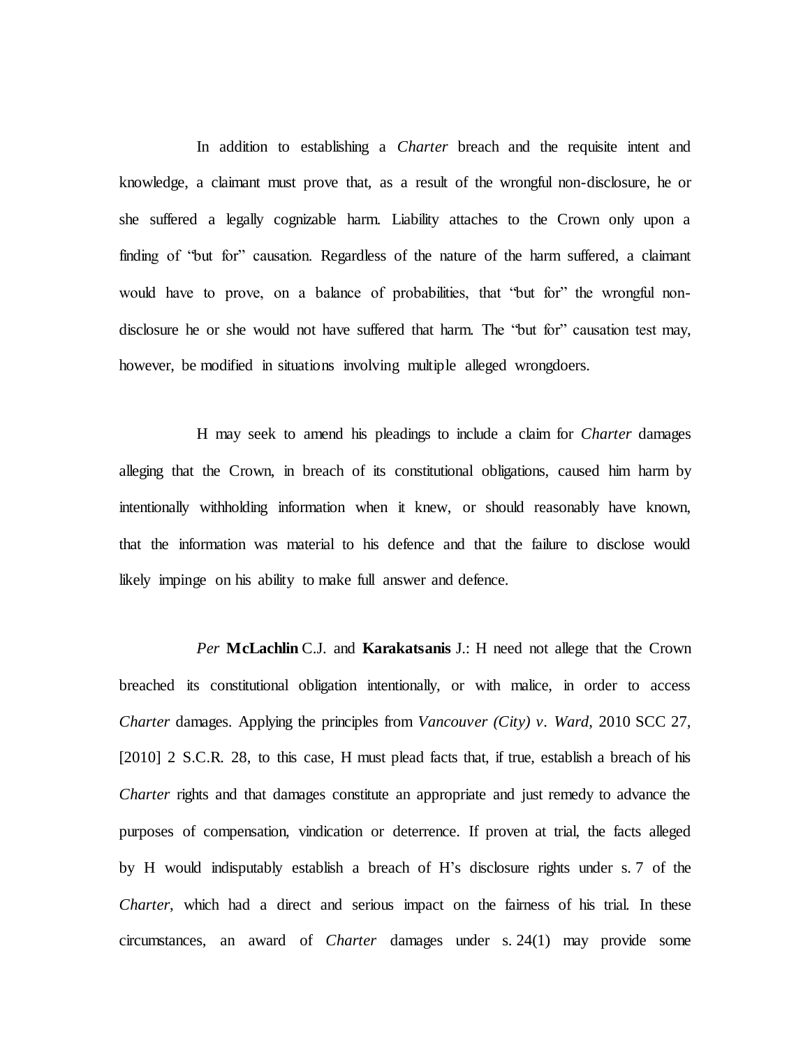In addition to establishing a *Charter* breach and the requisite intent and knowledge, a claimant must prove that, as a result of the wrongful non-disclosure, he or she suffered a legally cognizable harm. Liability attaches to the Crown only upon a finding of "but for" causation. Regardless of the nature of the harm suffered, a claimant would have to prove, on a balance of probabilities, that "but for" the wrongful non-disclosure he or she would not have suffered that harm. The "but for" causation test may, however, be modified in situations involving multiple alleged wrongdoers.

H may seek to amend his pleadings to include a claim for *Charter* damages alleging that the Crown, in breach of its constitutional obligations, caused him harm by intentionally withholding information when it knew, or should reasonably have known, that the information was material to his defence and that the failure to disclose would likely impinge on his ability to make full answer and defence.

*Per* **McLachlin** C.J. and **Karakatsanis** J.: H need not allege that the Crown breached its constitutional obligation intentionally, or with malice, in order to access *Charter* damages. Applying the principles from *Vancouver (City) v. Ward*, 2010 SCC 27, [2010] 2 S.C.R. 28, to this case, H must plead facts that, if true, establish a breach of his *Charter* rights and that damages constitute an appropriate and just remedy to advance the purposes of compensation, vindication or deterrence. If proven at trial, the facts alleged by H would indisputably establish a breach of H's disclosure rights under s. 7 of the *Charter*, which had a direct and serious impact on the fairness of his trial. In these circumstances, an award of *Charter* damages under s. 24(1) may provide some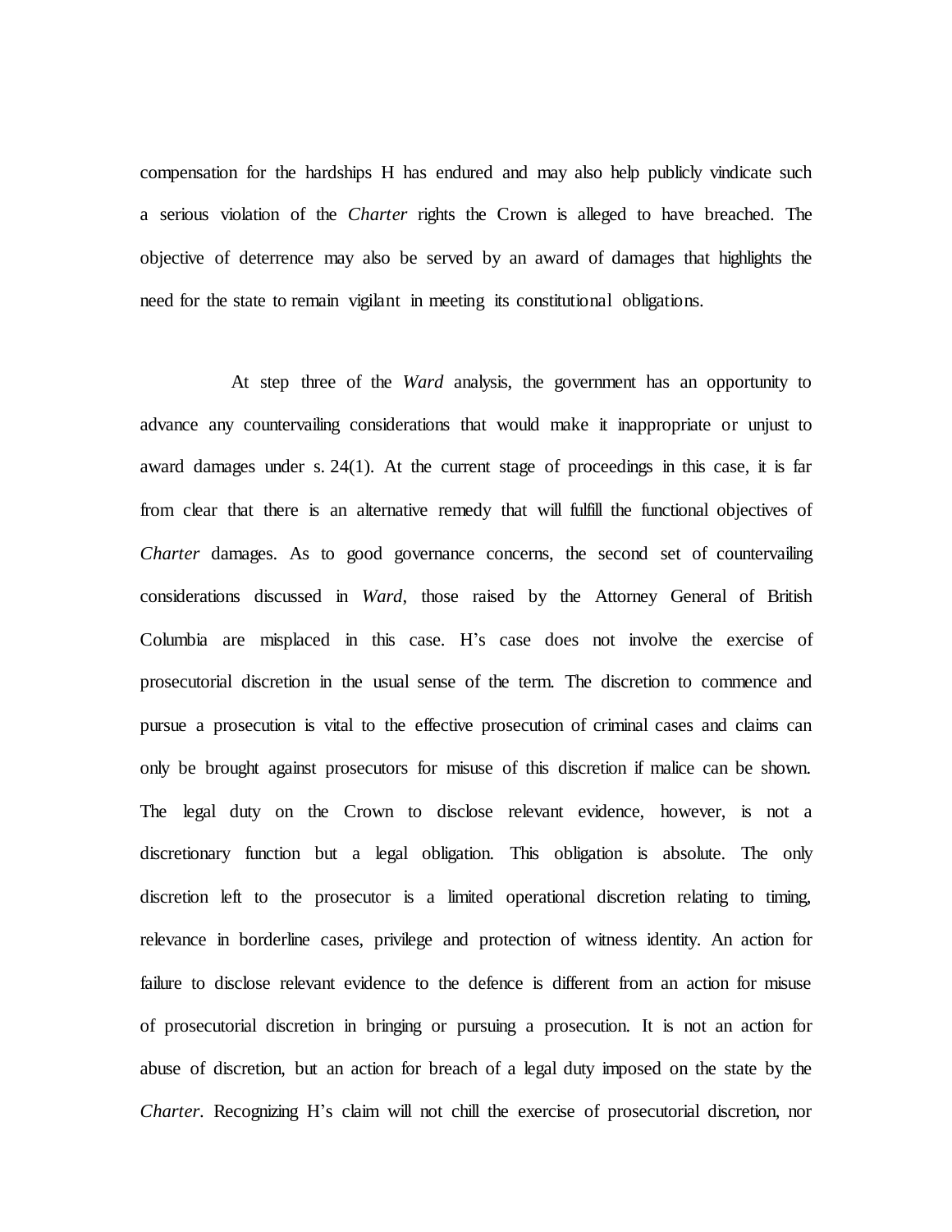compensation for the hardships H has endured and may also help publicly vindicate such a serious violation of the *Charter* rights the Crown is alleged to have breached. The objective of deterrence may also be served by an award of damages that highlights the need for the state to remain vigilant in meeting its constitutional obligations.

At step three of the *Ward* analysis, the government has an opportunity to advance any countervailing considerations that would make it inappropriate or unjust to award damages under s. 24(1). At the current stage of proceedings in this case, it is far from clear that there is an alternative remedy that will fulfill the functional objectives of *Charter* damages. As to good governance concerns, the second set of countervailing considerations discussed in *Ward*, those raised by the Attorney General of British Columbia are misplaced in this case. H's case does not involve the exercise of prosecutorial discretion in the usual sense of the term. The discretion to commence and pursue a prosecution is vital to the effective prosecution of criminal cases and claims can only be brought against prosecutors for misuse of this discretion if malice can be shown. The legal duty on the Crown to disclose relevant evidence, however, is not a discretionary function but a legal obligation. This obligation is absolute. The only discretion left to the prosecutor is a limited operational discretion relating to timing, relevance in borderline cases, privilege and protection of witness identity. An action for failure to disclose relevant evidence to the defence is different from an action for misuse of prosecutorial discretion in bringing or pursuing a prosecution. It is not an action for abuse of discretion, but an action for breach of a legal duty imposed on the state by the *Charter*. Recognizing H's claim will not chill the exercise of prosecutorial discretion, nor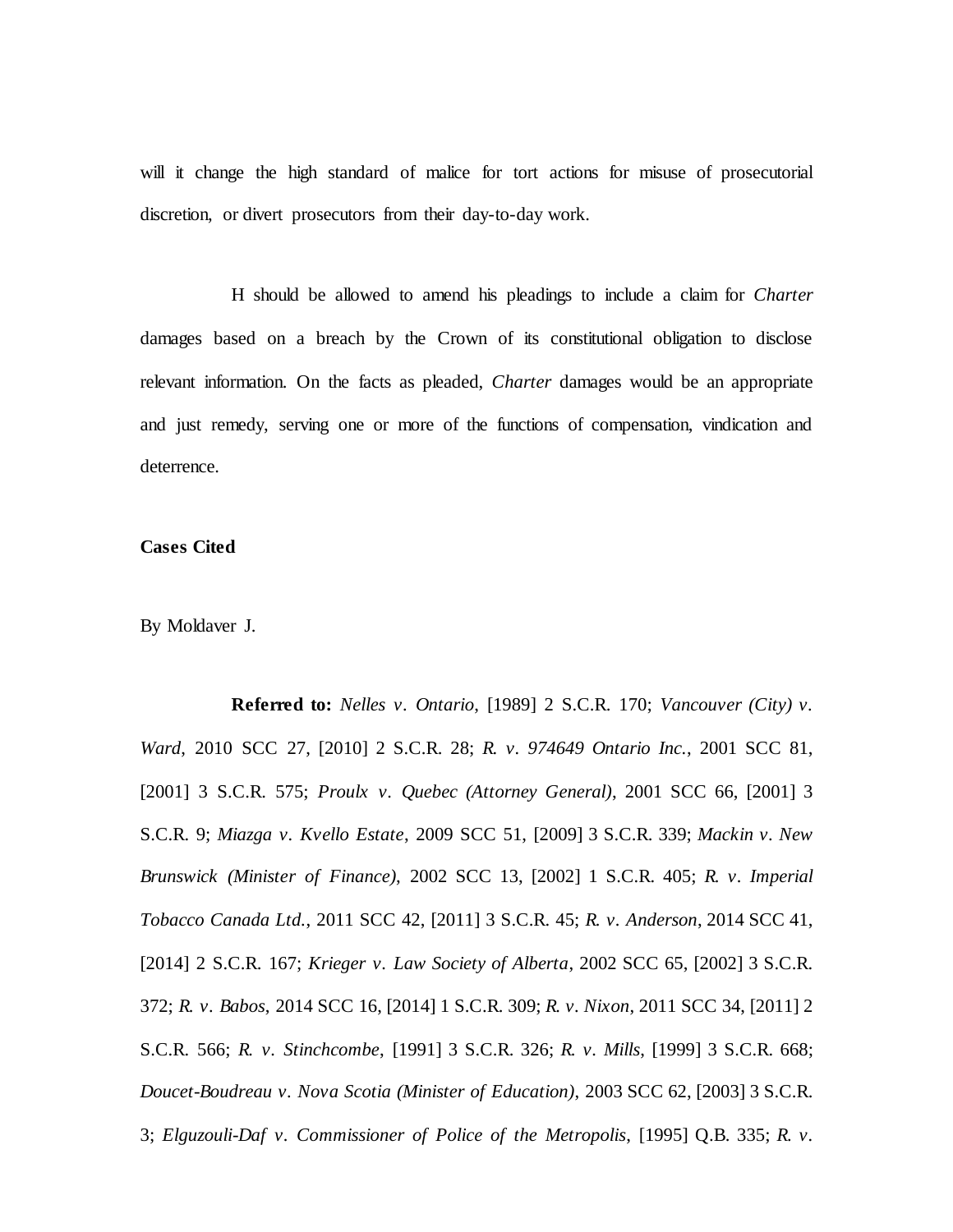will it change the high standard of malice for tort actions for misuse of prosecutorial discretion, or divert prosecutors from their day-to-day work.

H should be allowed to amend his pleadings to include a claim for *Charter* damages based on a breach by the Crown of its constitutional obligation to disclose relevant information. On the facts as pleaded, *Charter* damages would be an appropriate and just remedy, serving one or more of the functions of compensation, vindication and deterrence.

**Cases Cited**

By Moldaver J.

**Referred to:** *Nelles v. Ontario*, [1989] 2 S.C.R. 170; *Vancouver (City) v. Ward*, 2010 SCC 27, [2010] 2 S.C.R. 28; *R. v. 974649 Ontario Inc.*, 2001 SCC 81, [2001] 3 S.C.R. 575; *Proulx v. Quebec (Attorney General)*, 2001 SCC 66, [2001] 3 S.C.R. 9; *Miazga v. Kvello Estate*, 2009 SCC 51, [2009] 3 S.C.R. 339; *Mackin v. New Brunswick (Minister of Finance)*, 2002 SCC 13, [2002] 1 S.C.R. 405; *R. v. Imperial Tobacco Canada Ltd.*, 2011 SCC 42, [2011] 3 S.C.R. 45; *R. v. Anderson*, 2014 SCC 41, [2014] 2 S.C.R. 167; *Krieger v. Law Society of Alberta*, 2002 SCC 65, [2002] 3 S.C.R. 372; *R. v. Babos*, 2014 SCC 16, [2014] 1 S.C.R. 309; *R. v. Nixon*, 2011 SCC 34, [2011] 2 S.C.R. 566; *R. v. Stinchcombe*, [1991] 3 S.C.R. 326; *R. v. Mills*, [1999] 3 S.C.R. 668; *Doucet-Boudreau v. Nova Scotia (Minister of Education)*, 2003 SCC 62, [2003] 3 S.C.R. 3; *Elguzouli-Daf v. Commissioner of Police of the Metropolis*, [1995] Q.B. 335; *R. v.*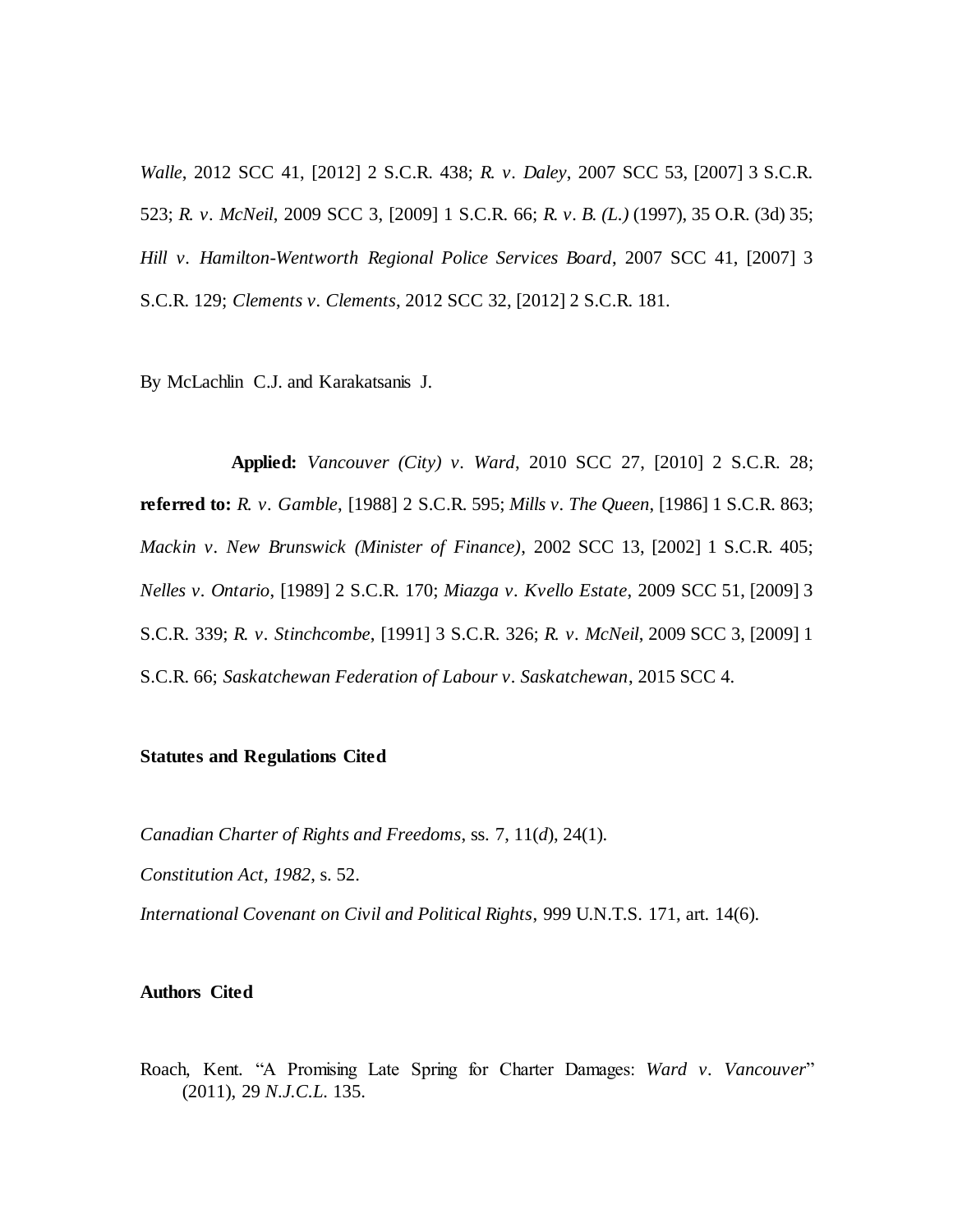*Walle*, 2012 SCC 41, [2012] 2 S.C.R. 438; *R. v. Daley*, 2007 SCC 53, [2007] 3 S.C.R. 523; *R. v. McNeil*, 2009 SCC 3, [2009] 1 S.C.R. 66; *R. v. B. (L.)* (1997), 35 O.R. (3d) 35; *Hill v. Hamilton-Wentworth Regional Police Services Board*, 2007 SCC 41, [2007] 3 S.C.R. 129; *Clements v. Clements*, 2012 SCC 32, [2012] 2 S.C.R. 181.

By McLachlin C.J. and Karakatsanis J.

**Applied:** *Vancouver (City) v. Ward*, 2010 SCC 27, [2010] 2 S.C.R. 28; **referred to:** *R. v. Gamble*, [1988] 2 S.C.R. 595; *Mills v. The Queen*, [1986] 1 S.C.R. 863; *Mackin v. New Brunswick (Minister of Finance)*, 2002 SCC 13, [2002] 1 S.C.R. 405; *Nelles v. Ontario*, [1989] 2 S.C.R. 170; *Miazga v. Kvello Estate*, 2009 SCC 51, [2009] 3 S.C.R. 339; *R. v. Stinchcombe*, [1991] 3 S.C.R. 326; *R. v. McNeil*, 2009 SCC 3, [2009] 1 S.C.R. 66; *Saskatchewan Federation of Labour v. Saskatchewan*, 2015 SCC 4.

**Statutes and Regulations Cited**

*Canadian Charter of Rights and Freedoms*, ss. 7, 11(*d*), 24(1).

*Constitution Act, 1982*, s. 52.

*International Covenant on Civil and Political Rights*, 999 U.N.T.S. 171, art. 14(6).

**Authors Cited**

Roach, Kent. "A Promising Late Spring for Charter Damages: *Ward v. Vancouver*" (2011), 29 *N.J.C.L.* 135.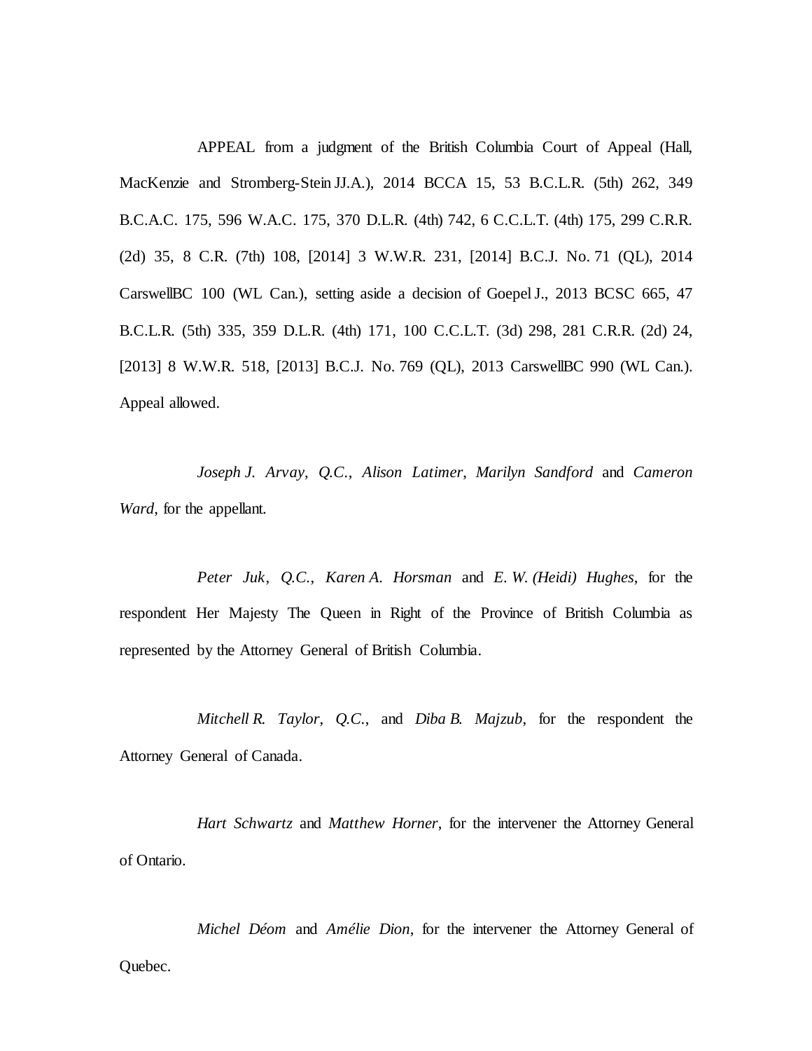APPEAL from a judgment of the British Columbia Court of Appeal (Hall, MacKenzie and Stromberg-Stein JJ.A.), 2014 BCCA 15, 53 B.C.L.R. (5th) 262, 349 B.C.A.C. 175, 596 W.A.C. 175, 370 D.L.R. (4th) 742, 6 C.C.L.T. (4th) 175, 299 C.R.R. (2d) 35, 8 C.R. (7th) 108, [2014] 3 W.W.R. 231, [2014] B.C.J. No. 71 (QL), 2014 CarswellBC 100 (WL Can.), setting aside a decision of Goepel J., 2013 BCSC 665, 47 B.C.L.R. (5th) 335, 359 D.L.R. (4th) 171, 100 C.C.L.T. (3d) 298, 281 C.R.R. (2d) 24, [2013] 8 W.W.R. 518, [2013] B.C.J. No. 769 (QL), 2013 CarswellBC 990 (WL Can.). Appeal allowed.

*Joseph J. Arvay*, *Q.C.*, *Alison Latimer*, *Marilyn Sandford* and *Cameron Ward*, for the appellant.

*Peter Juk*, *Q.C.*, *Karen A. Horsman* and *E. W. (Heidi) Hughes*, for the respondent Her Majesty The Queen in Right of the Province of British Columbia as represented by the Attorney General of British Columbia.

*Mitchell R. Taylor*, *Q.C.*, and *Diba B. Majzub*, for the respondent the Attorney General of Canada.

*Hart Schwartz* and *Matthew Horner*, for the intervener the Attorney General of Ontario.

*Michel Déom* and *Amélie Dion*, for the intervener the Attorney General of Quebec.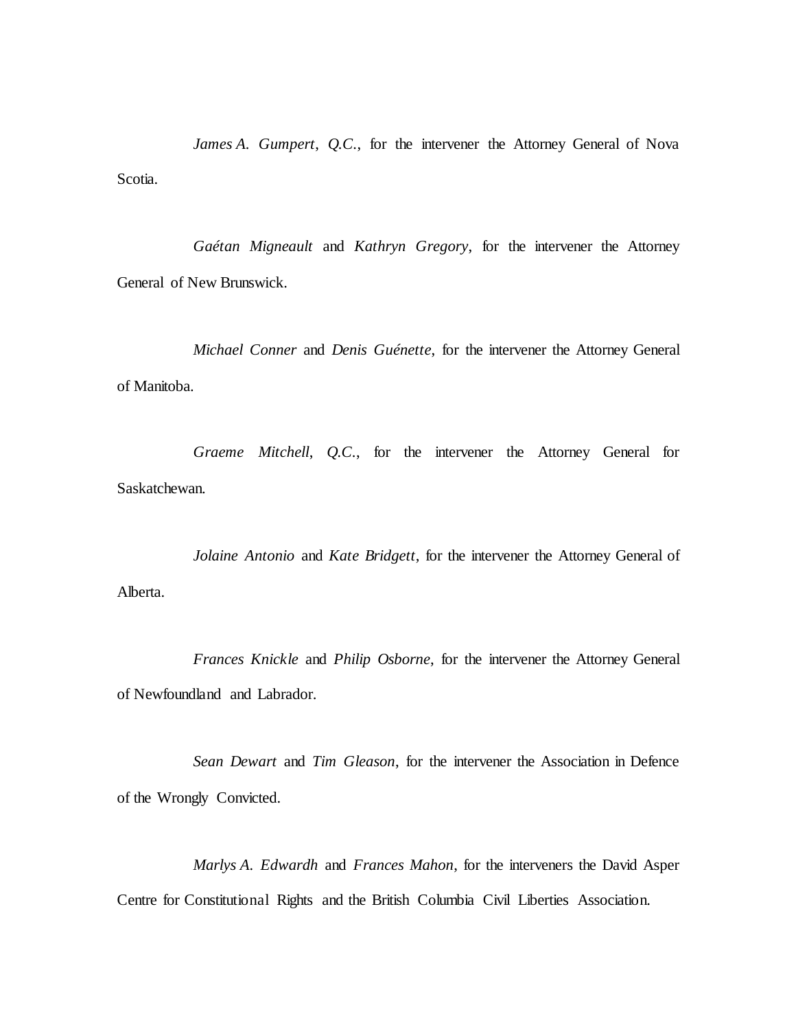*James A. Gumpert, Q.C.*, for the intervener the Attorney General of Nova Scotia.

*Gaétan Migneault* and *Kathryn Gregory*, for the intervener the Attorney General of New Brunswick.

*Michael Conner* and *Denis Guénette*, for the intervener the Attorney General of Manitoba.

*Graeme Mitchell, Q.C.*, for the intervener the Attorney General for Saskatchewan.

*Jolaine Antonio* and *Kate Bridgett*, for the intervener the Attorney General of Alberta.

*Frances Knickle* and *Philip Osborne*, for the intervener the Attorney General of Newfoundland and Labrador.

*Sean Dewart* and *Tim Gleason*, for the intervener the Association in Defence of the Wrongly Convicted.

*Marlys A. Edwardh* and *Frances Mahon*, for the interveners the David Asper Centre for Constitutional Rights and the British Columbia Civil Liberties Association.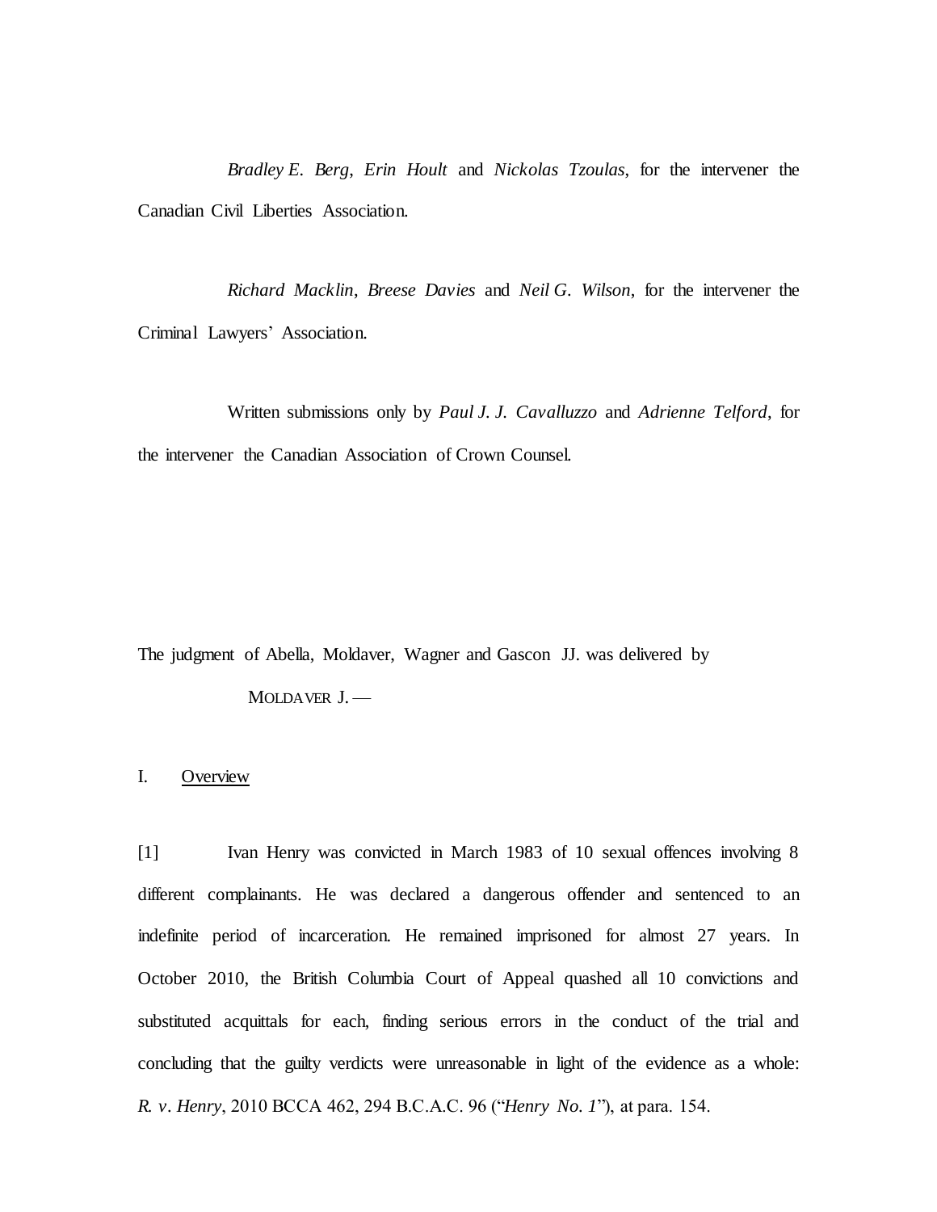*Bradley E. Berg*, *Erin Hoult* and *Nickolas Tzoulas*, for the intervener the Canadian Civil Liberties Association.

*Richard Macklin*, *Breese Davies* and *Neil G. Wilson*, for the intervener the Criminal Lawyers' Association.

Written submissions only by *Paul J. J. Cavalluzzo* and *Adrienne Telford*, for the intervener the Canadian Association of Crown Counsel.

The judgment of Abella, Moldaver, Wagner and Gascon JJ. was delivered by

MOLDAVER J. —

## I. Overview

[1] Ivan Henry was convicted in March 1983 of 10 sexual offences involving 8 different complainants. He was declared a dangerous offender and sentenced to an indefinite period of incarceration. He remained imprisoned for almost 27 years. In October 2010, the British Columbia Court of Appeal quashed all 10 convictions and substituted acquittals for each, finding serious errors in the conduct of the trial and concluding that the guilty verdicts were unreasonable in light of the evidence as a whole: *R. v. Henry*, 2010 BCCA 462, 294 B.C.A.C. 96 ("*Henry No. 1*"), at para. 154.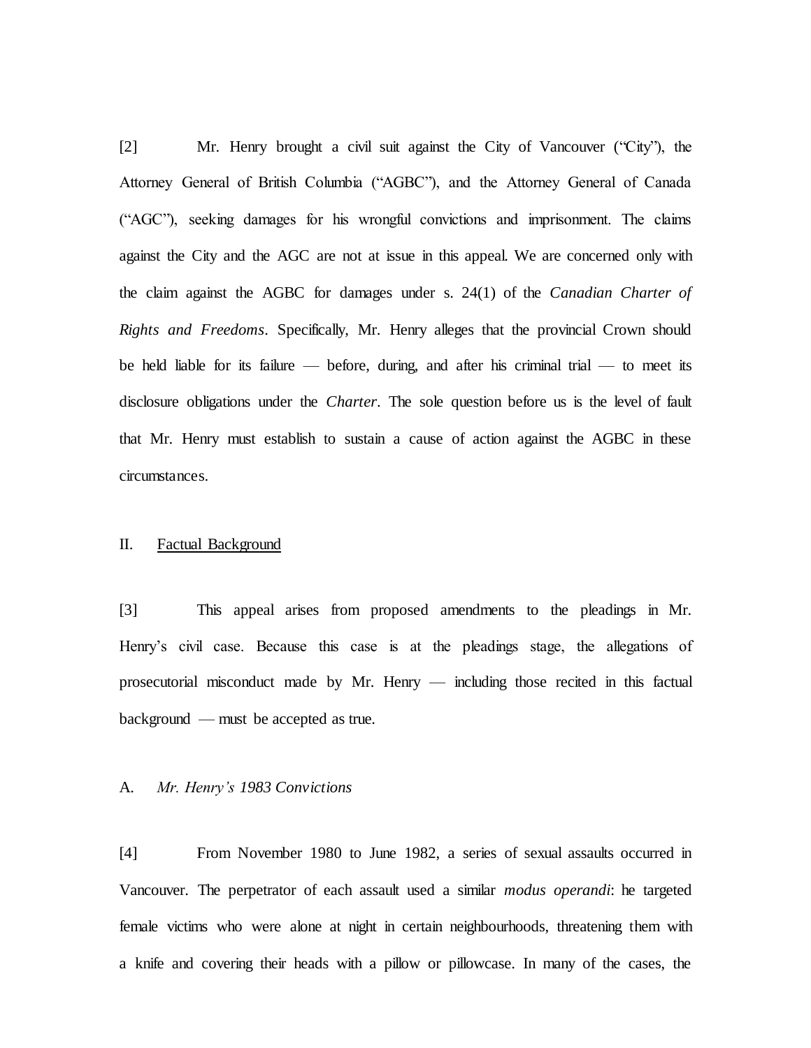[2] Mr. Henry brought a civil suit against the City of Vancouver ("City"), the Attorney General of British Columbia ("AGBC"), and the Attorney General of Canada ("AGC"), seeking damages for his wrongful convictions and imprisonment. The claims against the City and the AGC are not at issue in this appeal. We are concerned only with the claim against the AGBC for damages under s. 24(1) of the *Canadian Charter of Rights and Freedoms*. Specifically, Mr. Henry alleges that the provincial Crown should be held liable for its failure — before, during, and after his criminal trial — to meet its disclosure obligations under the *Charter*. The sole question before us is the level of fault that Mr. Henry must establish to sustain a cause of action against the AGBC in these circumstances.

## II. Factual Background

[3] This appeal arises from proposed amendments to the pleadings in Mr. Henry's civil case. Because this case is at the pleadings stage, the allegations of prosecutorial misconduct made by Mr. Henry — including those recited in this factual background — must be accepted as true.

### A. *Mr. Henry's 1983 Convictions*

[4] From November 1980 to June 1982, a series of sexual assaults occurred in Vancouver. The perpetrator of each assault used a similar *modus operandi*: he targeted female victims who were alone at night in certain neighbourhoods, threatening them with a knife and covering their heads with a pillow or pillowcase. In many of the cases, the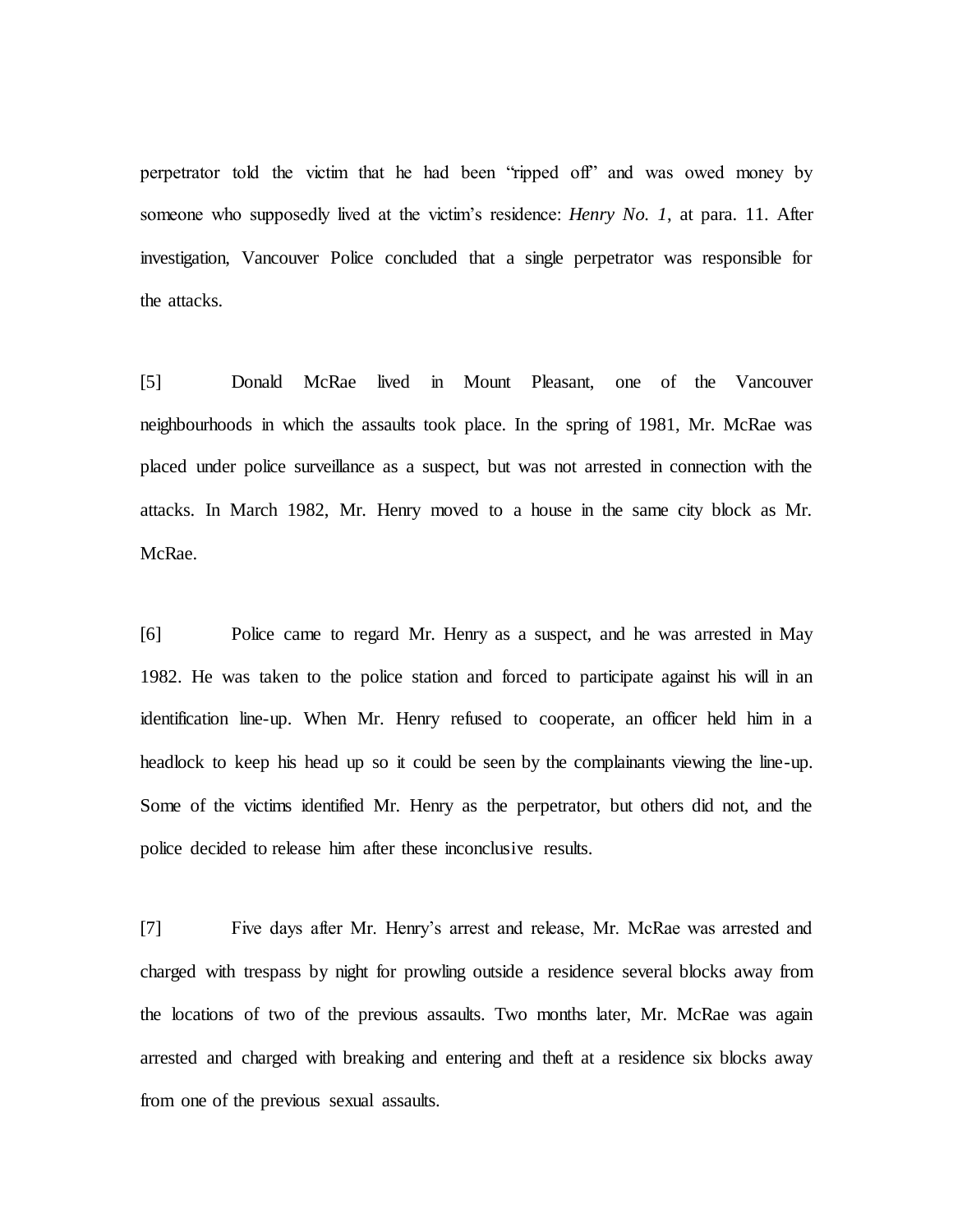perpetrator told the victim that he had been "ripped off" and was owed money by someone who supposedly lived at the victim's residence: *Henry No. 1*, at para. 11. After investigation, Vancouver Police concluded that a single perpetrator was responsible for the attacks.

[5] Donald McRae lived in Mount Pleasant, one of the Vancouver neighbourhoods in which the assaults took place. In the spring of 1981, Mr. McRae was placed under police surveillance as a suspect, but was not arrested in connection with the attacks. In March 1982, Mr. Henry moved to a house in the same city block as Mr. McRae.

[6] Police came to regard Mr. Henry as a suspect, and he was arrested in May 1982. He was taken to the police station and forced to participate against his will in an identification line-up. When Mr. Henry refused to cooperate, an officer held him in a headlock to keep his head up so it could be seen by the complainants viewing the line-up. Some of the victims identified Mr. Henry as the perpetrator, but others did not, and the police decided to release him after these inconclusive results.

[7] Five days after Mr. Henry's arrest and release, Mr. McRae was arrested and charged with trespass by night for prowling outside a residence several blocks away from the locations of two of the previous assaults. Two months later, Mr. McRae was again arrested and charged with breaking and entering and theft at a residence six blocks away from one of the previous sexual assaults.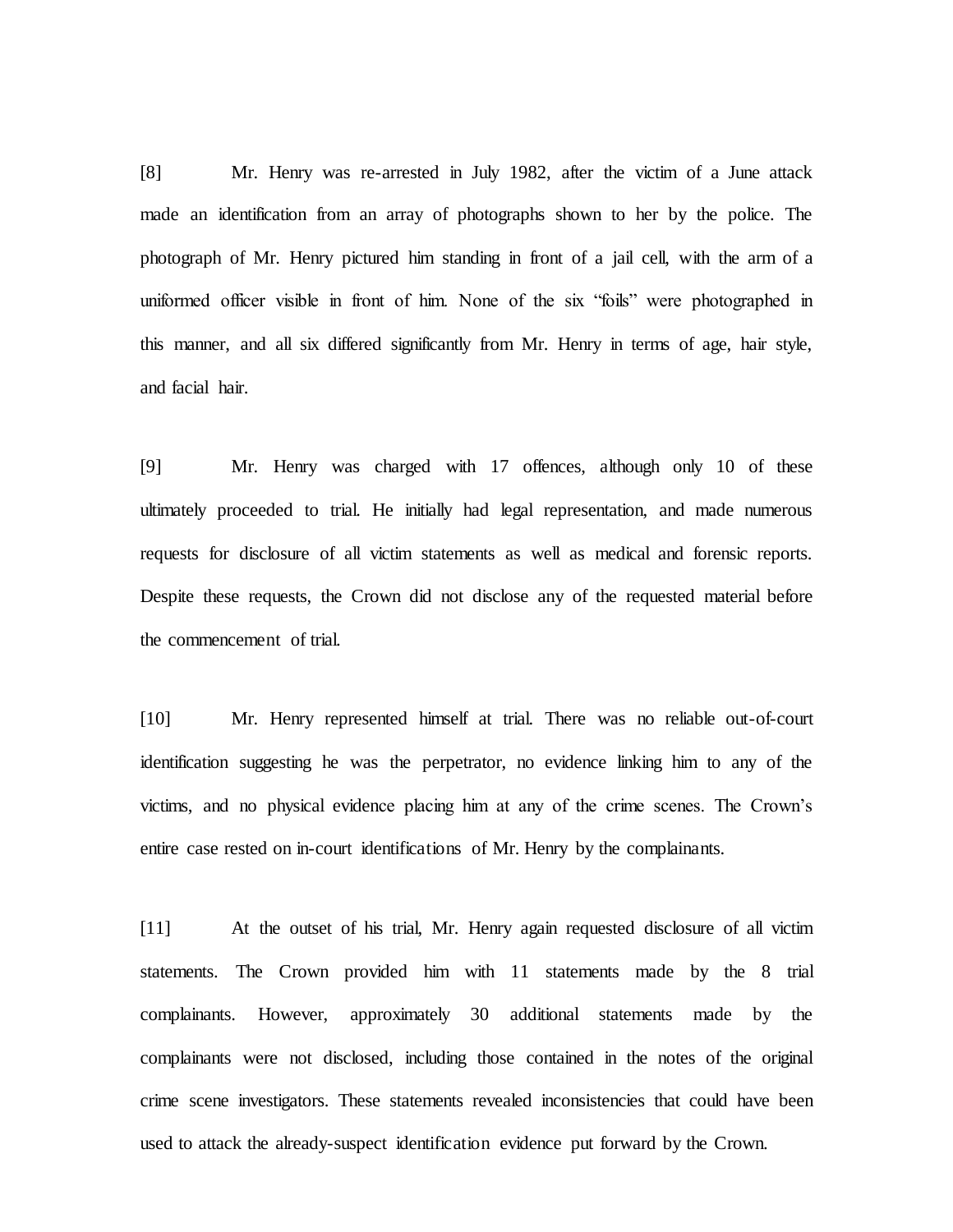[8] Mr. Henry was re-arrested in July 1982, after the victim of a June attack made an identification from an array of photographs shown to her by the police. The photograph of Mr. Henry pictured him standing in front of a jail cell, with the arm of a uniformed officer visible in front of him. None of the six “foils” were photographed in this manner, and all six differed significantly from Mr. Henry in terms of age, hair style, and facial hair.

[9] Mr. Henry was charged with 17 offences, although only 10 of these ultimately proceeded to trial. He initially had legal representation, and made numerous requests for disclosure of all victim statements as well as medical and forensic reports. Despite these requests, the Crown did not disclose any of the requested material before the commencement of trial.

[10] Mr. Henry represented himself at trial. There was no reliable out-of-court identification suggesting he was the perpetrator, no evidence linking him to any of the victims, and no physical evidence placing him at any of the crime scenes. The Crown’s entire case rested on in-court identifications of Mr. Henry by the complainants.

[11] At the outset of his trial, Mr. Henry again requested disclosure of all victim statements. The Crown provided him with 11 statements made by the 8 trial complainants. However, approximately 30 additional statements made by the complainants were not disclosed, including those contained in the notes of the original crime scene investigators. These statements revealed inconsistencies that could have been used to attack the already-suspect identification evidence put forward by the Crown.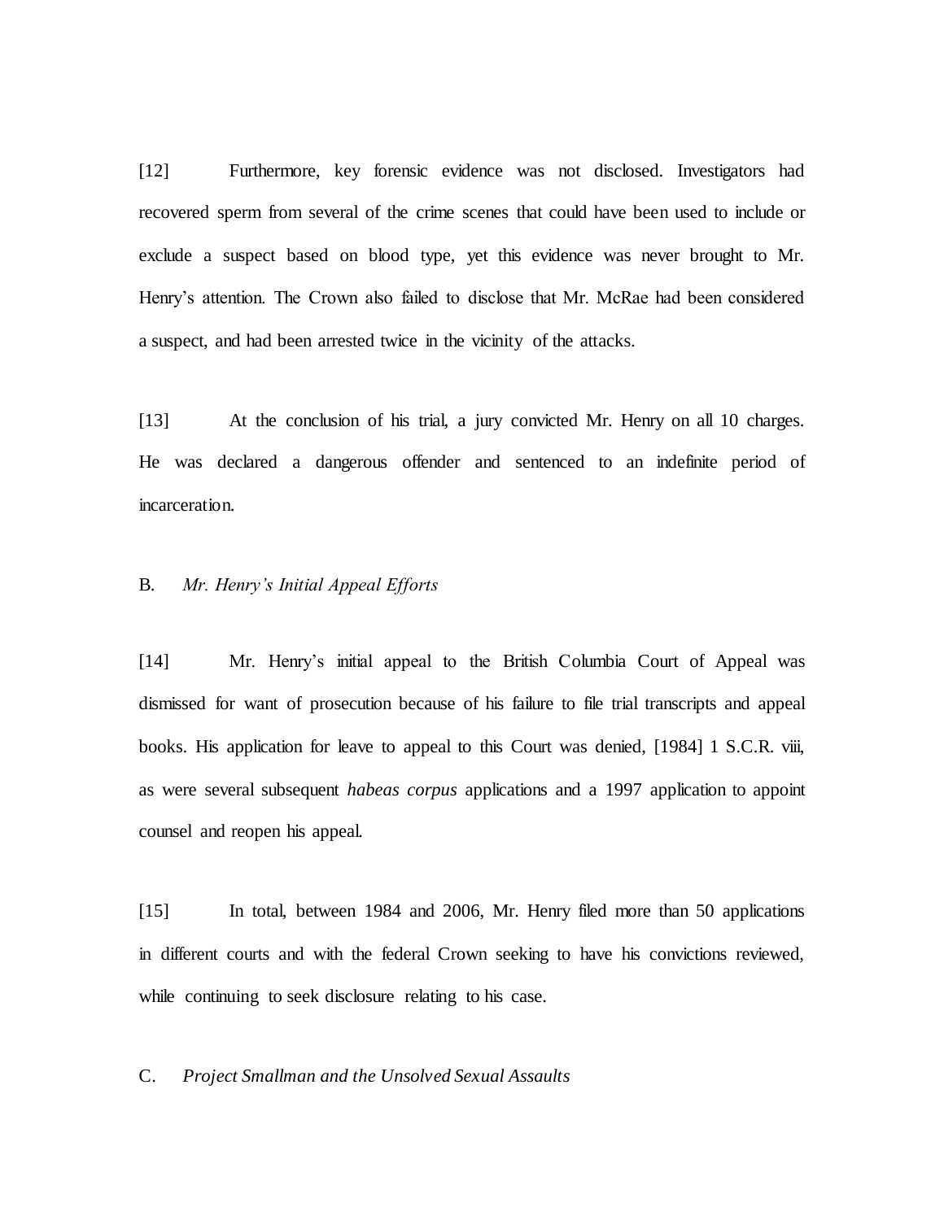[12] Furthermore, key forensic evidence was not disclosed. Investigators had recovered sperm from several of the crime scenes that could have been used to include or exclude a suspect based on blood type, yet this evidence was never brought to Mr. Henry's attention. The Crown also failed to disclose that Mr. McRae had been considered a suspect, and had been arrested twice in the vicinity of the attacks.

[13] At the conclusion of his trial, a jury convicted Mr. Henry on all 10 charges. He was declared a dangerous offender and sentenced to an indefinite period of incarceration.

### B. *Mr. Henry's Initial Appeal Efforts*

[14] Mr. Henry's initial appeal to the British Columbia Court of Appeal was dismissed for want of prosecution because of his failure to file trial transcripts and appeal books. His application for leave to appeal to this Court was denied, [1984] 1 S.C.R. viii, as were several subsequent *habeas corpus* applications and a 1997 application to appoint counsel and reopen his appeal.

[15] In total, between 1984 and 2006, Mr. Henry filed more than 50 applications in different courts and with the federal Crown seeking to have his convictions reviewed, while continuing to seek disclosure relating to his case.

### C. *Project Smallman and the Unsolved Sexual Assaults*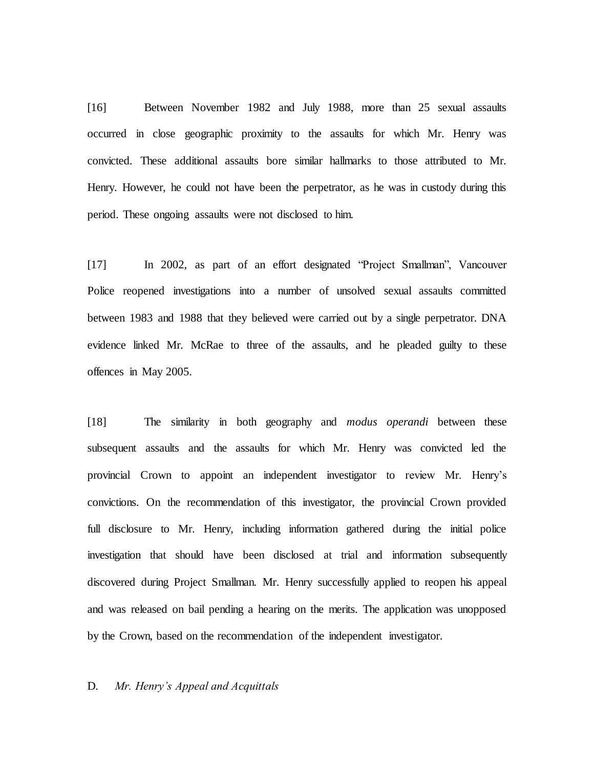[16] Between November 1982 and July 1988, more than 25 sexual assaults occurred in close geographic proximity to the assaults for which Mr. Henry was convicted. These additional assaults bore similar hallmarks to those attributed to Mr. Henry. However, he could not have been the perpetrator, as he was in custody during this period. These ongoing assaults were not disclosed to him.

[17] In 2002, as part of an effort designated "Project Smallman", Vancouver Police reopened investigations into a number of unsolved sexual assaults committed between 1983 and 1988 that they believed were carried out by a single perpetrator. DNA evidence linked Mr. McRae to three of the assaults, and he pleaded guilty to these offences in May 2005.

[18] The similarity in both geography and *modus operandi* between these subsequent assaults and the assaults for which Mr. Henry was convicted led the provincial Crown to appoint an independent investigator to review Mr. Henry's convictions. On the recommendation of this investigator, the provincial Crown provided full disclosure to Mr. Henry, including information gathered during the initial police investigation that should have been disclosed at trial and information subsequently discovered during Project Smallman. Mr. Henry successfully applied to reopen his appeal and was released on bail pending a hearing on the merits. The application was unopposed by the Crown, based on the recommendation of the independent investigator.

### D. *Mr. Henry's Appeal and Acquittals*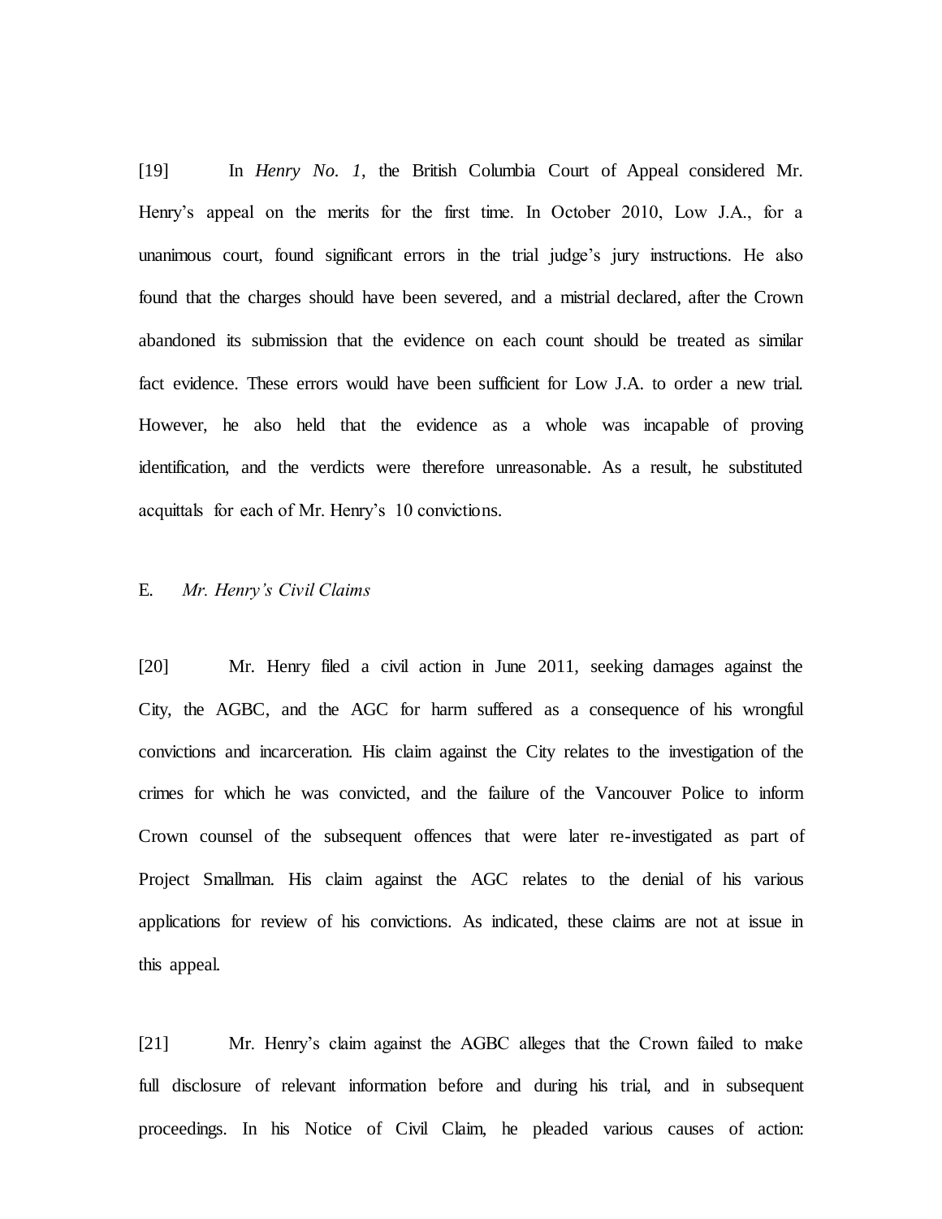[19] In *Henry No. 1*, the British Columbia Court of Appeal considered Mr. Henry's appeal on the merits for the first time. In October 2010, Low J.A., for a unanimous court, found significant errors in the trial judge's jury instructions. He also found that the charges should have been severed, and a mistrial declared, after the Crown abandoned its submission that the evidence on each count should be treated as similar fact evidence. These errors would have been sufficient for Low J.A. to order a new trial. However, he also held that the evidence as a whole was incapable of proving identification, and the verdicts were therefore unreasonable. As a result, he substituted acquittals for each of Mr. Henry's 10 convictions.

E. *Mr. Henry's Civil Claims*

[20] Mr. Henry filed a civil action in June 2011, seeking damages against the City, the AGBC, and the AGC for harm suffered as a consequence of his wrongful convictions and incarceration. His claim against the City relates to the investigation of the crimes for which he was convicted, and the failure of the Vancouver Police to inform Crown counsel of the subsequent offences that were later re-investigated as part of Project Smallman. His claim against the AGC relates to the denial of his various applications for review of his convictions. As indicated, these claims are not at issue in this appeal.

[21] Mr. Henry's claim against the AGBC alleges that the Crown failed to make full disclosure of relevant information before and during his trial, and in subsequent proceedings. In his Notice of Civil Claim, he pleaded various causes of action: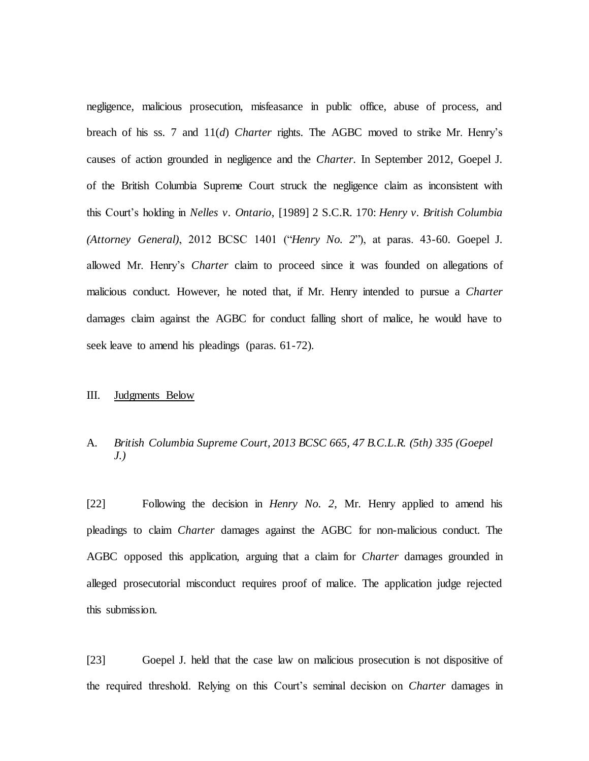negligence, malicious prosecution, misfeasance in public office, abuse of process, and breach of his ss. 7 and 11(*d*) *Charter* rights. The AGBC moved to strike Mr. Henry's causes of action grounded in negligence and the *Charter*. In September 2012, Goepel J. of the British Columbia Supreme Court struck the negligence claim as inconsistent with this Court's holding in *Nelles v. Ontario*, [1989] 2 S.C.R. 170: *Henry v. British Columbia (Attorney General)*, 2012 BCSC 1401 ("*Henry No. 2*"), at paras. 43-60. Goepel J. allowed Mr. Henry's *Charter* claim to proceed since it was founded on allegations of malicious conduct. However, he noted that, if Mr. Henry intended to pursue a *Charter* damages claim against the AGBC for conduct falling short of malice, he would have to seek leave to amend his pleadings (paras. 61-72).

## III. Judgments Below

### A. *British Columbia Supreme Court, 2013 BCSC 665, 47 B.C.L.R. (5th) 335 (Goepel J.)*

[22] Following the decision in *Henry No. 2*, Mr. Henry applied to amend his pleadings to claim *Charter* damages against the AGBC for non-malicious conduct. The AGBC opposed this application, arguing that a claim for *Charter* damages grounded in alleged prosecutorial misconduct requires proof of malice. The application judge rejected this submission.

[23] Goepel J. held that the case law on malicious prosecution is not dispositive of the required threshold. Relying on this Court's seminal decision on *Charter* damages in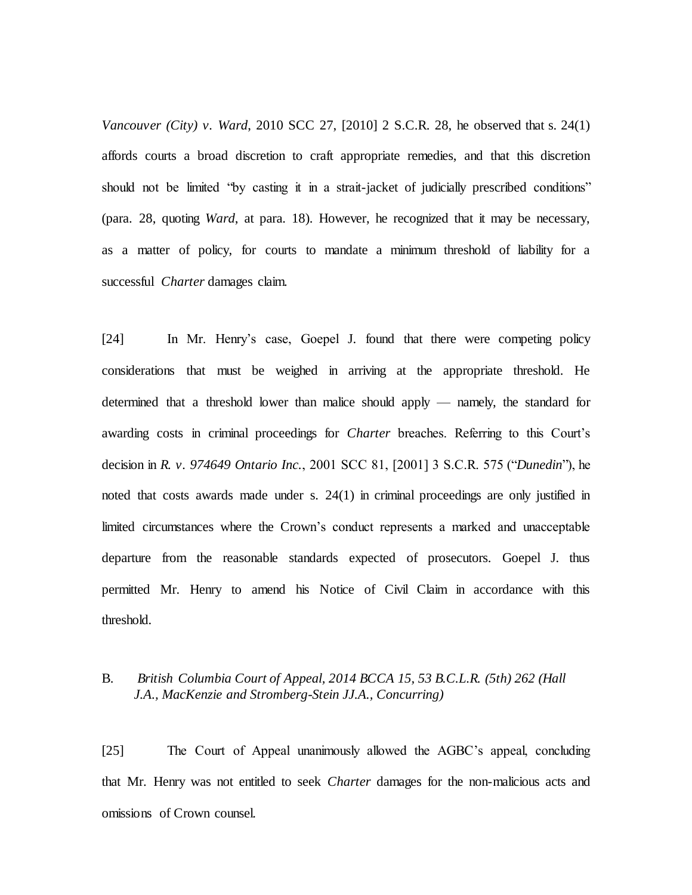*Vancouver (City) v. Ward*, 2010 SCC 27, [2010] 2 S.C.R. 28, he observed that s. 24(1) affords courts a broad discretion to craft appropriate remedies, and that this discretion should not be limited "by casting it in a strait-jacket of judicially prescribed conditions" (para. 28, quoting *Ward*, at para. 18). However, he recognized that it may be necessary, as a matter of policy, for courts to mandate a minimum threshold of liability for a successful *Charter* damages claim.

[24] In Mr. Henry's case, Goepel J. found that there were competing policy considerations that must be weighed in arriving at the appropriate threshold. He determined that a threshold lower than malice should apply — namely, the standard for awarding costs in criminal proceedings for *Charter* breaches. Referring to this Court's decision in *R. v. 974649 Ontario Inc.*, 2001 SCC 81, [2001] 3 S.C.R. 575 ("*Dunedin*"), he noted that costs awards made under s. 24(1) in criminal proceedings are only justified in limited circumstances where the Crown's conduct represents a marked and unacceptable departure from the reasonable standards expected of prosecutors. Goepel J. thus permitted Mr. Henry to amend his Notice of Civil Claim in accordance with this threshold.

### B. *British Columbia Court of Appeal, 2014 BCCA 15, 53 B.C.L.R. (5th) 262 (Hall J.A., MacKenzie and Stromberg-Stein JJ.A., Concurring)*

[25] The Court of Appeal unanimously allowed the AGBC's appeal, concluding that Mr. Henry was not entitled to seek *Charter* damages for the non-malicious acts and omissions of Crown counsel.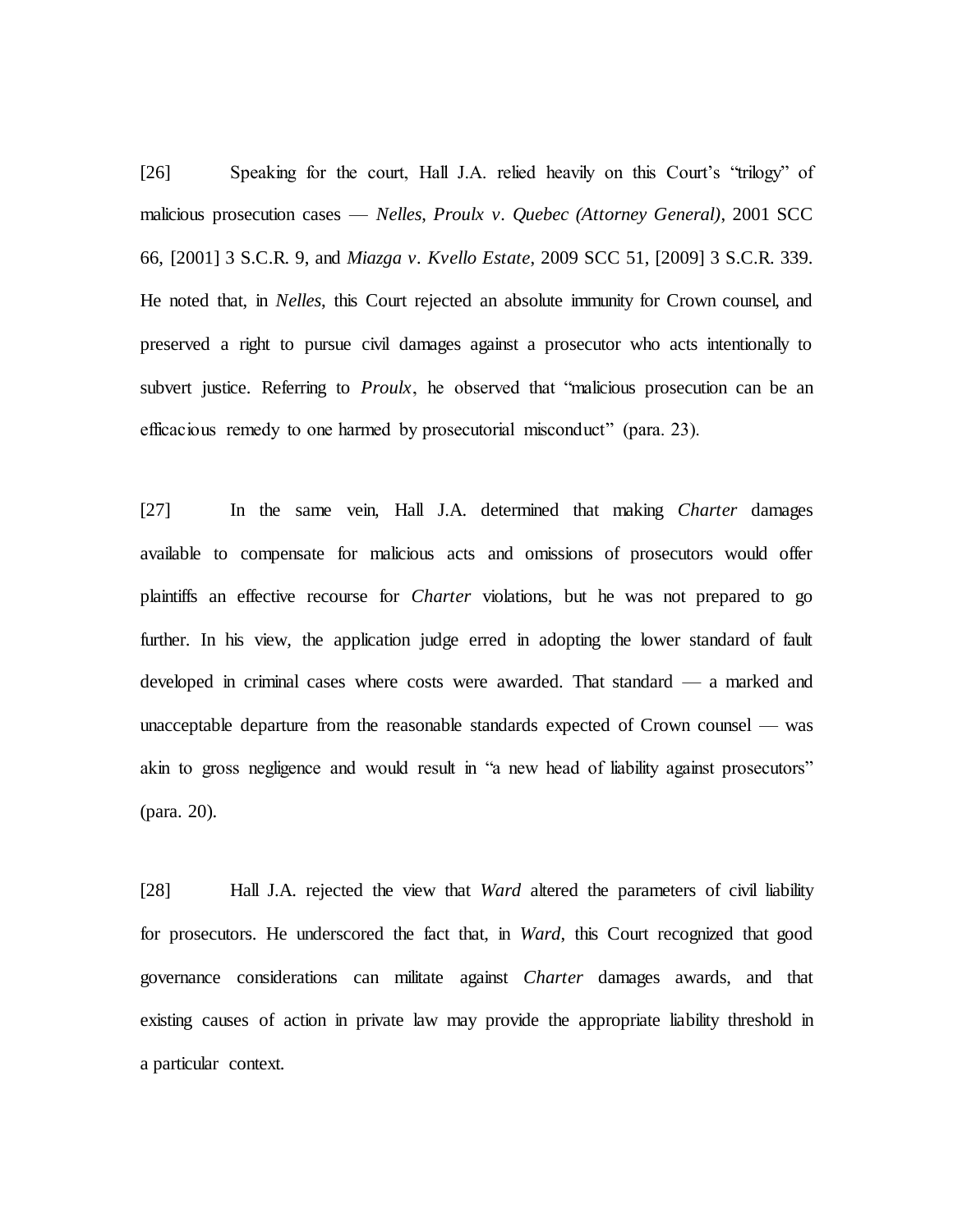[26] Speaking for the court, Hall J.A. relied heavily on this Court's "trilogy" of malicious prosecution cases — *Nelles*, *Proulx v. Quebec (Attorney General)*, 2001 SCC 66, [2001] 3 S.C.R. 9, and *Miazga v. Kvello Estate*, 2009 SCC 51, [2009] 3 S.C.R. 339. He noted that, in *Nelles*, this Court rejected an absolute immunity for Crown counsel, and preserved a right to pursue civil damages against a prosecutor who acts intentionally to subvert justice. Referring to *Proulx*, he observed that "malicious prosecution can be an efficacious remedy to one harmed by prosecutorial misconduct" (para. 23).

[27] In the same vein, Hall J.A. determined that making *Charter* damages available to compensate for malicious acts and omissions of prosecutors would offer plaintiffs an effective recourse for *Charter* violations, but he was not prepared to go further. In his view, the application judge erred in adopting the lower standard of fault developed in criminal cases where costs were awarded. That standard — a marked and unacceptable departure from the reasonable standards expected of Crown counsel — was akin to gross negligence and would result in "a new head of liability against prosecutors" (para. 20).

[28] Hall J.A. rejected the view that *Ward* altered the parameters of civil liability for prosecutors. He underscored the fact that, in *Ward*, this Court recognized that good governance considerations can militate against *Charter* damages awards, and that existing causes of action in private law may provide the appropriate liability threshold in a particular context.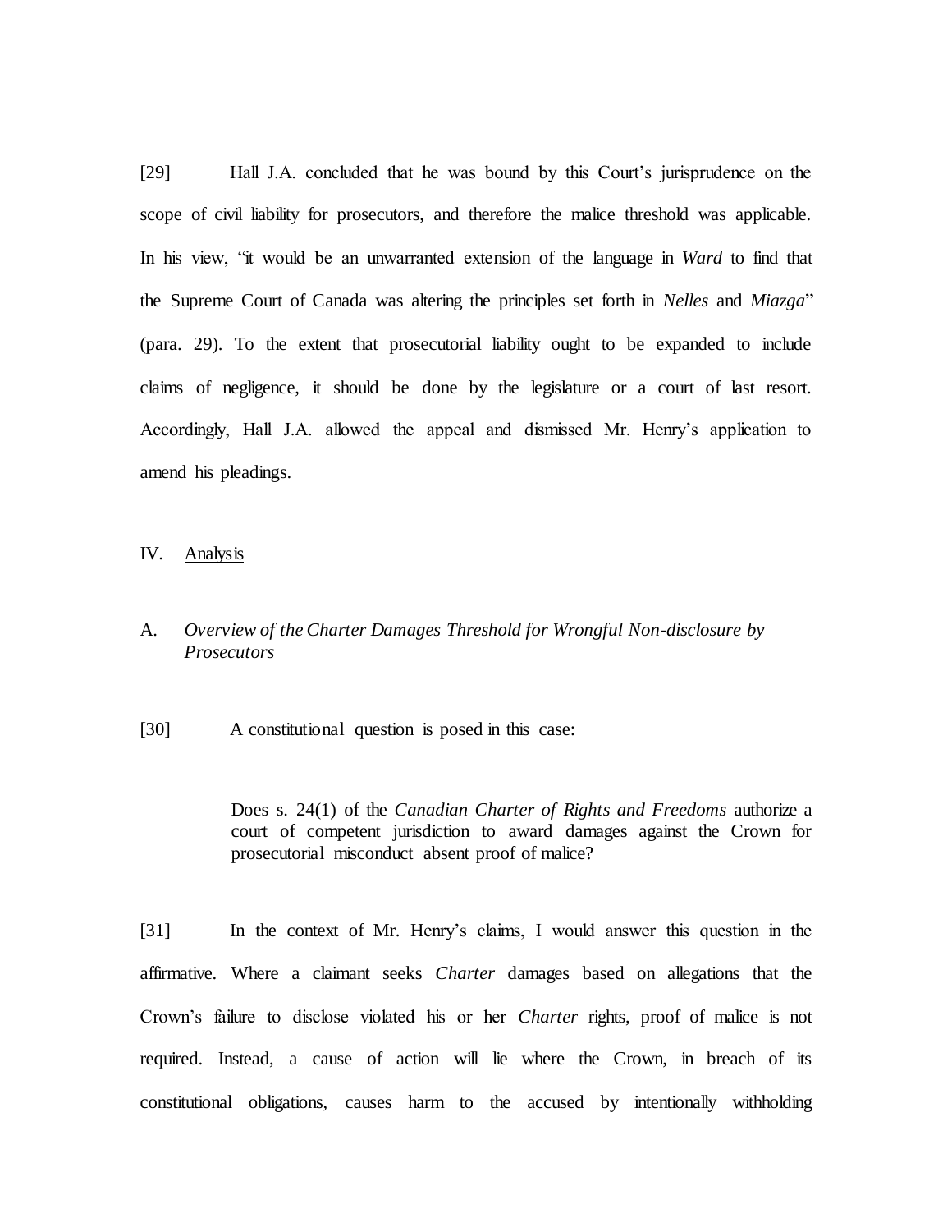[29] Hall J.A. concluded that he was bound by this Court's jurisprudence on the scope of civil liability for prosecutors, and therefore the malice threshold was applicable. In his view, "it would be an unwarranted extension of the language in *Ward* to find that the Supreme Court of Canada was altering the principles set forth in *Nelles* and *Miazga*" (para. 29). To the extent that prosecutorial liability ought to be expanded to include claims of negligence, it should be done by the legislature or a court of last resort. Accordingly, Hall J.A. allowed the appeal and dismissed Mr. Henry's application to amend his pleadings.

## IV. Analysis

### A. *Overview of the Charter Damages Threshold for Wrongful Non-disclosure by Prosecutors*

[30] A constitutional question is posed in this case:

> Does s. 24(1) of the *Canadian Charter of Rights and Freedoms* authorize a court of competent jurisdiction to award damages against the Crown for prosecutorial misconduct absent proof of malice?

[31] In the context of Mr. Henry's claims, I would answer this question in the affirmative. Where a claimant seeks *Charter* damages based on allegations that the Crown's failure to disclose violated his or her *Charter* rights, proof of malice is not required. Instead, a cause of action will lie where the Crown, in breach of its constitutional obligations, causes harm to the accused by intentionally withholding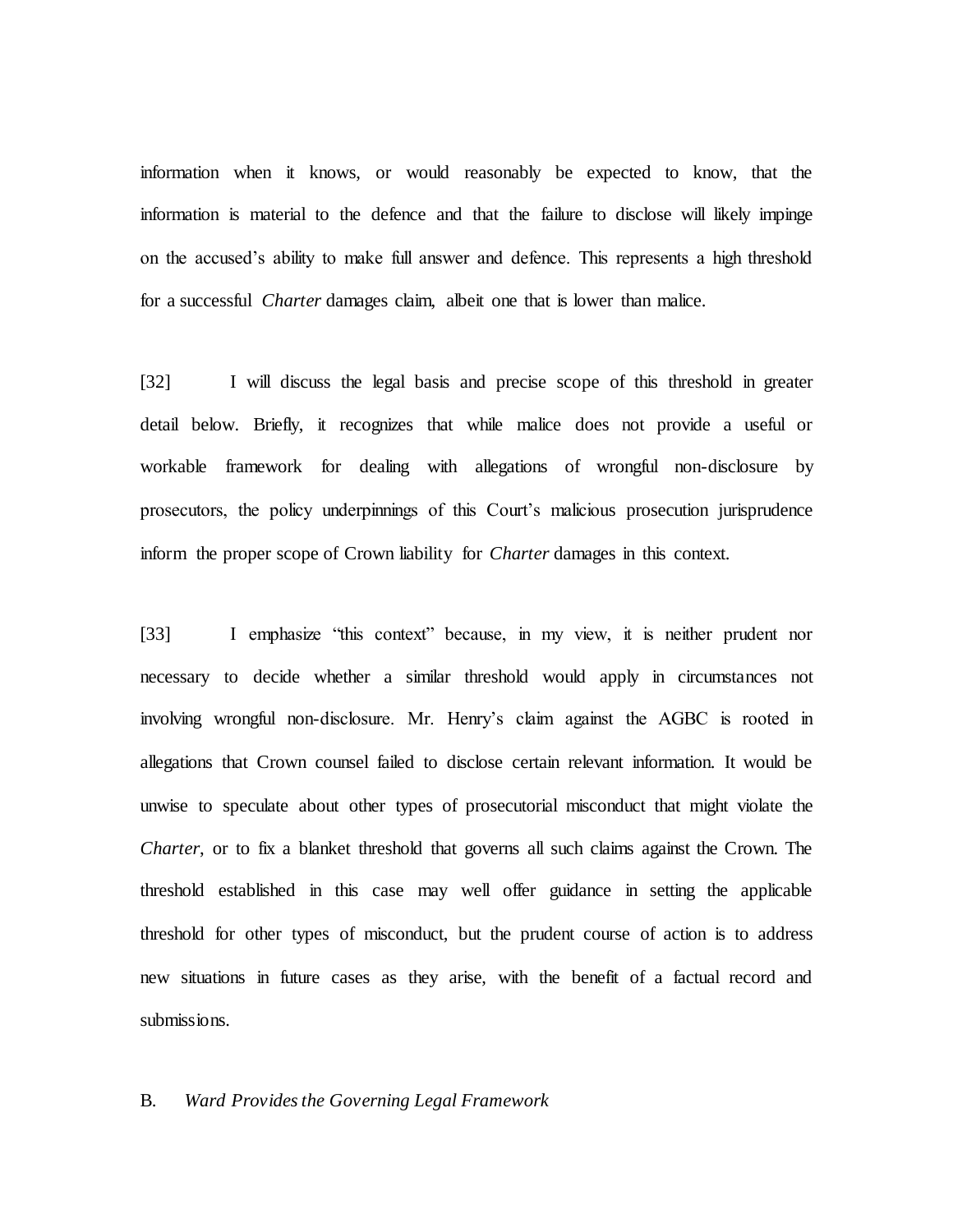information when it knows, or would reasonably be expected to know, that the information is material to the defence and that the failure to disclose will likely impinge on the accused's ability to make full answer and defence. This represents a high threshold for a successful *Charter* damages claim, albeit one that is lower than malice.

[32] I will discuss the legal basis and precise scope of this threshold in greater detail below. Briefly, it recognizes that while malice does not provide a useful or workable framework for dealing with allegations of wrongful non-disclosure by prosecutors, the policy underpinnings of this Court's malicious prosecution jurisprudence inform the proper scope of Crown liability for *Charter* damages in this context.

[33] I emphasize "this context" because, in my view, it is neither prudent nor necessary to decide whether a similar threshold would apply in circumstances not involving wrongful non-disclosure. Mr. Henry's claim against the AGBC is rooted in allegations that Crown counsel failed to disclose certain relevant information. It would be unwise to speculate about other types of prosecutorial misconduct that might violate the *Charter*, or to fix a blanket threshold that governs all such claims against the Crown. The threshold established in this case may well offer guidance in setting the applicable threshold for other types of misconduct, but the prudent course of action is to address new situations in future cases as they arise, with the benefit of a factual record and submissions.

### B. *Ward Provides the Governing Legal Framework*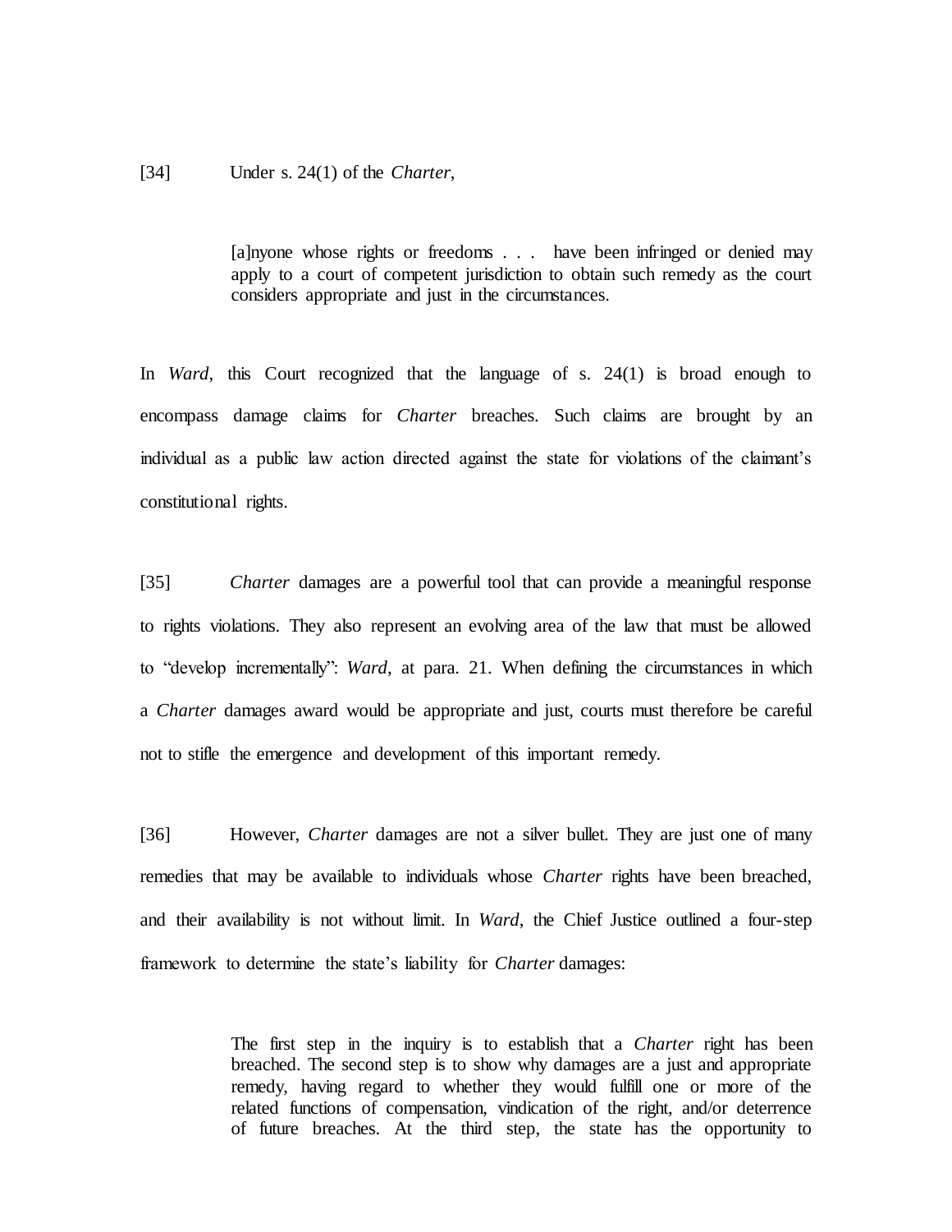[34] Under s. 24(1) of the *Charter*,

> [a]nyone whose rights or freedoms . . . have been infringed or denied may apply to a court of competent jurisdiction to obtain such remedy as the court considers appropriate and just in the circumstances.

In *Ward*, this Court recognized that the language of s. 24(1) is broad enough to encompass damage claims for *Charter* breaches. Such claims are brought by an individual as a public law action directed against the state for violations of the claimant's constitutional rights.

[35] *Charter* damages are a powerful tool that can provide a meaningful response to rights violations. They also represent an evolving area of the law that must be allowed to "develop incrementally": *Ward*, at para. 21. When defining the circumstances in which a *Charter* damages award would be appropriate and just, courts must therefore be careful not to stifle the emergence and development of this important remedy.

[36] However, *Charter* damages are not a silver bullet. They are just one of many remedies that may be available to individuals whose *Charter* rights have been breached, and their availability is not without limit. In *Ward*, the Chief Justice outlined a four-step framework to determine the state's liability for *Charter* damages:

> The first step in the inquiry is to establish that a *Charter* right has been breached. The second step is to show why damages are a just and appropriate remedy, having regard to whether they would fulfill one or more of the related functions of compensation, vindication of the right, and/or deterrence of future breaches. At the third step, the state has the opportunity to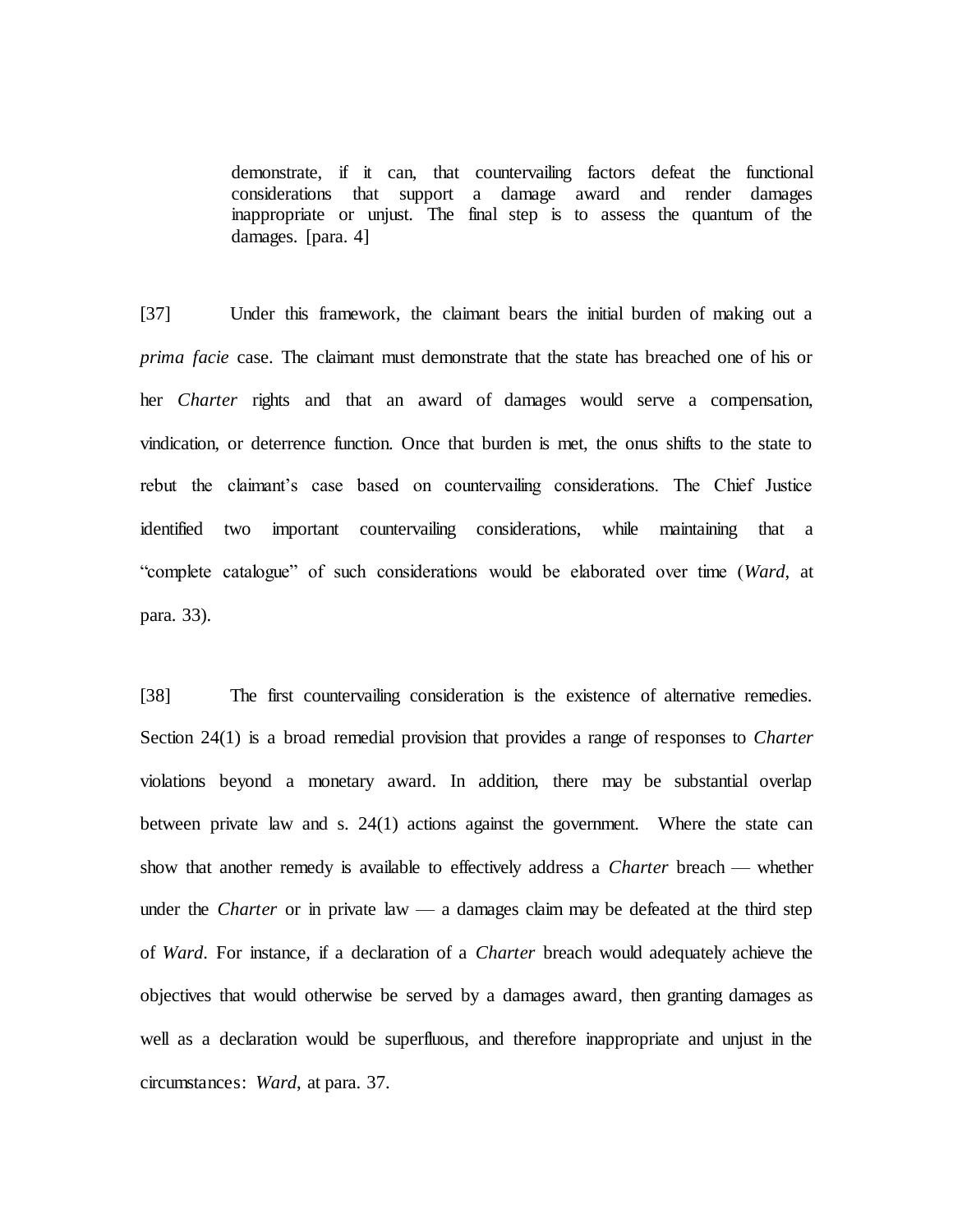> demonstrate, if it can, that countervailing factors defeat the functional considerations that support a damage award and render damages inappropriate or unjust. The final step is to assess the quantum of the damages. [para. 4]

[37] Under this framework, the claimant bears the initial burden of making out a *prima facie* case. The claimant must demonstrate that the state has breached one of his or her *Charter* rights and that an award of damages would serve a compensation, vindication, or deterrence function. Once that burden is met, the onus shifts to the state to rebut the claimant's case based on countervailing considerations. The Chief Justice identified two important countervailing considerations, while maintaining that a "complete catalogue" of such considerations would be elaborated over time (*Ward*, at para. 33).

[38] The first countervailing consideration is the existence of alternative remedies. Section 24(1) is a broad remedial provision that provides a range of responses to *Charter* violations beyond a monetary award. In addition, there may be substantial overlap between private law and s. 24(1) actions against the government. Where the state can show that another remedy is available to effectively address a *Charter* breach — whether under the *Charter* or in private law — a damages claim may be defeated at the third step of *Ward*. For instance, if a declaration of a *Charter* breach would adequately achieve the objectives that would otherwise be served by a damages award, then granting damages as well as a declaration would be superfluous, and therefore inappropriate and unjust in the circumstances: *Ward*, at para. 37.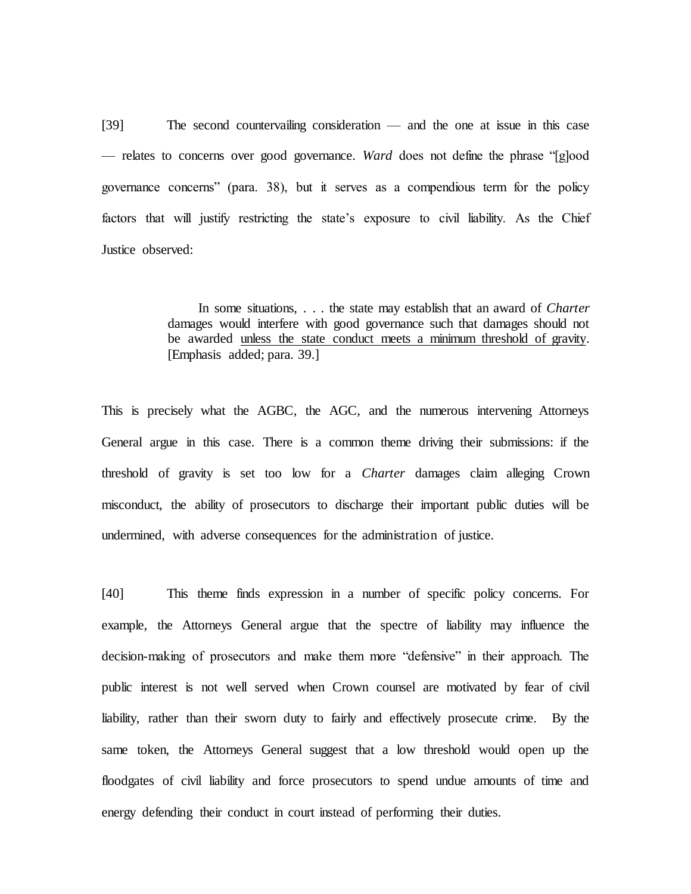[39] The second countervailing consideration — and the one at issue in this case — relates to concerns over good governance. *Ward* does not define the phrase "[g]ood governance concerns" (para. 38), but it serves as a compendious term for the policy factors that will justify restricting the state's exposure to civil liability. As the Chief Justice observed:

> In some situations, . . . the state may establish that an award of *Charter* damages would interfere with good governance such that damages should not be awarded <u>unless the state conduct meets a minimum threshold of gravity</u>. [Emphasis added; para. 39.]

This is precisely what the AGBC, the AGC, and the numerous intervening Attorneys General argue in this case. There is a common theme driving their submissions: if the threshold of gravity is set too low for a *Charter* damages claim alleging Crown misconduct, the ability of prosecutors to discharge their important public duties will be undermined, with adverse consequences for the administration of justice.

[40] This theme finds expression in a number of specific policy concerns. For example, the Attorneys General argue that the spectre of liability may influence the decision-making of prosecutors and make them more "defensive" in their approach. The public interest is not well served when Crown counsel are motivated by fear of civil liability, rather than their sworn duty to fairly and effectively prosecute crime. By the same token, the Attorneys General suggest that a low threshold would open up the floodgates of civil liability and force prosecutors to spend undue amounts of time and energy defending their conduct in court instead of performing their duties.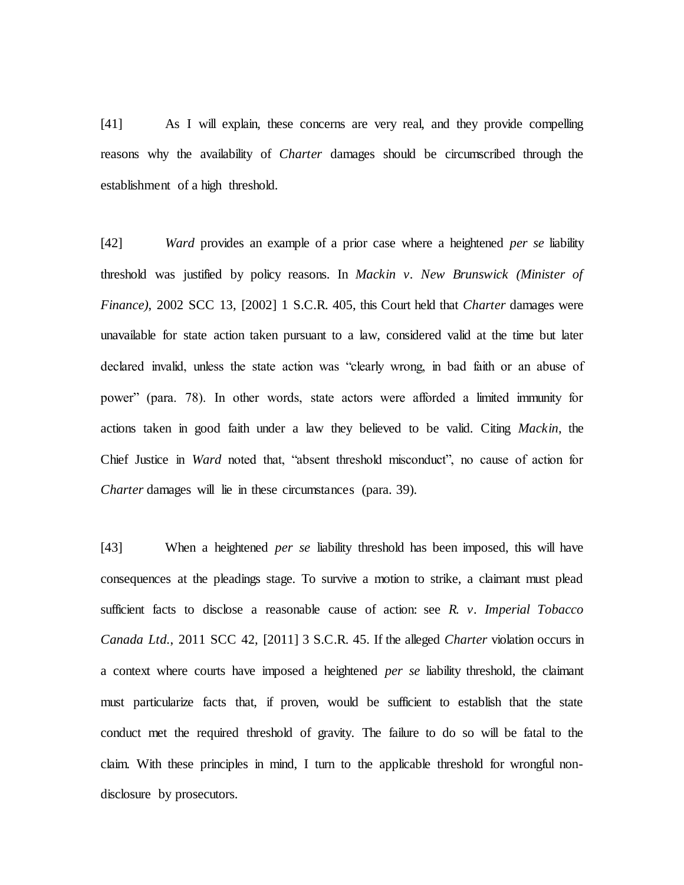[41] As I will explain, these concerns are very real, and they provide compelling reasons why the availability of *Charter* damages should be circumscribed through the establishment of a high threshold.

[42] *Ward* provides an example of a prior case where a heightened *per se* liability threshold was justified by policy reasons. In *Mackin v. New Brunswick (Minister of Finance)*, 2002 SCC 13, [2002] 1 S.C.R. 405, this Court held that *Charter* damages were unavailable for state action taken pursuant to a law, considered valid at the time but later declared invalid, unless the state action was "clearly wrong, in bad faith or an abuse of power" (para. 78). In other words, state actors were afforded a limited immunity for actions taken in good faith under a law they believed to be valid. Citing *Mackin*, the Chief Justice in *Ward* noted that, "absent threshold misconduct", no cause of action for *Charter* damages will lie in these circumstances (para. 39).

[43] When a heightened *per se* liability threshold has been imposed, this will have consequences at the pleadings stage. To survive a motion to strike, a claimant must plead sufficient facts to disclose a reasonable cause of action: see *R. v. Imperial Tobacco Canada Ltd.*, 2011 SCC 42, [2011] 3 S.C.R. 45. If the alleged *Charter* violation occurs in a context where courts have imposed a heightened *per se* liability threshold, the claimant must particularize facts that, if proven, would be sufficient to establish that the state conduct met the required threshold of gravity. The failure to do so will be fatal to the claim. With these principles in mind, I turn to the applicable threshold for wrongful non-disclosure by prosecutors.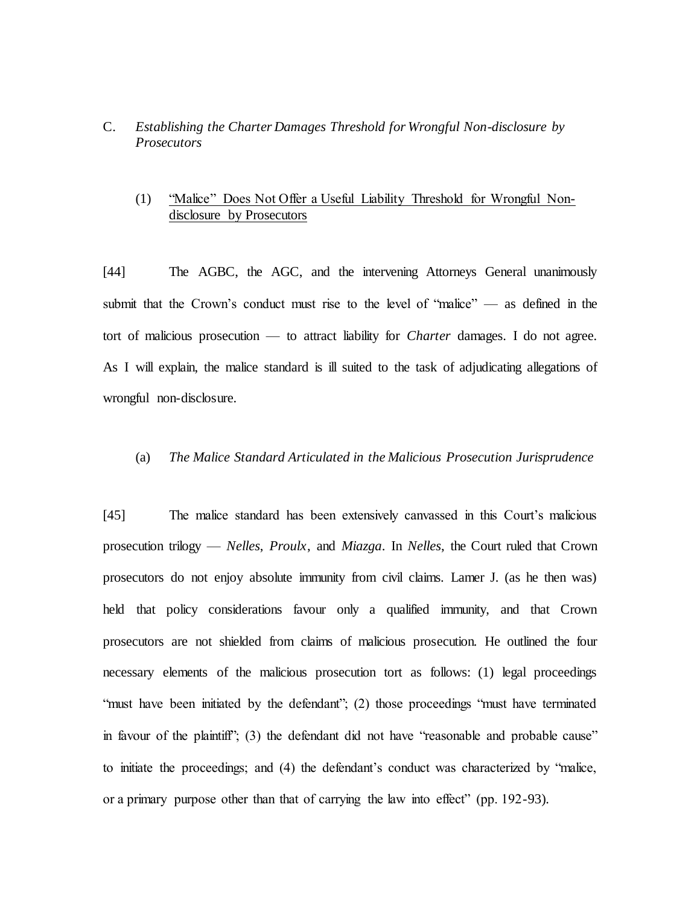## C. *Establishing the Charter Damages Threshold for Wrongful Non-disclosure by Prosecutors*

### (1) "Malice" Does Not Offer a Useful Liability Threshold for Wrongful Non-disclosure by Prosecutors

[44] The AGBC, the AGC, and the intervening Attorneys General unanimously submit that the Crown's conduct must rise to the level of "malice" — as defined in the tort of malicious prosecution — to attract liability for *Charter* damages. I do not agree. As I will explain, the malice standard is ill suited to the task of adjudicating allegations of wrongful non-disclosure.

#### (a) *The Malice Standard Articulated in the Malicious Prosecution Jurisprudence*

[45] The malice standard has been extensively canvassed in this Court's malicious prosecution trilogy — *Nelles*, *Proulx*, and *Miazga*. In *Nelles*, the Court ruled that Crown prosecutors do not enjoy absolute immunity from civil claims. Lamer J. (as he then was) held that policy considerations favour only a qualified immunity, and that Crown prosecutors are not shielded from claims of malicious prosecution. He outlined the four necessary elements of the malicious prosecution tort as follows: (1) legal proceedings "must have been initiated by the defendant"; (2) those proceedings "must have terminated in favour of the plaintiff"; (3) the defendant did not have "reasonable and probable cause" to initiate the proceedings; and (4) the defendant's conduct was characterized by "malice, or a primary purpose other than that of carrying the law into effect" (pp. 192-93).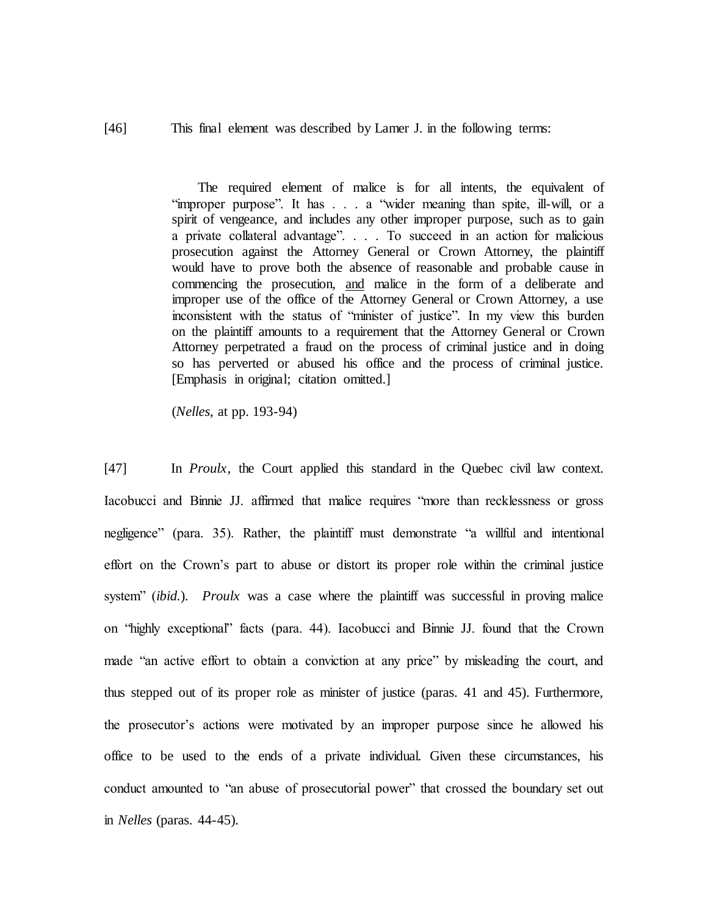[46] This final element was described by Lamer J. in the following terms:

> The required element of malice is for all intents, the equivalent of "improper purpose". It has . . . a "wider meaning than spite, ill-will, or a spirit of vengeance, and includes any other improper purpose, such as to gain a private collateral advantage". . . . To succeed in an action for malicious prosecution against the Attorney General or Crown Attorney, the plaintiff would have to prove both the absence of reasonable and probable cause in commencing the prosecution, <u>and</u> malice in the form of a deliberate and improper use of the office of the Attorney General or Crown Attorney, a use inconsistent with the status of "minister of justice". In my view this burden on the plaintiff amounts to a requirement that the Attorney General or Crown Attorney perpetrated a fraud on the process of criminal justice and in doing so has perverted or abused his office and the process of criminal justice. [Emphasis in original; citation omitted.]
>
> (*Nelles*, at pp. 193-94)

[47] In *Proulx*, the Court applied this standard in the Quebec civil law context. Iacobucci and Binnie JJ. affirmed that malice requires "more than recklessness or gross negligence" (para. 35). Rather, the plaintiff must demonstrate "a willful and intentional effort on the Crown's part to abuse or distort its proper role within the criminal justice system" (*ibid.*). *Proulx* was a case where the plaintiff was successful in proving malice on "highly exceptional" facts (para. 44). Iacobucci and Binnie JJ. found that the Crown made "an active effort to obtain a conviction at any price" by misleading the court, and thus stepped out of its proper role as minister of justice (paras. 41 and 45). Furthermore, the prosecutor's actions were motivated by an improper purpose since he allowed his office to be used to the ends of a private individual. Given these circumstances, his conduct amounted to "an abuse of prosecutorial power" that crossed the boundary set out in *Nelles* (paras. 44-45).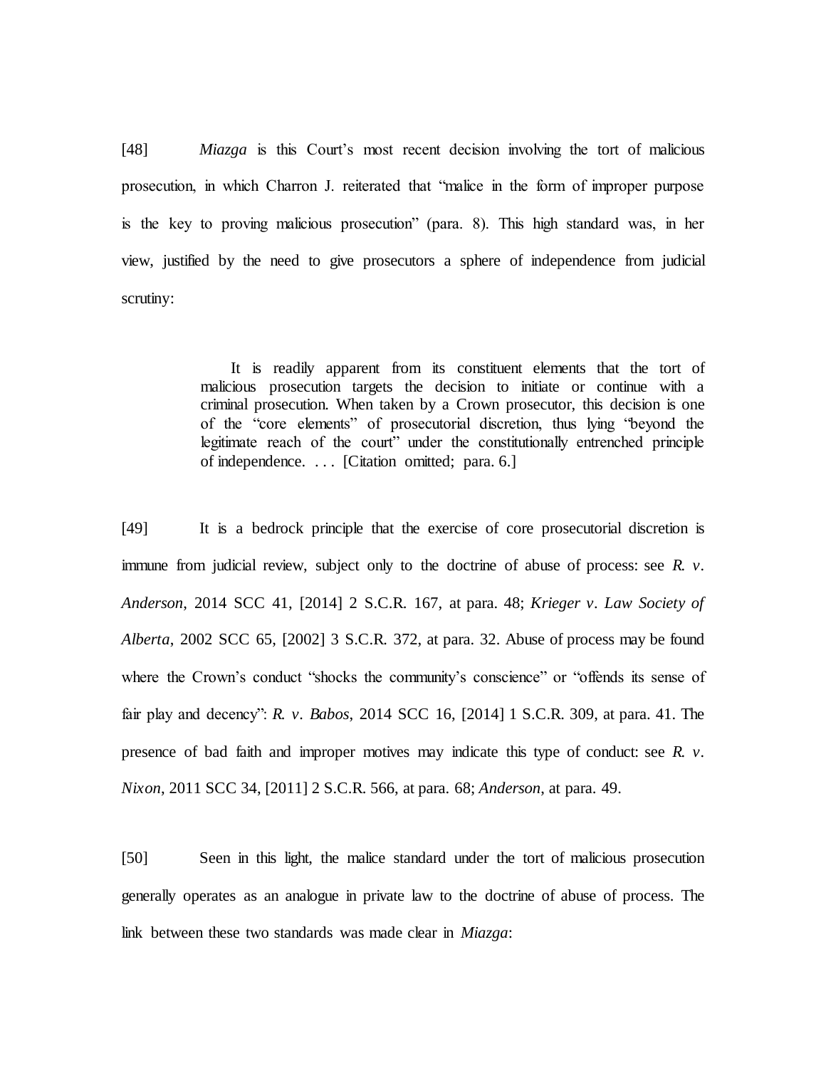[48] *Miazga* is this Court's most recent decision involving the tort of malicious prosecution, in which Charron J. reiterated that "malice in the form of improper purpose is the key to proving malicious prosecution" (para. 8). This high standard was, in her view, justified by the need to give prosecutors a sphere of independence from judicial scrutiny:

> It is readily apparent from its constituent elements that the tort of malicious prosecution targets the decision to initiate or continue with a criminal prosecution. When taken by a Crown prosecutor, this decision is one of the "core elements" of prosecutorial discretion, thus lying "beyond the legitimate reach of the court" under the constitutionally entrenched principle of independence. . . . [Citation omitted; para. 6.]

[49] It is a bedrock principle that the exercise of core prosecutorial discretion is immune from judicial review, subject only to the doctrine of abuse of process: see *R. v. Anderson*, 2014 SCC 41, [2014] 2 S.C.R. 167, at para. 48; *Krieger v. Law Society of Alberta*, 2002 SCC 65, [2002] 3 S.C.R. 372, at para. 32. Abuse of process may be found where the Crown's conduct "shocks the community's conscience" or "offends its sense of fair play and decency": *R. v. Babos*, 2014 SCC 16, [2014] 1 S.C.R. 309, at para. 41. The presence of bad faith and improper motives may indicate this type of conduct: see *R. v. Nixon*, 2011 SCC 34, [2011] 2 S.C.R. 566, at para. 68; *Anderson*, at para. 49.

[50] Seen in this light, the malice standard under the tort of malicious prosecution generally operates as an analogue in private law to the doctrine of abuse of process. The link between these two standards was made clear in *Miazga*: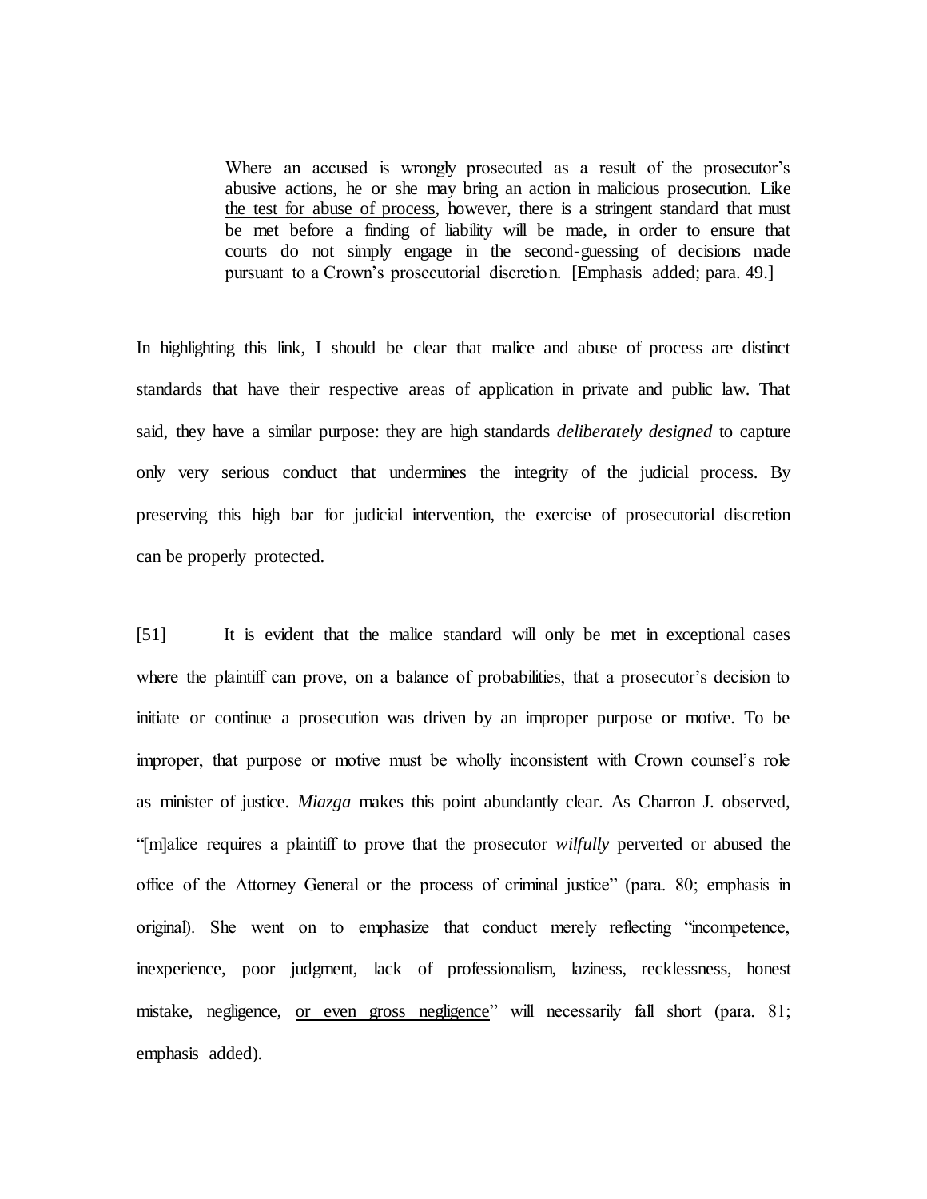> Where an accused is wrongly prosecuted as a result of the prosecutor's abusive actions, he or she may bring an action in malicious prosecution. <u>Like the test for abuse of process</u>, however, there is a stringent standard that must be met before a finding of liability will be made, in order to ensure that courts do not simply engage in the second-guessing of decisions made pursuant to a Crown's prosecutorial discretion. [Emphasis added; para. 49.]

In highlighting this link, I should be clear that malice and abuse of process are distinct standards that have their respective areas of application in private and public law. That said, they have a similar purpose: they are high standards *deliberately designed* to capture only very serious conduct that undermines the integrity of the judicial process. By preserving this high bar for judicial intervention, the exercise of prosecutorial discretion can be properly protected.

[51] It is evident that the malice standard will only be met in exceptional cases where the plaintiff can prove, on a balance of probabilities, that a prosecutor's decision to initiate or continue a prosecution was driven by an improper purpose or motive. To be improper, that purpose or motive must be wholly inconsistent with Crown counsel's role as minister of justice. *Miazga* makes this point abundantly clear. As Charron J. observed, "[m]alice requires a plaintiff to prove that the prosecutor *wilfully* perverted or abused the office of the Attorney General or the process of criminal justice" (para. 80; emphasis in original). She went on to emphasize that conduct merely reflecting "incompetence, inexperience, poor judgment, lack of professionalism, laziness, recklessness, honest mistake, negligence, <u>or even gross negligence</u>" will necessarily fall short (para. 81; emphasis added).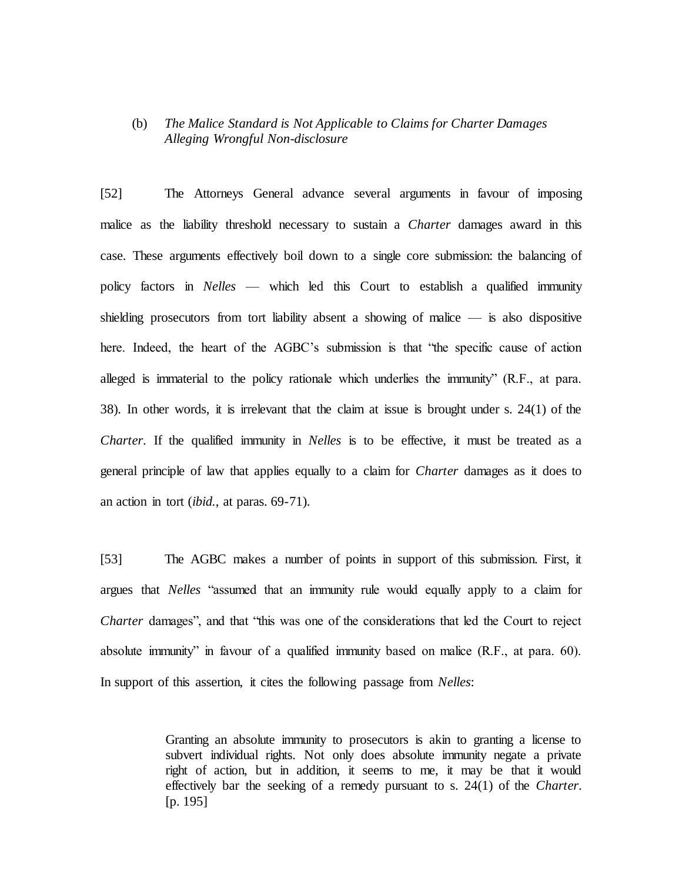### (b) *The Malice Standard is Not Applicable to Claims for Charter Damages Alleging Wrongful Non-disclosure*

[52] The Attorneys General advance several arguments in favour of imposing malice as the liability threshold necessary to sustain a *Charter* damages award in this case. These arguments effectively boil down to a single core submission: the balancing of policy factors in *Nelles* — which led this Court to establish a qualified immunity shielding prosecutors from tort liability absent a showing of malice — is also dispositive here. Indeed, the heart of the AGBC's submission is that "the specific cause of action alleged is immaterial to the policy rationale which underlies the immunity" (R.F., at para. 38). In other words, it is irrelevant that the claim at issue is brought under s. 24(1) of the *Charter*. If the qualified immunity in *Nelles* is to be effective, it must be treated as a general principle of law that applies equally to a claim for *Charter* damages as it does to an action in tort (*ibid.*, at paras. 69-71).

[53] The AGBC makes a number of points in support of this submission. First, it argues that *Nelles* "assumed that an immunity rule would equally apply to a claim for *Charter* damages", and that "this was one of the considerations that led the Court to reject absolute immunity" in favour of a qualified immunity based on malice (R.F., at para. 60). In support of this assertion, it cites the following passage from *Nelles*:

> Granting an absolute immunity to prosecutors is akin to granting a license to subvert individual rights. Not only does absolute immunity negate a private right of action, but in addition, it seems to me, it may be that it would effectively bar the seeking of a remedy pursuant to s. 24(1) of the *Charter*. [p. 195]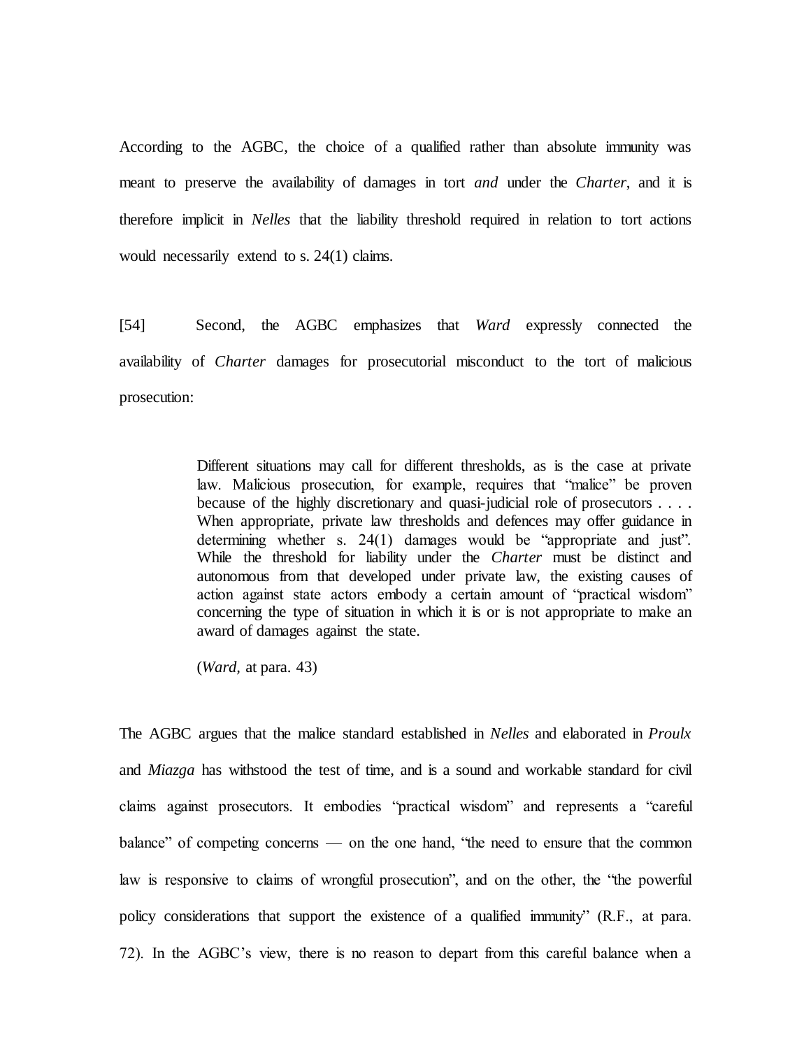According to the AGBC, the choice of a qualified rather than absolute immunity was meant to preserve the availability of damages in tort *and* under the *Charter*, and it is therefore implicit in *Nelles* that the liability threshold required in relation to tort actions would necessarily extend to s. 24(1) claims.

[54] Second, the AGBC emphasizes that *Ward* expressly connected the availability of *Charter* damages for prosecutorial misconduct to the tort of malicious prosecution:

> Different situations may call for different thresholds, as is the case at private law. Malicious prosecution, for example, requires that "malice" be proven because of the highly discretionary and quasi-judicial role of prosecutors . . . . When appropriate, private law thresholds and defences may offer guidance in determining whether s. 24(1) damages would be "appropriate and just". While the threshold for liability under the *Charter* must be distinct and autonomous from that developed under private law, the existing causes of action against state actors embody a certain amount of "practical wisdom" concerning the type of situation in which it is or is not appropriate to make an award of damages against the state.
>
> (*Ward*, at para. 43)

The AGBC argues that the malice standard established in *Nelles* and elaborated in *Proulx* and *Miazga* has withstood the test of time, and is a sound and workable standard for civil claims against prosecutors. It embodies "practical wisdom" and represents a "careful balance" of competing concerns — on the one hand, "the need to ensure that the common law is responsive to claims of wrongful prosecution", and on the other, the "the powerful policy considerations that support the existence of a qualified immunity" (R.F., at para. 72). In the AGBC's view, there is no reason to depart from this careful balance when a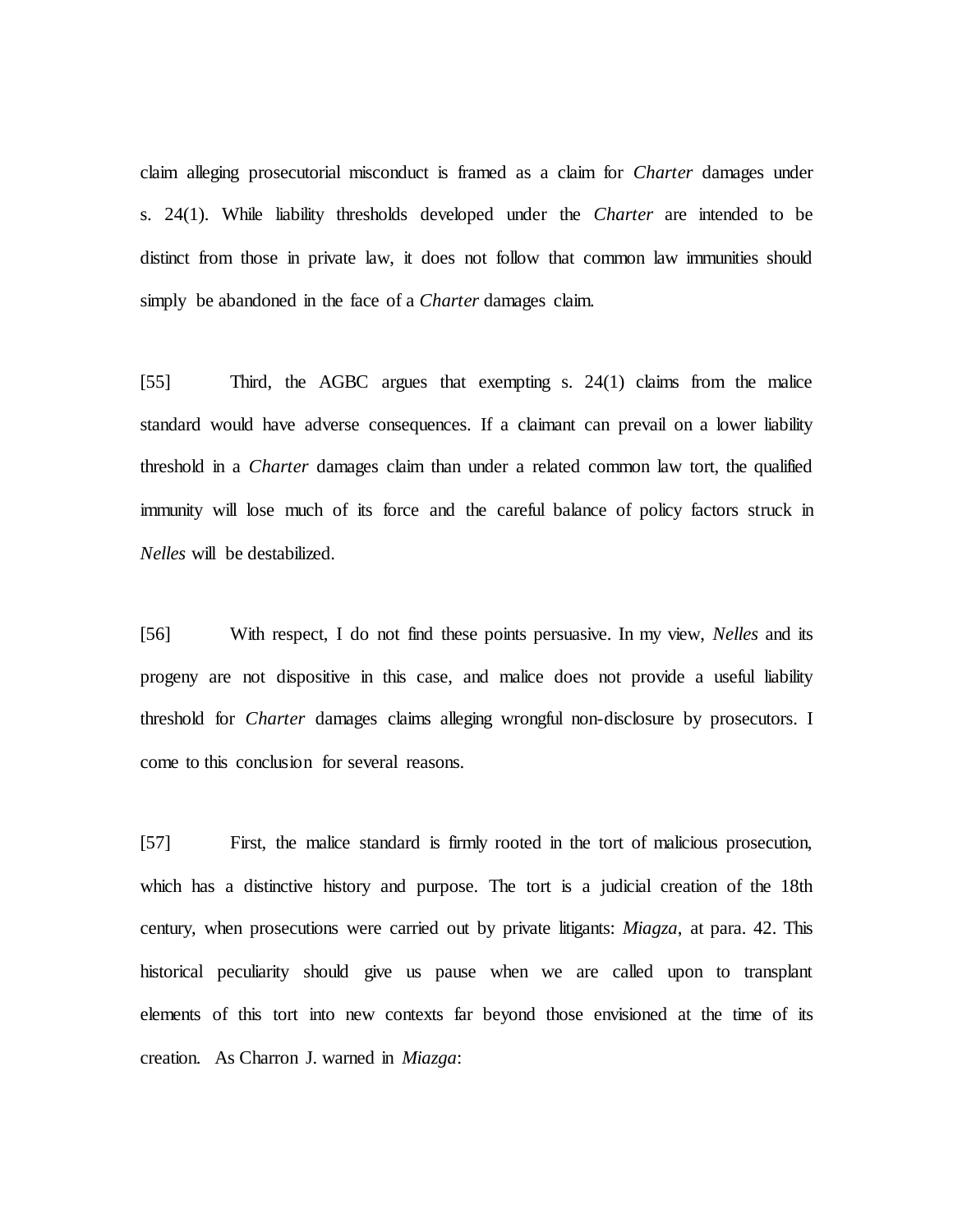claim alleging prosecutorial misconduct is framed as a claim for *Charter* damages under s. 24(1). While liability thresholds developed under the *Charter* are intended to be distinct from those in private law, it does not follow that common law immunities should simply be abandoned in the face of a *Charter* damages claim.

[55] Third, the AGBC argues that exempting s. 24(1) claims from the malice standard would have adverse consequences. If a claimant can prevail on a lower liability threshold in a *Charter* damages claim than under a related common law tort, the qualified immunity will lose much of its force and the careful balance of policy factors struck in *Nelles* will be destabilized.

[56] With respect, I do not find these points persuasive. In my view, *Nelles* and its progeny are not dispositive in this case, and malice does not provide a useful liability threshold for *Charter* damages claims alleging wrongful non-disclosure by prosecutors. I come to this conclusion for several reasons.

[57] First, the malice standard is firmly rooted in the tort of malicious prosecution, which has a distinctive history and purpose. The tort is a judicial creation of the 18th century, when prosecutions were carried out by private litigants: *Miazga*, at para. 42. This historical peculiarity should give us pause when we are called upon to transplant elements of this tort into new contexts far beyond those envisioned at the time of its creation. As Charron J. warned in *Miazga*: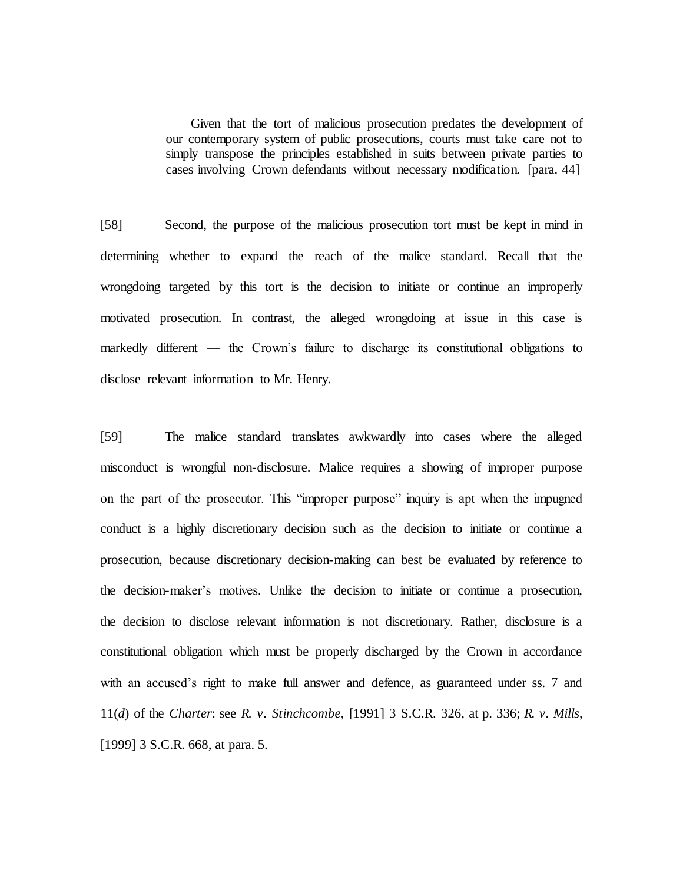> Given that the tort of malicious prosecution predates the development of our contemporary system of public prosecutions, courts must take care not to simply transpose the principles established in suits between private parties to cases involving Crown defendants without necessary modification. [para. 44]

[58] Second, the purpose of the malicious prosecution tort must be kept in mind in determining whether to expand the reach of the malice standard. Recall that the wrongdoing targeted by this tort is the decision to initiate or continue an improperly motivated prosecution. In contrast, the alleged wrongdoing at issue in this case is markedly different — the Crown's failure to discharge its constitutional obligations to disclose relevant information to Mr. Henry.

[59] The malice standard translates awkwardly into cases where the alleged misconduct is wrongful non-disclosure. Malice requires a showing of improper purpose on the part of the prosecutor. This "improper purpose" inquiry is apt when the impugned conduct is a highly discretionary decision such as the decision to initiate or continue a prosecution, because discretionary decision-making can best be evaluated by reference to the decision-maker's motives. Unlike the decision to initiate or continue a prosecution, the decision to disclose relevant information is not discretionary. Rather, disclosure is a constitutional obligation which must be properly discharged by the Crown in accordance with an accused's right to make full answer and defence, as guaranteed under ss. 7 and 11(*d*) of the *Charter*: see *R. v. Stinchcombe*, [1991] 3 S.C.R. 326, at p. 336; *R. v. Mills*, [1999] 3 S.C.R. 668, at para. 5.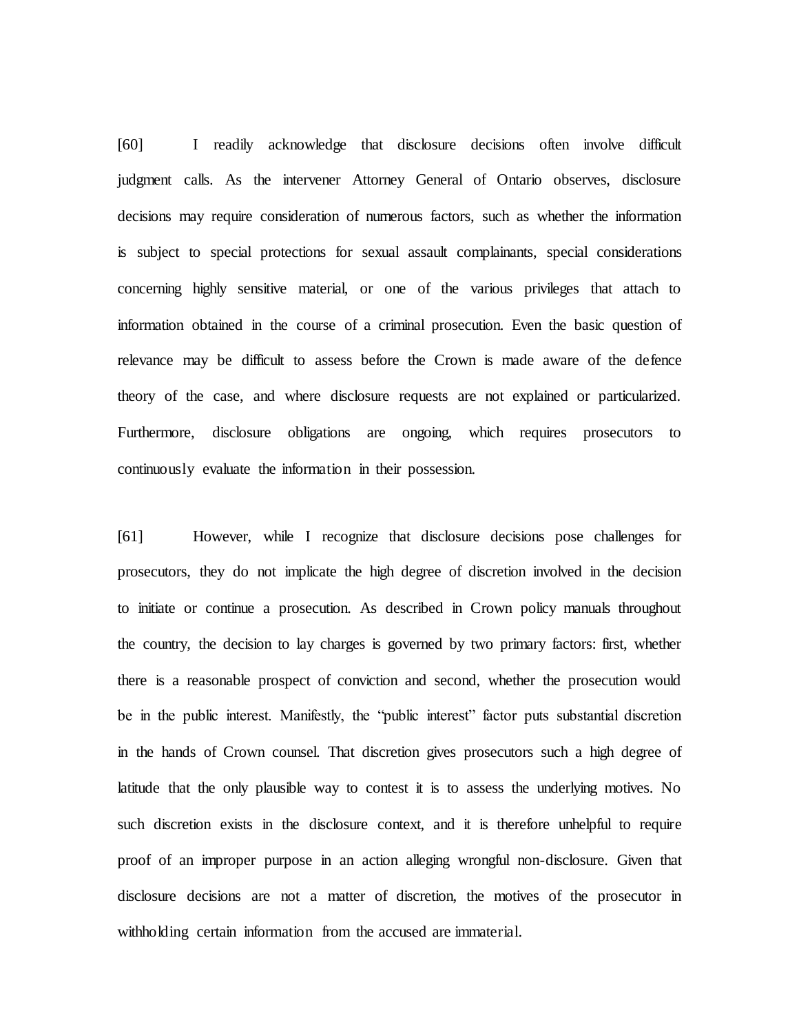[60] I readily acknowledge that disclosure decisions often involve difficult judgment calls. As the intervener Attorney General of Ontario observes, disclosure decisions may require consideration of numerous factors, such as whether the information is subject to special protections for sexual assault complainants, special considerations concerning highly sensitive material, or one of the various privileges that attach to information obtained in the course of a criminal prosecution. Even the basic question of relevance may be difficult to assess before the Crown is made aware of the defence theory of the case, and where disclosure requests are not explained or particularized. Furthermore, disclosure obligations are ongoing, which requires prosecutors to continuously evaluate the information in their possession.

[61] However, while I recognize that disclosure decisions pose challenges for prosecutors, they do not implicate the high degree of discretion involved in the decision to initiate or continue a prosecution. As described in Crown policy manuals throughout the country, the decision to lay charges is governed by two primary factors: first, whether there is a reasonable prospect of conviction and second, whether the prosecution would be in the public interest. Manifestly, the "public interest" factor puts substantial discretion in the hands of Crown counsel. That discretion gives prosecutors such a high degree of latitude that the only plausible way to contest it is to assess the underlying motives. No such discretion exists in the disclosure context, and it is therefore unhelpful to require proof of an improper purpose in an action alleging wrongful non-disclosure. Given that disclosure decisions are not a matter of discretion, the motives of the prosecutor in withholding certain information from the accused are immaterial.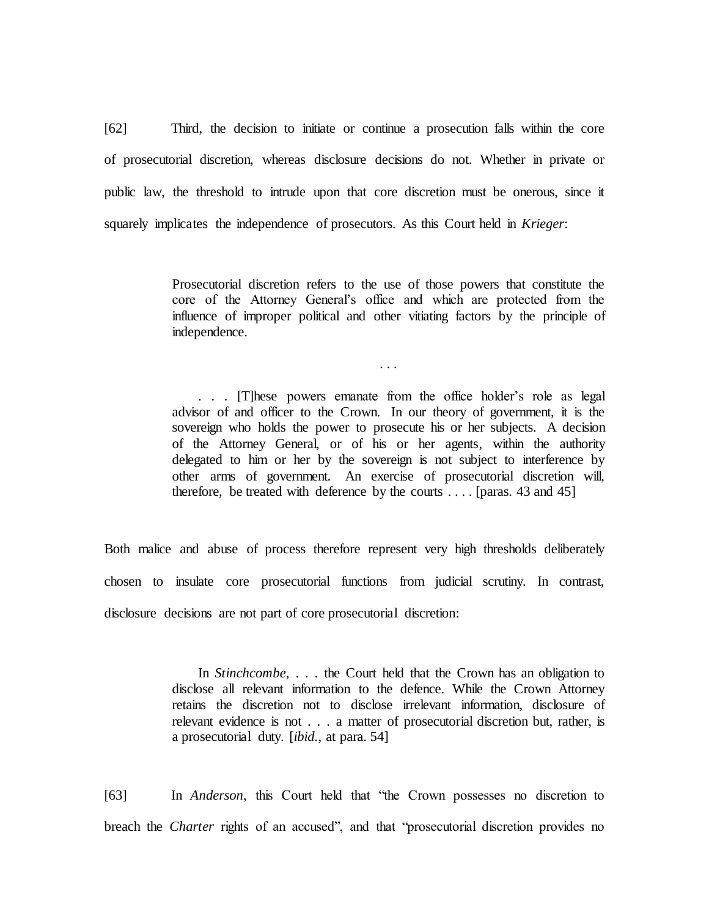[62] Third, the decision to initiate or continue a prosecution falls within the core of prosecutorial discretion, whereas disclosure decisions do not. Whether in private or public law, the threshold to intrude upon that core discretion must be onerous, since it squarely implicates the independence of prosecutors. As this Court held in *Krieger*:

> Prosecutorial discretion refers to the use of those powers that constitute the core of the Attorney General's office and which are protected from the influence of improper political and other vitiating factors by the principle of independence.
>
> . . .
>
> . . . [T]hese powers emanate from the office holder's role as legal advisor of and officer to the Crown. In our theory of government, it is the sovereign who holds the power to prosecute his or her subjects. A decision of the Attorney General, or of his or her agents, within the authority delegated to him or her by the sovereign is not subject to interference by other arms of government. An exercise of prosecutorial discretion will, therefore, be treated with deference by the courts . . . . [paras. 43 and 45]

Both malice and abuse of process therefore represent very high thresholds deliberately chosen to insulate core prosecutorial functions from judicial scrutiny. In contrast, disclosure decisions are not part of core prosecutorial discretion:

> In *Stinchcombe*, . . . the Court held that the Crown has an obligation to disclose all relevant information to the defence. While the Crown Attorney retains the discretion not to disclose irrelevant information, disclosure of relevant evidence is not . . . a matter of prosecutorial discretion but, rather, is a prosecutorial duty. [*ibid.*, at para. 54]

[63] In *Anderson*, this Court held that "the Crown possesses no discretion to breach the *Charter* rights of an accused", and that "prosecutorial discretion provides no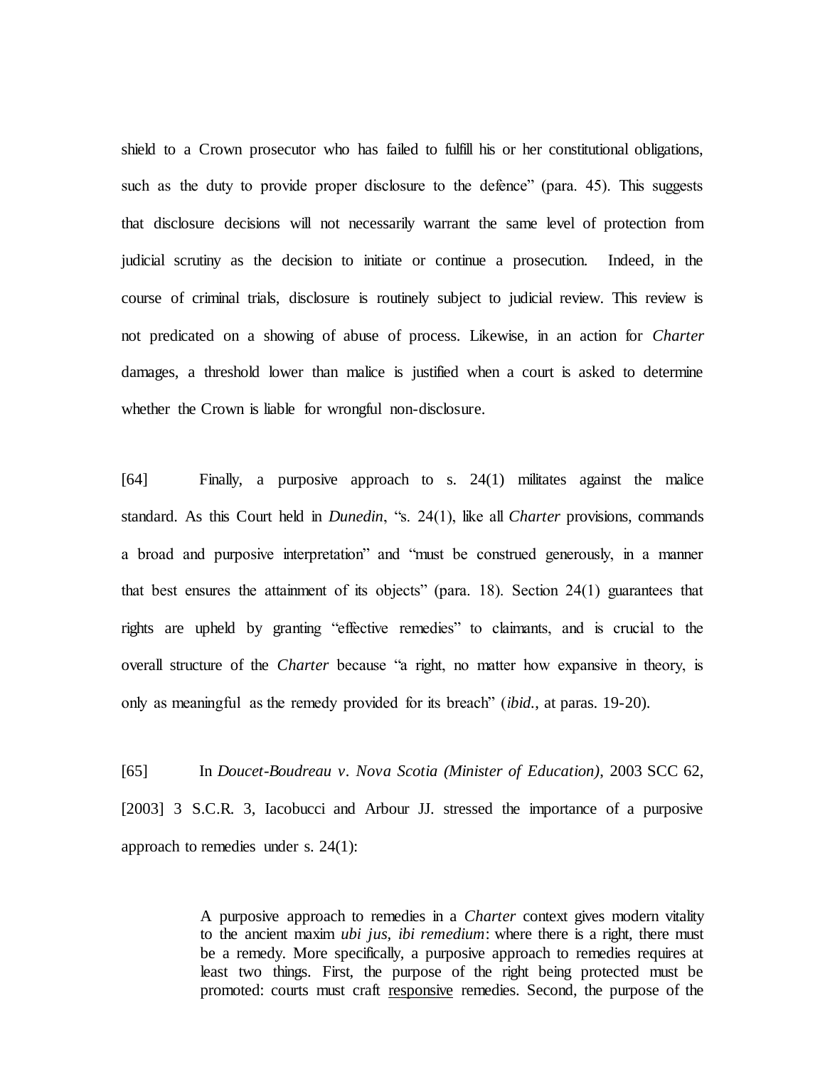shield to a Crown prosecutor who has failed to fulfill his or her constitutional obligations, such as the duty to provide proper disclosure to the defence" (para. 45). This suggests that disclosure decisions will not necessarily warrant the same level of protection from judicial scrutiny as the decision to initiate or continue a prosecution. Indeed, in the course of criminal trials, disclosure is routinely subject to judicial review. This review is not predicated on a showing of abuse of process. Likewise, in an action for *Charter* damages, a threshold lower than malice is justified when a court is asked to determine whether the Crown is liable for wrongful non-disclosure.

[64] Finally, a purposive approach to s. 24(1) militates against the malice standard. As this Court held in *Dunedin*, "s. 24(1), like all *Charter* provisions, commands a broad and purposive interpretation" and "must be construed generously, in a manner that best ensures the attainment of its objects" (para. 18). Section 24(1) guarantees that rights are upheld by granting "effective remedies" to claimants, and is crucial to the overall structure of the *Charter* because "a right, no matter how expansive in theory, is only as meaningful as the remedy provided for its breach" (*ibid.*, at paras. 19-20).

[65] In *Doucet-Boudreau v. Nova Scotia (Minister of Education)*, 2003 SCC 62, [2003] 3 S.C.R. 3, Iacobucci and Arbour JJ. stressed the importance of a purposive approach to remedies under s. 24(1):

> A purposive approach to remedies in a *Charter* context gives modern vitality to the ancient maxim *ubi jus, ibi remedium*: where there is a right, there must be a remedy. More specifically, a purposive approach to remedies requires at least two things. First, the purpose of the right being protected must be promoted: courts must craft <u>responsive</u> remedies. Second, the purpose of the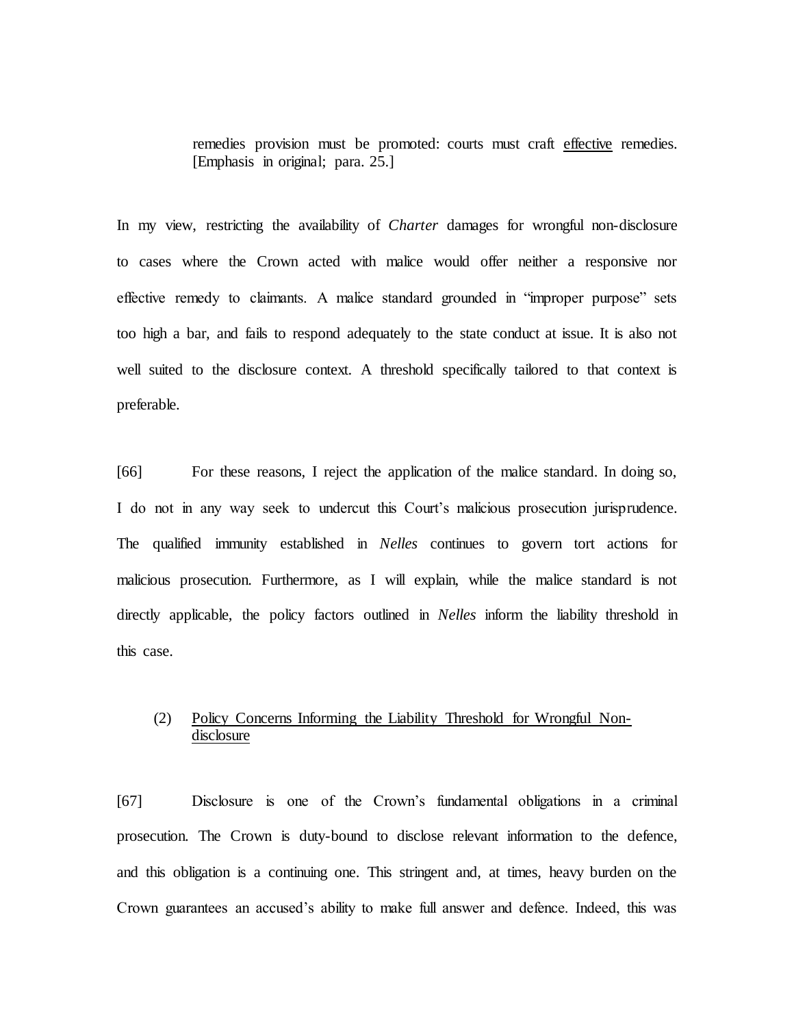> remedies provision must be promoted: courts must craft <u>effective</u> remedies. [Emphasis in original; para. 25.]

In my view, restricting the availability of *Charter* damages for wrongful non-disclosure to cases where the Crown acted with malice would offer neither a responsive nor effective remedy to claimants. A malice standard grounded in "improper purpose" sets too high a bar, and fails to respond adequately to the state conduct at issue. It is also not well suited to the disclosure context. A threshold specifically tailored to that context is preferable.

[66] For these reasons, I reject the application of the malice standard. In doing so, I do not in any way seek to undercut this Court's malicious prosecution jurisprudence. The qualified immunity established in *Nelles* continues to govern tort actions for malicious prosecution. Furthermore, as I will explain, while the malice standard is not directly applicable, the policy factors outlined in *Nelles* inform the liability threshold in this case.

### (2) <u>Policy Concerns Informing the Liability Threshold for Wrongful Non-disclosure</u>

[67] Disclosure is one of the Crown's fundamental obligations in a criminal prosecution. The Crown is duty-bound to disclose relevant information to the defence, and this obligation is a continuing one. This stringent and, at times, heavy burden on the Crown guarantees an accused's ability to make full answer and defence. Indeed, this was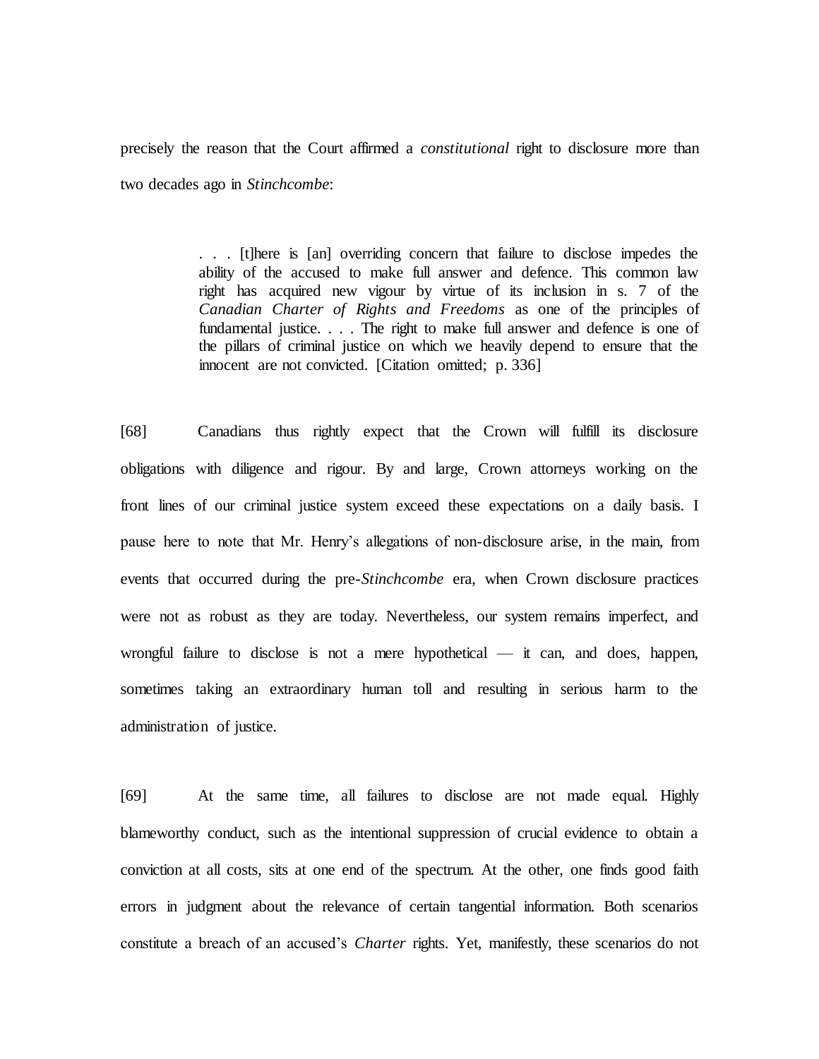precisely the reason that the Court affirmed a *constitutional* right to disclosure more than two decades ago in *Stinchcombe*:

> . . . [t]here is [an] overriding concern that failure to disclose impedes the ability of the accused to make full answer and defence. This common law right has acquired new vigour by virtue of its inclusion in s. 7 of the *Canadian Charter of Rights and Freedoms* as one of the principles of fundamental justice. . . . The right to make full answer and defence is one of the pillars of criminal justice on which we heavily depend to ensure that the innocent are not convicted. [Citation omitted; p. 336]

[68] Canadians thus rightly expect that the Crown will fulfill its disclosure obligations with diligence and rigour. By and large, Crown attorneys working on the front lines of our criminal justice system exceed these expectations on a daily basis. I pause here to note that Mr. Henry's allegations of non-disclosure arise, in the main, from events that occurred during the pre-*Stinchcombe* era, when Crown disclosure practices were not as robust as they are today. Nevertheless, our system remains imperfect, and wrongful failure to disclose is not a mere hypothetical — it can, and does, happen, sometimes taking an extraordinary human toll and resulting in serious harm to the administration of justice.

[69] At the same time, all failures to disclose are not made equal. Highly blameworthy conduct, such as the intentional suppression of crucial evidence to obtain a conviction at all costs, sits at one end of the spectrum. At the other, one finds good faith errors in judgment about the relevance of certain tangential information. Both scenarios constitute a breach of an accused's *Charter* rights. Yet, manifestly, these scenarios do not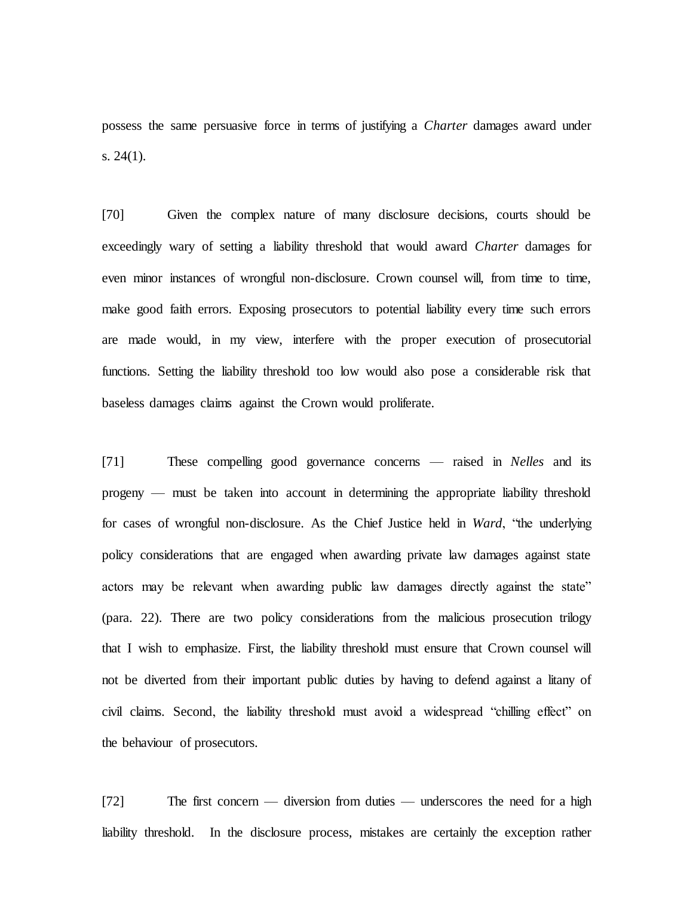possess the same persuasive force in terms of justifying a *Charter* damages award under s. 24(1).

[70] Given the complex nature of many disclosure decisions, courts should be exceedingly wary of setting a liability threshold that would award *Charter* damages for even minor instances of wrongful non-disclosure. Crown counsel will, from time to time, make good faith errors. Exposing prosecutors to potential liability every time such errors are made would, in my view, interfere with the proper execution of prosecutorial functions. Setting the liability threshold too low would also pose a considerable risk that baseless damages claims against the Crown would proliferate.

[71] These compelling good governance concerns — raised in *Nelles* and its progeny — must be taken into account in determining the appropriate liability threshold for cases of wrongful non-disclosure. As the Chief Justice held in *Ward*, "the underlying policy considerations that are engaged when awarding private law damages against state actors may be relevant when awarding public law damages directly against the state" (para. 22). There are two policy considerations from the malicious prosecution trilogy that I wish to emphasize. First, the liability threshold must ensure that Crown counsel will not be diverted from their important public duties by having to defend against a litany of civil claims. Second, the liability threshold must avoid a widespread "chilling effect" on the behaviour of prosecutors.

[72] The first concern — diversion from duties — underscores the need for a high liability threshold. In the disclosure process, mistakes are certainly the exception rather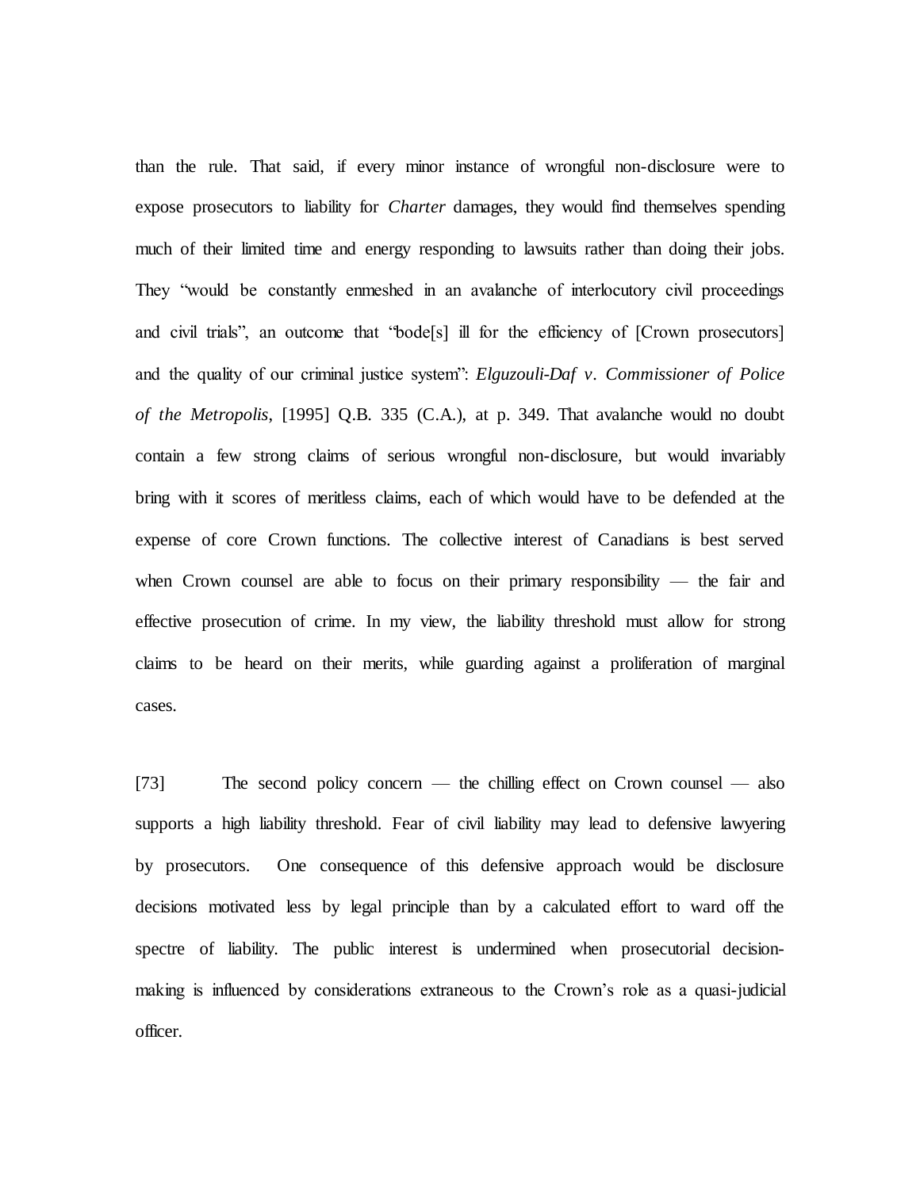than the rule. That said, if every minor instance of wrongful non-disclosure were to expose prosecutors to liability for *Charter* damages, they would find themselves spending much of their limited time and energy responding to lawsuits rather than doing their jobs. They "would be constantly enmeshed in an avalanche of interlocutory civil proceedings and civil trials", an outcome that "bode[s] ill for the efficiency of [Crown prosecutors] and the quality of our criminal justice system": *Elguzouli-Daf v. Commissioner of Police of the Metropolis*, [1995] Q.B. 335 (C.A.), at p. 349. That avalanche would no doubt contain a few strong claims of serious wrongful non-disclosure, but would invariably bring with it scores of meritless claims, each of which would have to be defended at the expense of core Crown functions. The collective interest of Canadians is best served when Crown counsel are able to focus on their primary responsibility — the fair and effective prosecution of crime. In my view, the liability threshold must allow for strong claims to be heard on their merits, while guarding against a proliferation of marginal cases.

[73] The second policy concern — the chilling effect on Crown counsel — also supports a high liability threshold. Fear of civil liability may lead to defensive lawyering by prosecutors. One consequence of this defensive approach would be disclosure decisions motivated less by legal principle than by a calculated effort to ward off the spectre of liability. The public interest is undermined when prosecutorial decision-making is influenced by considerations extraneous to the Crown's role as a quasi-judicial officer.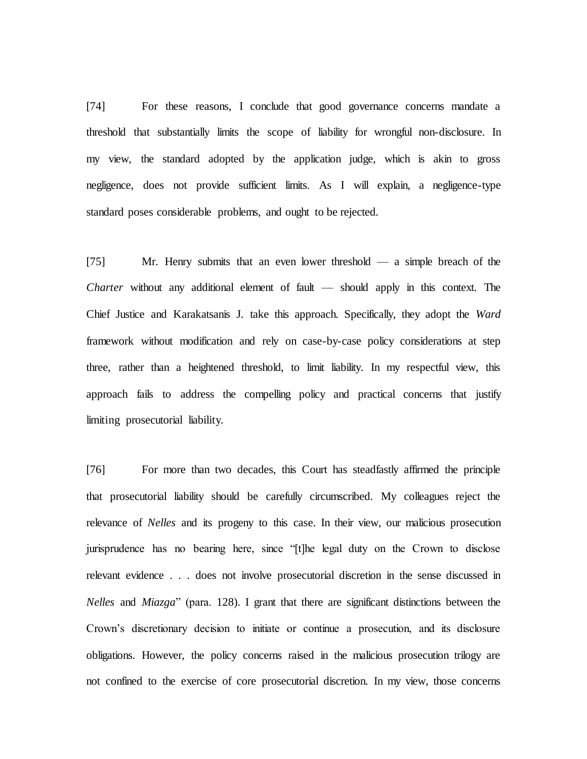[74] For these reasons, I conclude that good governance concerns mandate a threshold that substantially limits the scope of liability for wrongful non-disclosure. In my view, the standard adopted by the application judge, which is akin to gross negligence, does not provide sufficient limits. As I will explain, a negligence-type standard poses considerable problems, and ought to be rejected.

[75] Mr. Henry submits that an even lower threshold — a simple breach of the *Charter* without any additional element of fault — should apply in this context. The Chief Justice and Karakatsanis J. take this approach. Specifically, they adopt the *Ward* framework without modification and rely on case-by-case policy considerations at step three, rather than a heightened threshold, to limit liability. In my respectful view, this approach fails to address the compelling policy and practical concerns that justify limiting prosecutorial liability.

[76] For more than two decades, this Court has steadfastly affirmed the principle that prosecutorial liability should be carefully circumscribed. My colleagues reject the relevance of *Nelles* and its progeny to this case. In their view, our malicious prosecution jurisprudence has no bearing here, since "[t]he legal duty on the Crown to disclose relevant evidence . . . does not involve prosecutorial discretion in the sense discussed in *Nelles* and *Miazga*" (para. 128). I grant that there are significant distinctions between the Crown's discretionary decision to initiate or continue a prosecution, and its disclosure obligations. However, the policy concerns raised in the malicious prosecution trilogy are not confined to the exercise of core prosecutorial discretion. In my view, those concerns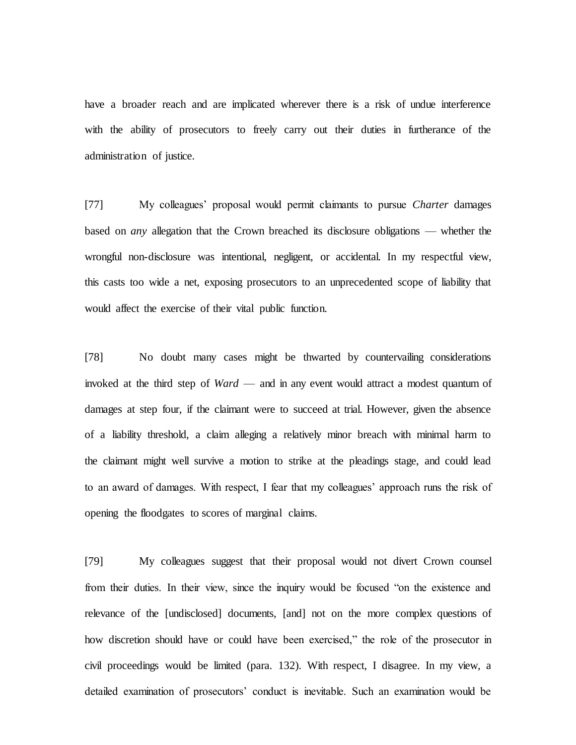have a broader reach and are implicated wherever there is a risk of undue interference with the ability of prosecutors to freely carry out their duties in furtherance of the administration of justice.

[77] My colleagues' proposal would permit claimants to pursue *Charter* damages based on *any* allegation that the Crown breached its disclosure obligations — whether the wrongful non-disclosure was intentional, negligent, or accidental. In my respectful view, this casts too wide a net, exposing prosecutors to an unprecedented scope of liability that would affect the exercise of their vital public function.

[78] No doubt many cases might be thwarted by countervailing considerations invoked at the third step of *Ward* — and in any event would attract a modest quantum of damages at step four, if the claimant were to succeed at trial. However, given the absence of a liability threshold, a claim alleging a relatively minor breach with minimal harm to the claimant might well survive a motion to strike at the pleadings stage, and could lead to an award of damages. With respect, I fear that my colleagues' approach runs the risk of opening the floodgates to scores of marginal claims.

[79] My colleagues suggest that their proposal would not divert Crown counsel from their duties. In their view, since the inquiry would be focused "on the existence and relevance of the [undisclosed] documents, [and] not on the more complex questions of how discretion should have or could have been exercised," the role of the prosecutor in civil proceedings would be limited (para. 132). With respect, I disagree. In my view, a detailed examination of prosecutors' conduct is inevitable. Such an examination would be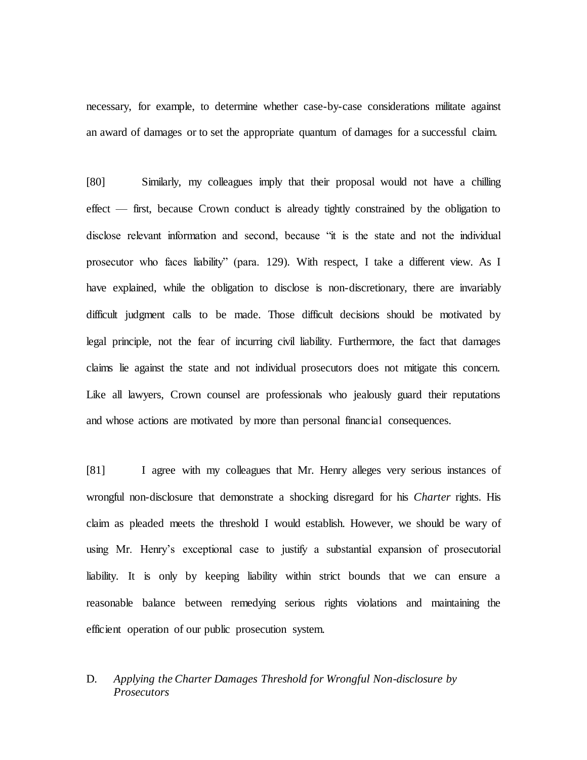necessary, for example, to determine whether case-by-case considerations militate against an award of damages or to set the appropriate quantum of damages for a successful claim.

[80] Similarly, my colleagues imply that their proposal would not have a chilling effect — first, because Crown conduct is already tightly constrained by the obligation to disclose relevant information and second, because "it is the state and not the individual prosecutor who faces liability" (para. 129). With respect, I take a different view. As I have explained, while the obligation to disclose is non-discretionary, there are invariably difficult judgment calls to be made. Those difficult decisions should be motivated by legal principle, not the fear of incurring civil liability. Furthermore, the fact that damages claims lie against the state and not individual prosecutors does not mitigate this concern. Like all lawyers, Crown counsel are professionals who jealously guard their reputations and whose actions are motivated by more than personal financial consequences.

[81] I agree with my colleagues that Mr. Henry alleges very serious instances of wrongful non-disclosure that demonstrate a shocking disregard for his *Charter* rights. His claim as pleaded meets the threshold I would establish. However, we should be wary of using Mr. Henry's exceptional case to justify a substantial expansion of prosecutorial liability. It is only by keeping liability within strict bounds that we can ensure a reasonable balance between remedying serious rights violations and maintaining the efficient operation of our public prosecution system.

### D. *Applying the Charter Damages Threshold for Wrongful Non-disclosure by Prosecutors*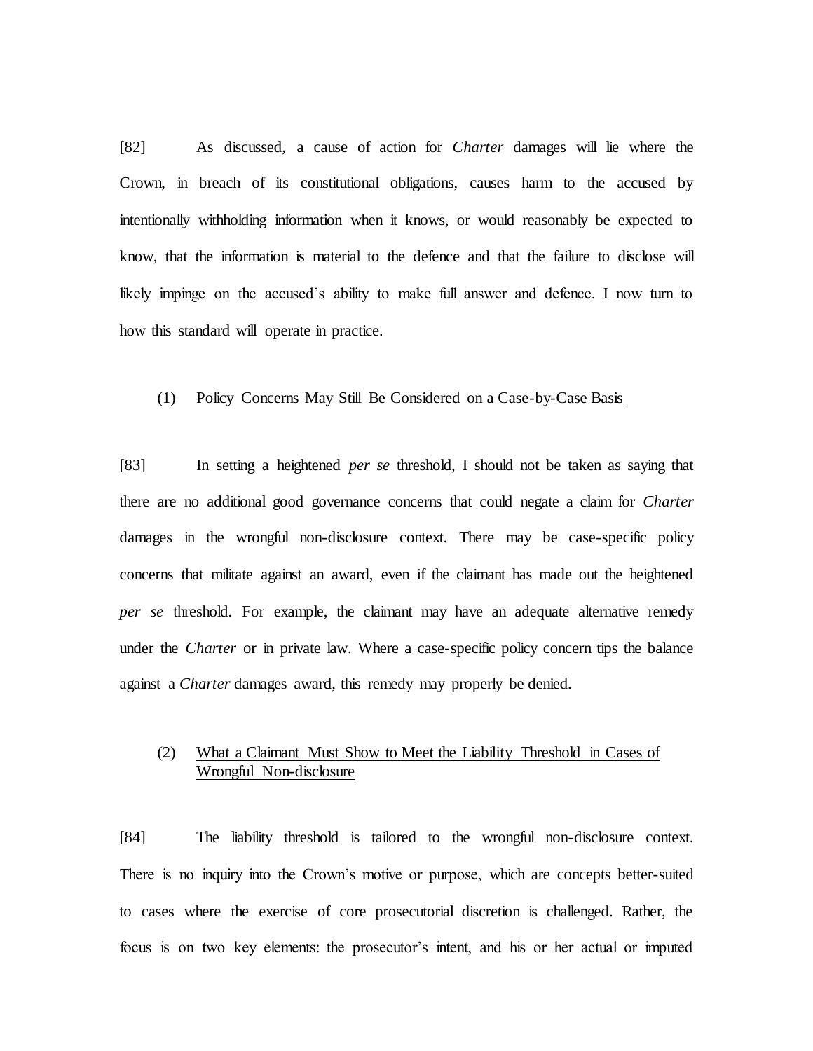[82] As discussed, a cause of action for *Charter* damages will lie where the Crown, in breach of its constitutional obligations, causes harm to the accused by intentionally withholding information when it knows, or would reasonably be expected to know, that the information is material to the defence and that the failure to disclose will likely impinge on the accused's ability to make full answer and defence. I now turn to how this standard will operate in practice.

(1) <u>Policy Concerns May Still Be Considered on a Case-by-Case Basis</u>

[83] In setting a heightened *per se* threshold, I should not be taken as saying that there are no additional good governance concerns that could negate a claim for *Charter* damages in the wrongful non-disclosure context. There may be case-specific policy concerns that militate against an award, even if the claimant has made out the heightened *per se* threshold. For example, the claimant may have an adequate alternative remedy under the *Charter* or in private law. Where a case-specific policy concern tips the balance against a *Charter* damages award, this remedy may properly be denied.

(2) <u>What a Claimant Must Show to Meet the Liability Threshold in Cases of Wrongful Non-disclosure</u>

[84] The liability threshold is tailored to the wrongful non-disclosure context. There is no inquiry into the Crown's motive or purpose, which are concepts better-suited to cases where the exercise of core prosecutorial discretion is challenged. Rather, the focus is on two key elements: the prosecutor's intent, and his or her actual or imputed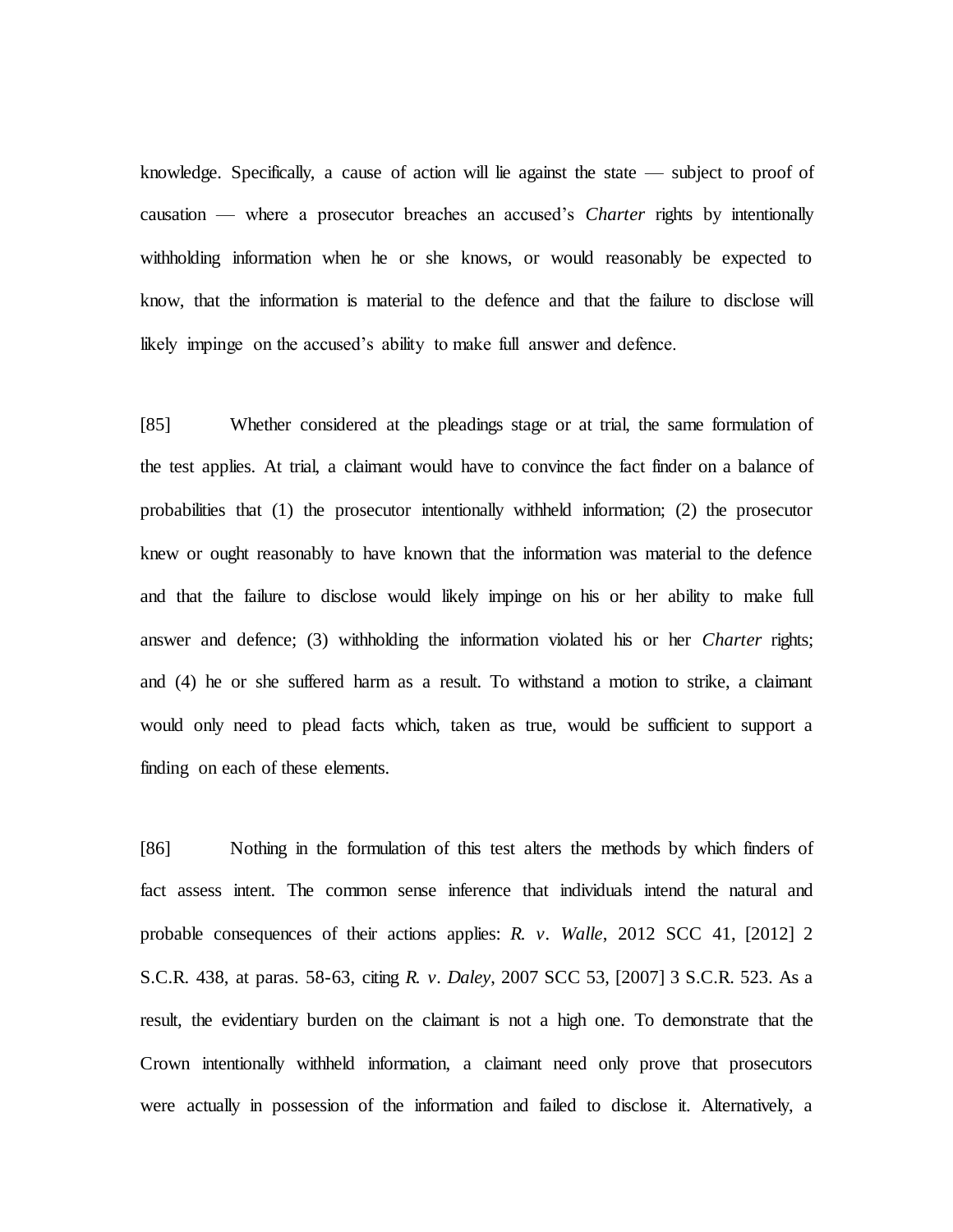knowledge. Specifically, a cause of action will lie against the state — subject to proof of causation — where a prosecutor breaches an accused's *Charter* rights by intentionally withholding information when he or she knows, or would reasonably be expected to know, that the information is material to the defence and that the failure to disclose will likely impinge on the accused's ability to make full answer and defence.

[85] Whether considered at the pleadings stage or at trial, the same formulation of the test applies. At trial, a claimant would have to convince the fact finder on a balance of probabilities that (1) the prosecutor intentionally withheld information; (2) the prosecutor knew or ought reasonably to have known that the information was material to the defence and that the failure to disclose would likely impinge on his or her ability to make full answer and defence; (3) withholding the information violated his or her *Charter* rights; and (4) he or she suffered harm as a result. To withstand a motion to strike, a claimant would only need to plead facts which, taken as true, would be sufficient to support a finding on each of these elements.

[86] Nothing in the formulation of this test alters the methods by which finders of fact assess intent. The common sense inference that individuals intend the natural and probable consequences of their actions applies: *R. v. Walle*, 2012 SCC 41, [2012] 2 S.C.R. 438, at paras. 58-63, citing *R. v. Daley*, 2007 SCC 53, [2007] 3 S.C.R. 523. As a result, the evidentiary burden on the claimant is not a high one. To demonstrate that the Crown intentionally withheld information, a claimant need only prove that prosecutors were actually in possession of the information and failed to disclose it. Alternatively, a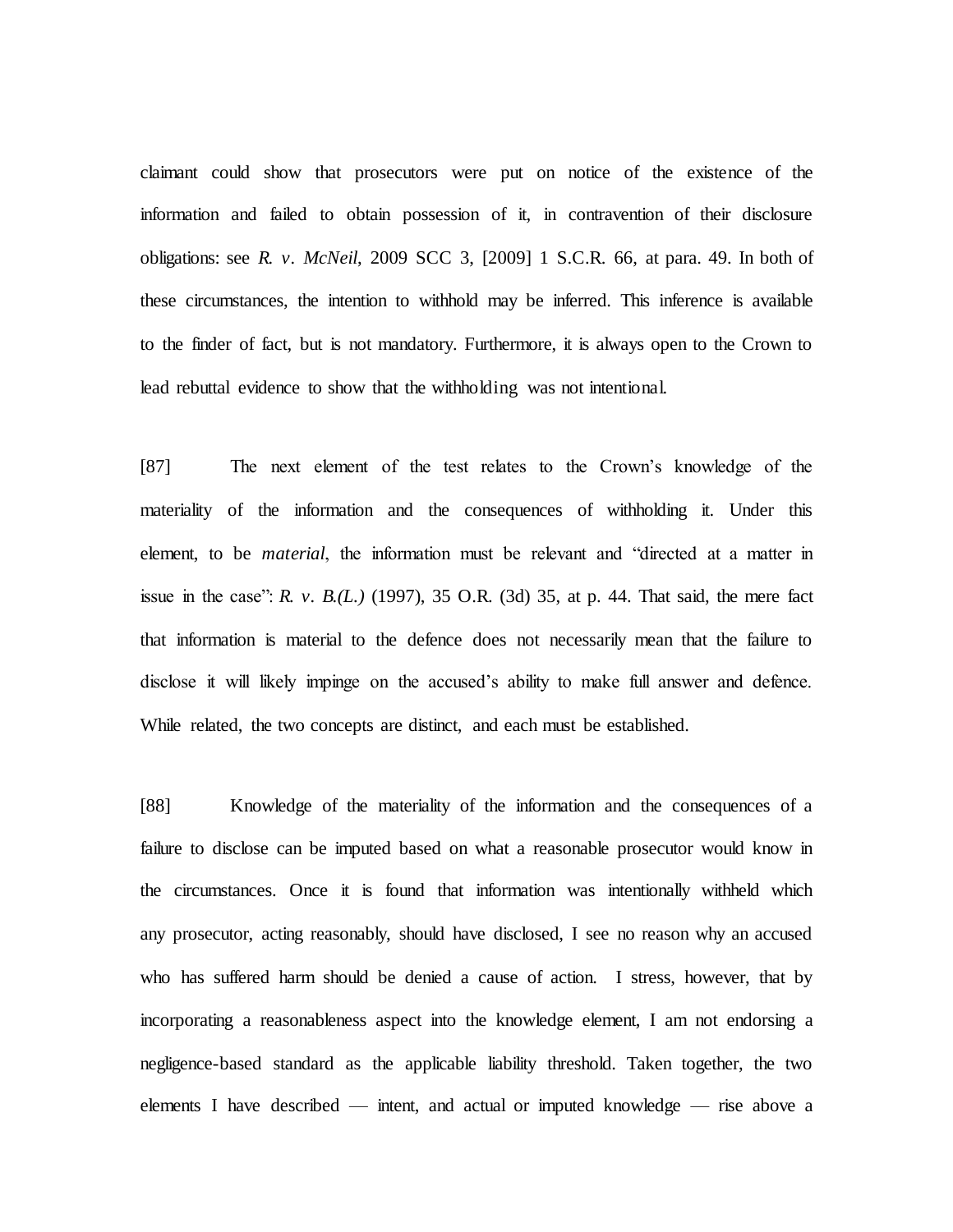claimant could show that prosecutors were put on notice of the existence of the information and failed to obtain possession of it, in contravention of their disclosure obligations: see *R. v. McNeil*, 2009 SCC 3, [2009] 1 S.C.R. 66, at para. 49. In both of these circumstances, the intention to withhold may be inferred. This inference is available to the finder of fact, but is not mandatory. Furthermore, it is always open to the Crown to lead rebuttal evidence to show that the withholding was not intentional.

[87] The next element of the test relates to the Crown's knowledge of the materiality of the information and the consequences of withholding it. Under this element, to be *material*, the information must be relevant and "directed at a matter in issue in the case": *R. v. B.(L.)* (1997), 35 O.R. (3d) 35, at p. 44. That said, the mere fact that information is material to the defence does not necessarily mean that the failure to disclose it will likely impinge on the accused's ability to make full answer and defence. While related, the two concepts are distinct, and each must be established.

[88] Knowledge of the materiality of the information and the consequences of a failure to disclose can be imputed based on what a reasonable prosecutor would know in the circumstances. Once it is found that information was intentionally withheld which any prosecutor, acting reasonably, should have disclosed, I see no reason why an accused who has suffered harm should be denied a cause of action. I stress, however, that by incorporating a reasonableness aspect into the knowledge element, I am not endorsing a negligence-based standard as the applicable liability threshold. Taken together, the two elements I have described — intent, and actual or imputed knowledge — rise above a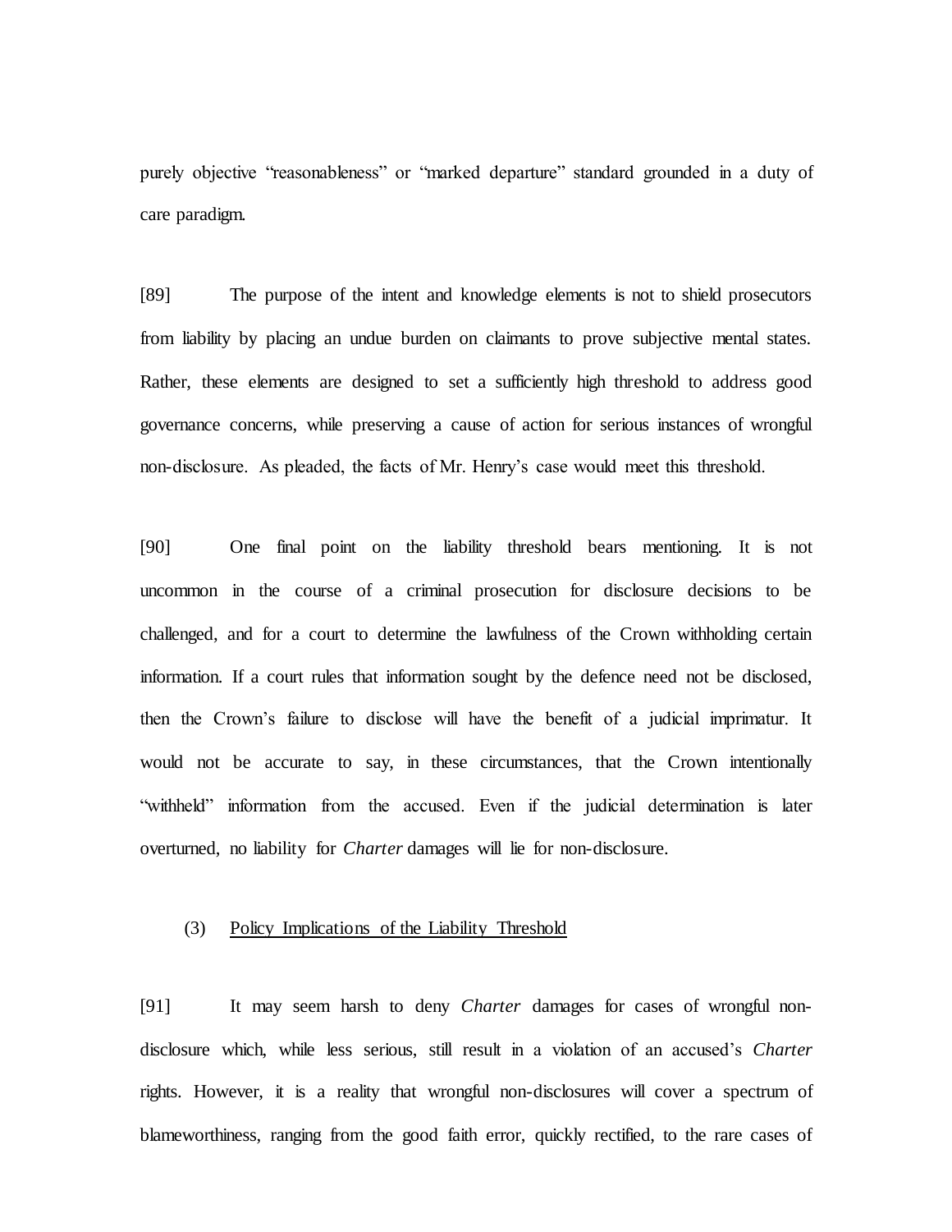purely objective "reasonableness" or "marked departure" standard grounded in a duty of care paradigm.

[89] The purpose of the intent and knowledge elements is not to shield prosecutors from liability by placing an undue burden on claimants to prove subjective mental states. Rather, these elements are designed to set a sufficiently high threshold to address good governance concerns, while preserving a cause of action for serious instances of wrongful non-disclosure. As pleaded, the facts of Mr. Henry's case would meet this threshold.

[90] One final point on the liability threshold bears mentioning. It is not uncommon in the course of a criminal prosecution for disclosure decisions to be challenged, and for a court to determine the lawfulness of the Crown withholding certain information. If a court rules that information sought by the defence need not be disclosed, then the Crown's failure to disclose will have the benefit of a judicial imprimatur. It would not be accurate to say, in these circumstances, that the Crown intentionally "withheld" information from the accused. Even if the judicial determination is later overturned, no liability for *Charter* damages will lie for non-disclosure.

### (3) Policy Implications of the Liability Threshold

[91] It may seem harsh to deny *Charter* damages for cases of wrongful non-disclosure which, while less serious, still result in a violation of an accused's *Charter* rights. However, it is a reality that wrongful non-disclosures will cover a spectrum of blameworthiness, ranging from the good faith error, quickly rectified, to the rare cases of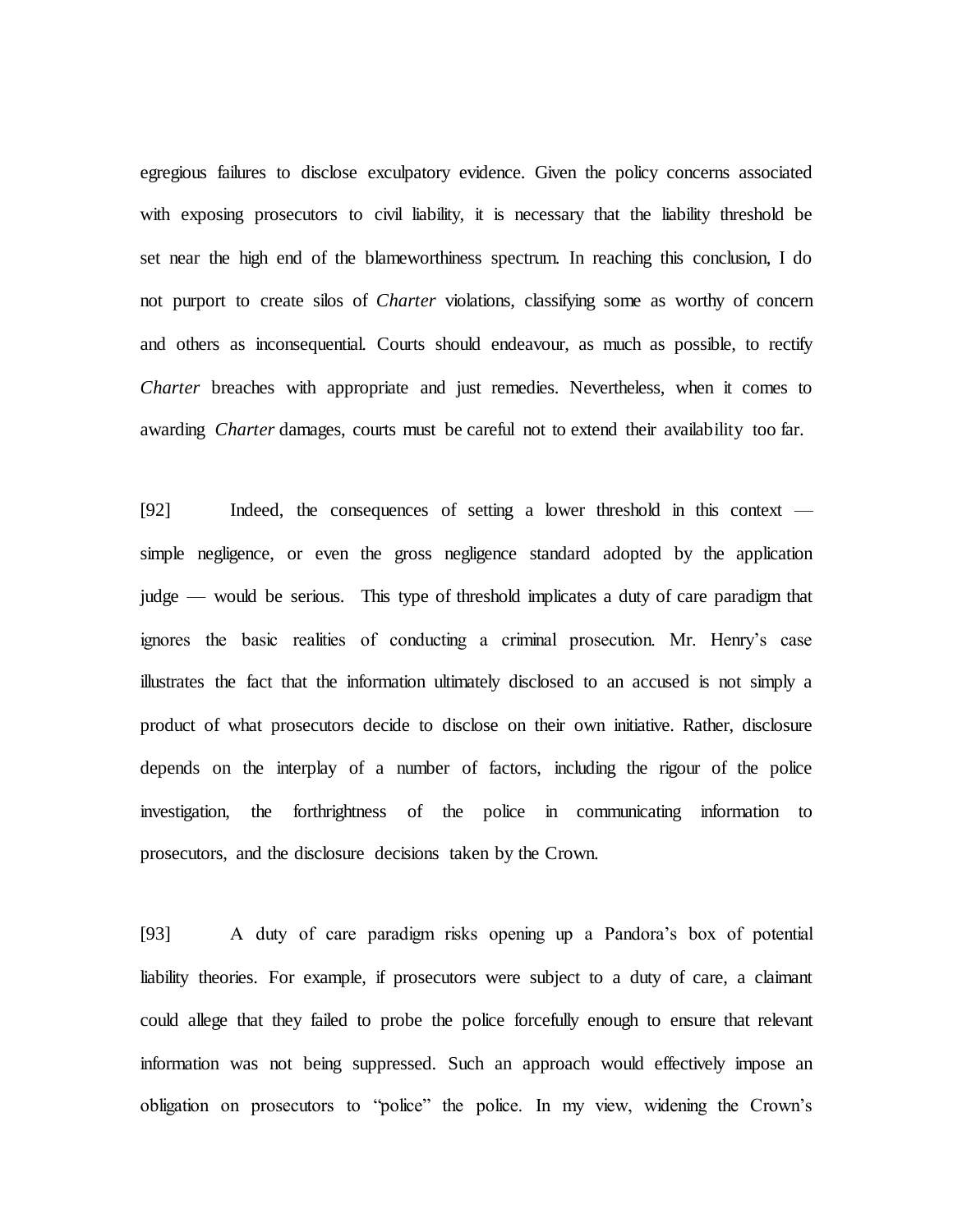egregious failures to disclose exculpatory evidence. Given the policy concerns associated with exposing prosecutors to civil liability, it is necessary that the liability threshold be set near the high end of the blameworthiness spectrum. In reaching this conclusion, I do not purport to create silos of *Charter* violations, classifying some as worthy of concern and others as inconsequential. Courts should endeavour, as much as possible, to rectify *Charter* breaches with appropriate and just remedies. Nevertheless, when it comes to awarding *Charter* damages, courts must be careful not to extend their availability too far.

[92] Indeed, the consequences of setting a lower threshold in this context — simple negligence, or even the gross negligence standard adopted by the application judge — would be serious. This type of threshold implicates a duty of care paradigm that ignores the basic realities of conducting a criminal prosecution. Mr. Henry's case illustrates the fact that the information ultimately disclosed to an accused is not simply a product of what prosecutors decide to disclose on their own initiative. Rather, disclosure depends on the interplay of a number of factors, including the rigour of the police investigation, the forthrightness of the police in communicating information to prosecutors, and the disclosure decisions taken by the Crown.

[93] A duty of care paradigm risks opening up a Pandora's box of potential liability theories. For example, if prosecutors were subject to a duty of care, a claimant could allege that they failed to probe the police forcefully enough to ensure that relevant information was not being suppressed. Such an approach would effectively impose an obligation on prosecutors to "police" the police. In my view, widening the Crown's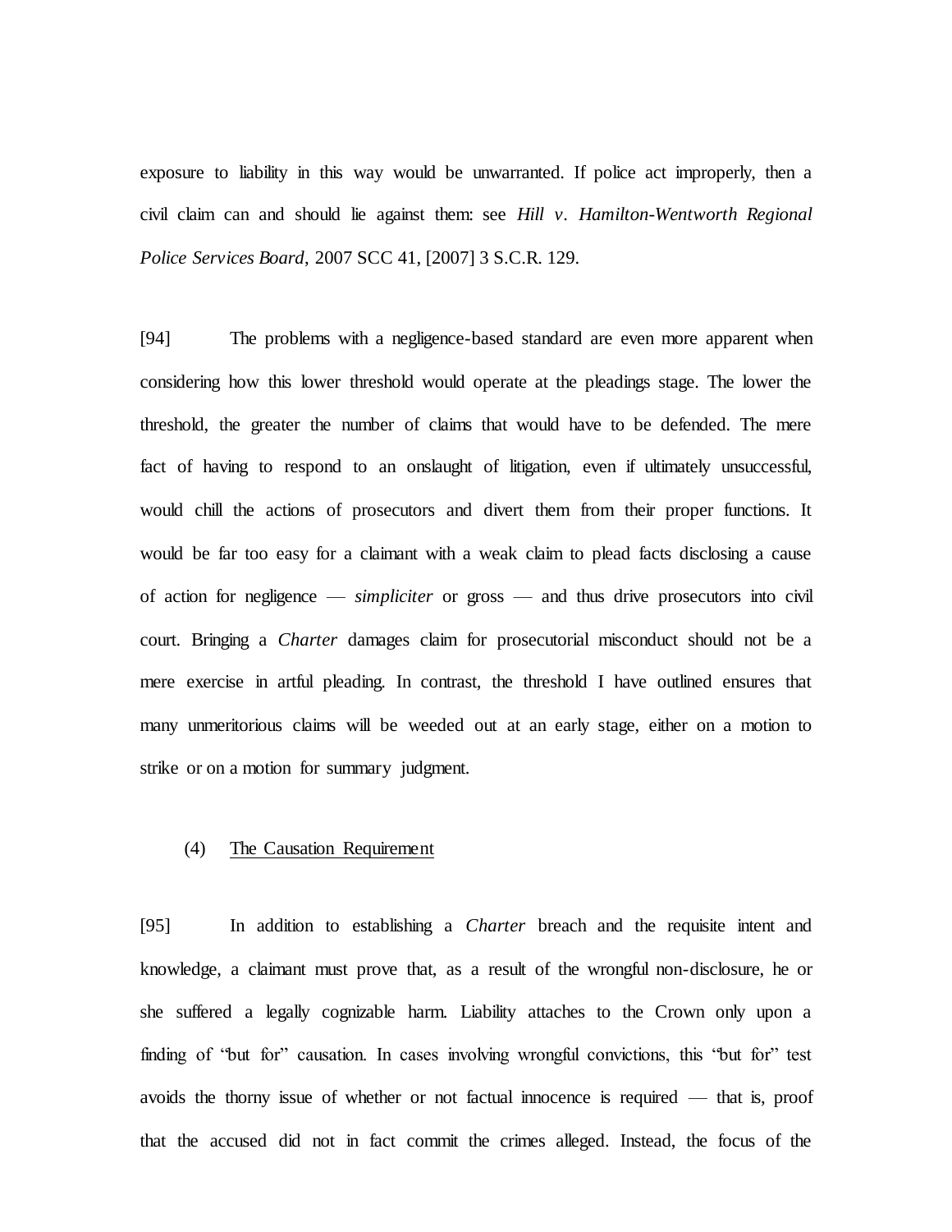exposure to liability in this way would be unwarranted. If police act improperly, then a civil claim can and should lie against them: see *Hill v. Hamilton-Wentworth Regional Police Services Board*, 2007 SCC 41, [2007] 3 S.C.R. 129.

[94] The problems with a negligence-based standard are even more apparent when considering how this lower threshold would operate at the pleadings stage. The lower the threshold, the greater the number of claims that would have to be defended. The mere fact of having to respond to an onslaught of litigation, even if ultimately unsuccessful, would chill the actions of prosecutors and divert them from their proper functions. It would be far too easy for a claimant with a weak claim to plead facts disclosing a cause of action for negligence — *simpliciter* or gross — and thus drive prosecutors into civil court. Bringing a *Charter* damages claim for prosecutorial misconduct should not be a mere exercise in artful pleading. In contrast, the threshold I have outlined ensures that many unmeritorious claims will be weeded out at an early stage, either on a motion to strike or on a motion for summary judgment.

(4) The Causation Requirement

[95] In addition to establishing a *Charter* breach and the requisite intent and knowledge, a claimant must prove that, as a result of the wrongful non-disclosure, he or she suffered a legally cognizable harm. Liability attaches to the Crown only upon a finding of "but for" causation. In cases involving wrongful convictions, this "but for" test avoids the thorny issue of whether or not factual innocence is required — that is, proof that the accused did not in fact commit the crimes alleged. Instead, the focus of the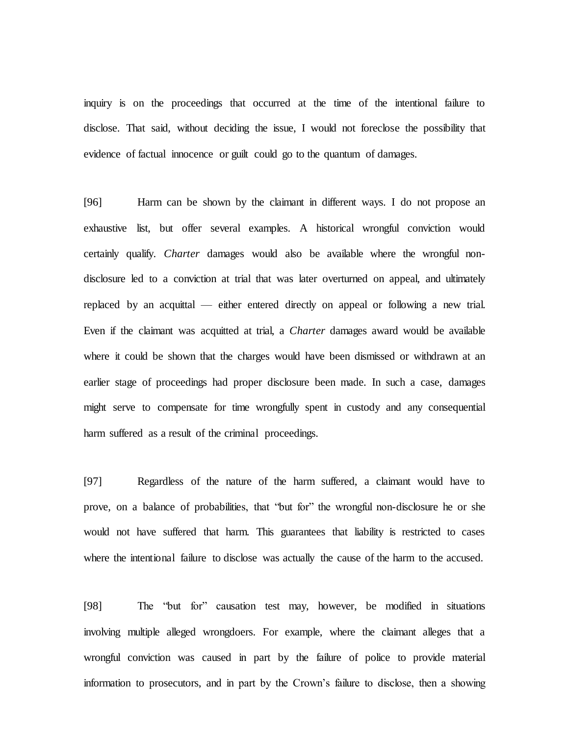inquiry is on the proceedings that occurred at the time of the intentional failure to disclose. That said, without deciding the issue, I would not foreclose the possibility that evidence of factual innocence or guilt could go to the quantum of damages.

[96] Harm can be shown by the claimant in different ways. I do not propose an exhaustive list, but offer several examples. A historical wrongful conviction would certainly qualify. *Charter* damages would also be available where the wrongful non-disclosure led to a conviction at trial that was later overturned on appeal, and ultimately replaced by an acquittal — either entered directly on appeal or following a new trial. Even if the claimant was acquitted at trial, a *Charter* damages award would be available where it could be shown that the charges would have been dismissed or withdrawn at an earlier stage of proceedings had proper disclosure been made. In such a case, damages might serve to compensate for time wrongfully spent in custody and any consequential harm suffered as a result of the criminal proceedings.

[97] Regardless of the nature of the harm suffered, a claimant would have to prove, on a balance of probabilities, that "but for" the wrongful non-disclosure he or she would not have suffered that harm. This guarantees that liability is restricted to cases where the intentional failure to disclose was actually the cause of the harm to the accused.

[98] The "but for" causation test may, however, be modified in situations involving multiple alleged wrongdoers. For example, where the claimant alleges that a wrongful conviction was caused in part by the failure of police to provide material information to prosecutors, and in part by the Crown's failure to disclose, then a showing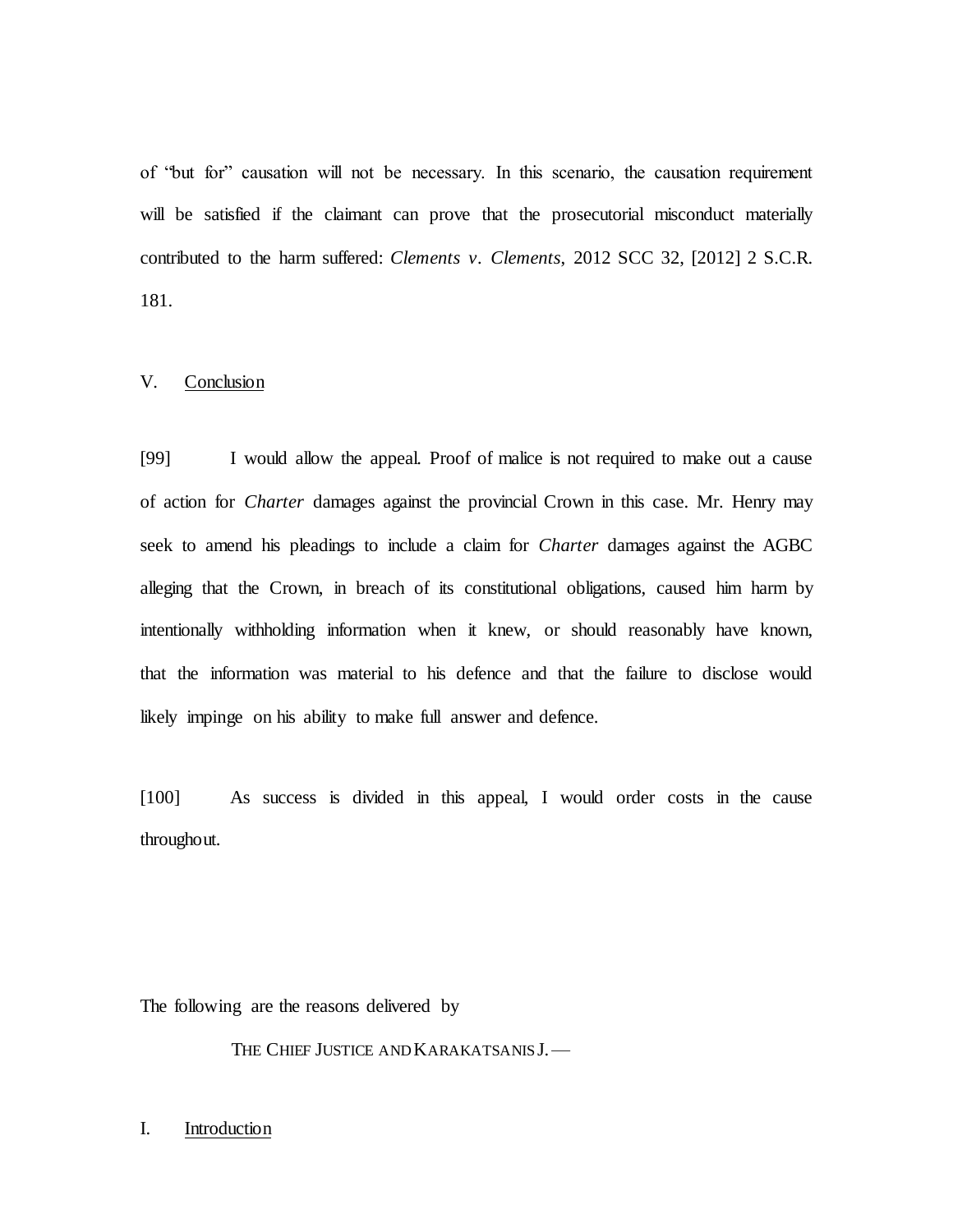of "but for" causation will not be necessary. In this scenario, the causation requirement will be satisfied if the claimant can prove that the prosecutorial misconduct materially contributed to the harm suffered: *Clements v. Clements*, 2012 SCC 32, [2012] 2 S.C.R. 181.

## V. Conclusion

[99] I would allow the appeal. Proof of malice is not required to make out a cause of action for *Charter* damages against the provincial Crown in this case. Mr. Henry may seek to amend his pleadings to include a claim for *Charter* damages against the AGBC alleging that the Crown, in breach of its constitutional obligations, caused him harm by intentionally withholding information when it knew, or should reasonably have known, that the information was material to his defence and that the failure to disclose would likely impinge on his ability to make full answer and defence.

[100] As success is divided in this appeal, I would order costs in the cause throughout.

The following are the reasons delivered by

THE CHIEF JUSTICE AND KARAKATSANIS J. —

## I. Introduction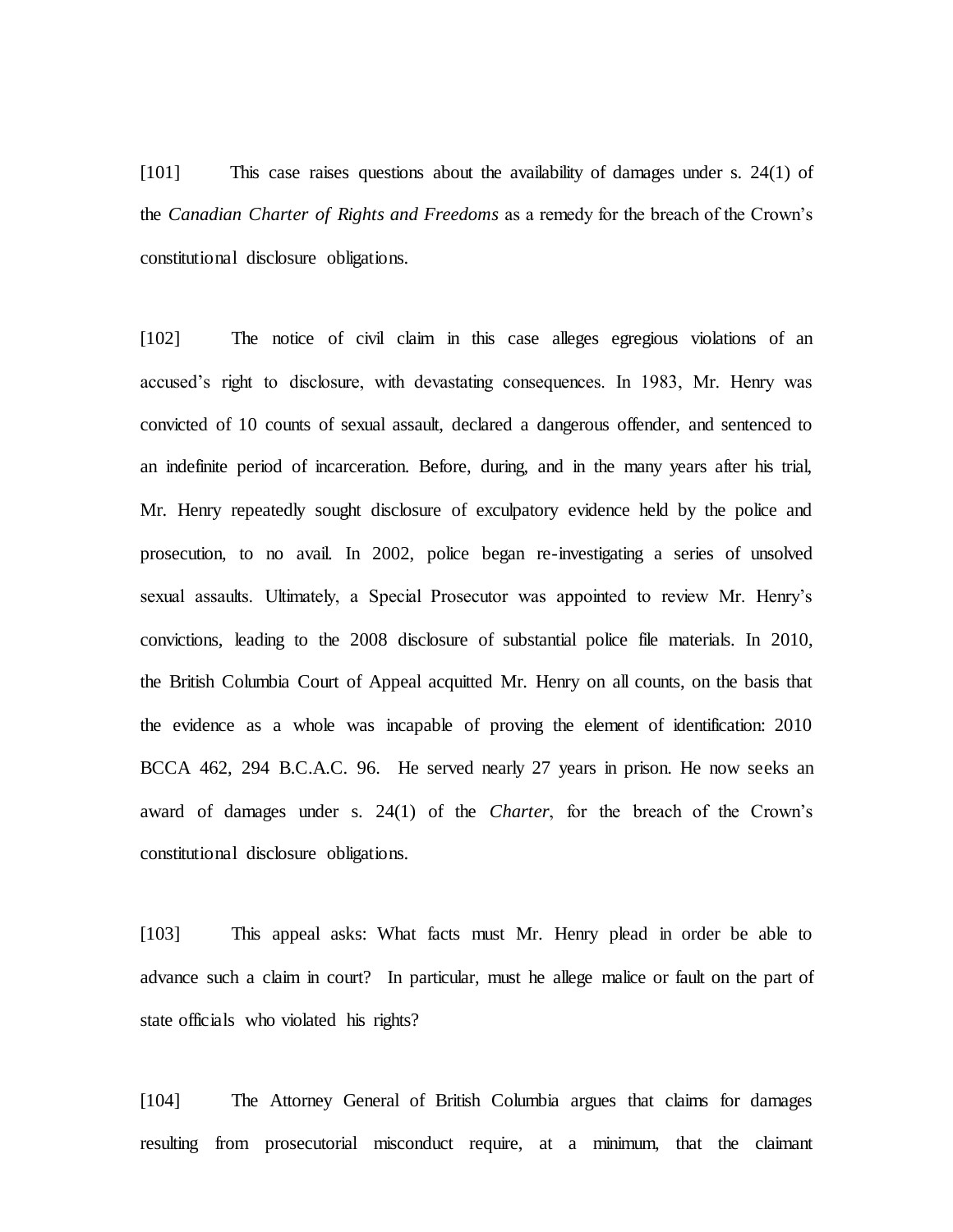[101] This case raises questions about the availability of damages under s. 24(1) of the *Canadian Charter of Rights and Freedoms* as a remedy for the breach of the Crown's constitutional disclosure obligations.

[102] The notice of civil claim in this case alleges egregious violations of an accused's right to disclosure, with devastating consequences. In 1983, Mr. Henry was convicted of 10 counts of sexual assault, declared a dangerous offender, and sentenced to an indefinite period of incarceration. Before, during, and in the many years after his trial, Mr. Henry repeatedly sought disclosure of exculpatory evidence held by the police and prosecution, to no avail. In 2002, police began re-investigating a series of unsolved sexual assaults. Ultimately, a Special Prosecutor was appointed to review Mr. Henry's convictions, leading to the 2008 disclosure of substantial police file materials. In 2010, the British Columbia Court of Appeal acquitted Mr. Henry on all counts, on the basis that the evidence as a whole was incapable of proving the element of identification: 2010 BCCA 462, 294 B.C.A.C. 96. He served nearly 27 years in prison. He now seeks an award of damages under s. 24(1) of the *Charter*, for the breach of the Crown's constitutional disclosure obligations.

[103] This appeal asks: What facts must Mr. Henry plead in order be able to advance such a claim in court? In particular, must he allege malice or fault on the part of state officials who violated his rights?

[104] The Attorney General of British Columbia argues that claims for damages resulting from prosecutorial misconduct require, at a minimum, that the claimant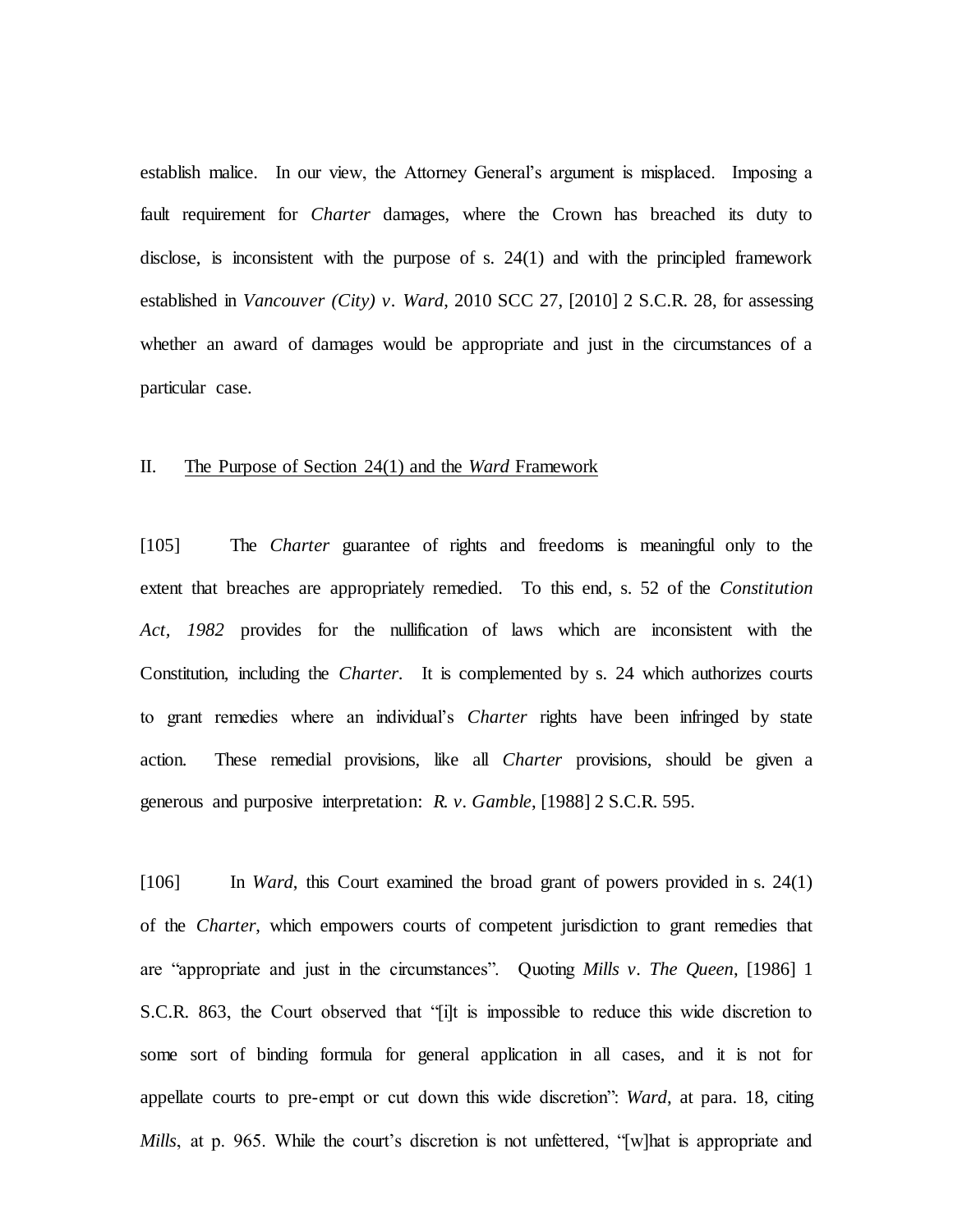establish malice. In our view, the Attorney General's argument is misplaced. Imposing a fault requirement for *Charter* damages, where the Crown has breached its duty to disclose, is inconsistent with the purpose of s. 24(1) and with the principled framework established in *Vancouver (City) v. Ward*, 2010 SCC 27, [2010] 2 S.C.R. 28, for assessing whether an award of damages would be appropriate and just in the circumstances of a particular case.

## II. The Purpose of Section 24(1) and the *Ward* Framework

[105] The *Charter* guarantee of rights and freedoms is meaningful only to the extent that breaches are appropriately remedied. To this end, s. 52 of the *Constitution Act, 1982* provides for the nullification of laws which are inconsistent with the Constitution, including the *Charter*. It is complemented by s. 24 which authorizes courts to grant remedies where an individual's *Charter* rights have been infringed by state action. These remedial provisions, like all *Charter* provisions, should be given a generous and purposive interpretation: *R. v. Gamble*, [1988] 2 S.C.R. 595.

[106] In *Ward*, this Court examined the broad grant of powers provided in s. 24(1) of the *Charter*, which empowers courts of competent jurisdiction to grant remedies that are "appropriate and just in the circumstances". Quoting *Mills v. The Queen*, [1986] 1 S.C.R. 863, the Court observed that "[i]t is impossible to reduce this wide discretion to some sort of binding formula for general application in all cases, and it is not for appellate courts to pre-empt or cut down this wide discretion": *Ward*, at para. 18, citing *Mills*, at p. 965. While the court's discretion is not unfettered, "[w]hat is appropriate and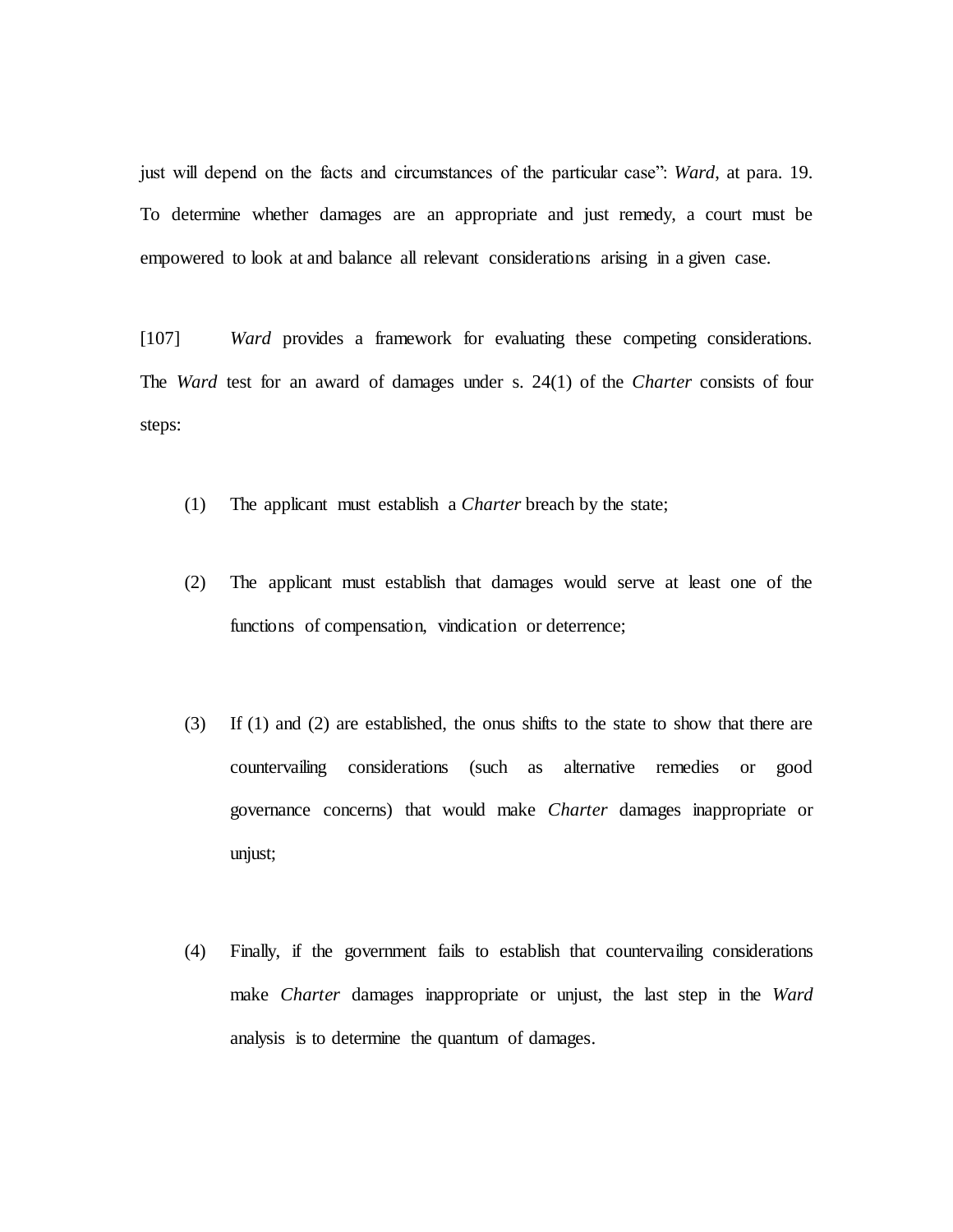just will depend on the facts and circumstances of the particular case": *Ward*, at para. 19. To determine whether damages are an appropriate and just remedy, a court must be empowered to look at and balance all relevant considerations arising in a given case.

[107] *Ward* provides a framework for evaluating these competing considerations. The *Ward* test for an award of damages under s. 24(1) of the *Charter* consists of four steps:

(1) The applicant must establish a *Charter* breach by the state;

(2) The applicant must establish that damages would serve at least one of the functions of compensation, vindication or deterrence;

(3) If (1) and (2) are established, the onus shifts to the state to show that there are countervailing considerations (such as alternative remedies or good governance concerns) that would make *Charter* damages inappropriate or unjust;

(4) Finally, if the government fails to establish that countervailing considerations make *Charter* damages inappropriate or unjust, the last step in the *Ward* analysis is to determine the quantum of damages.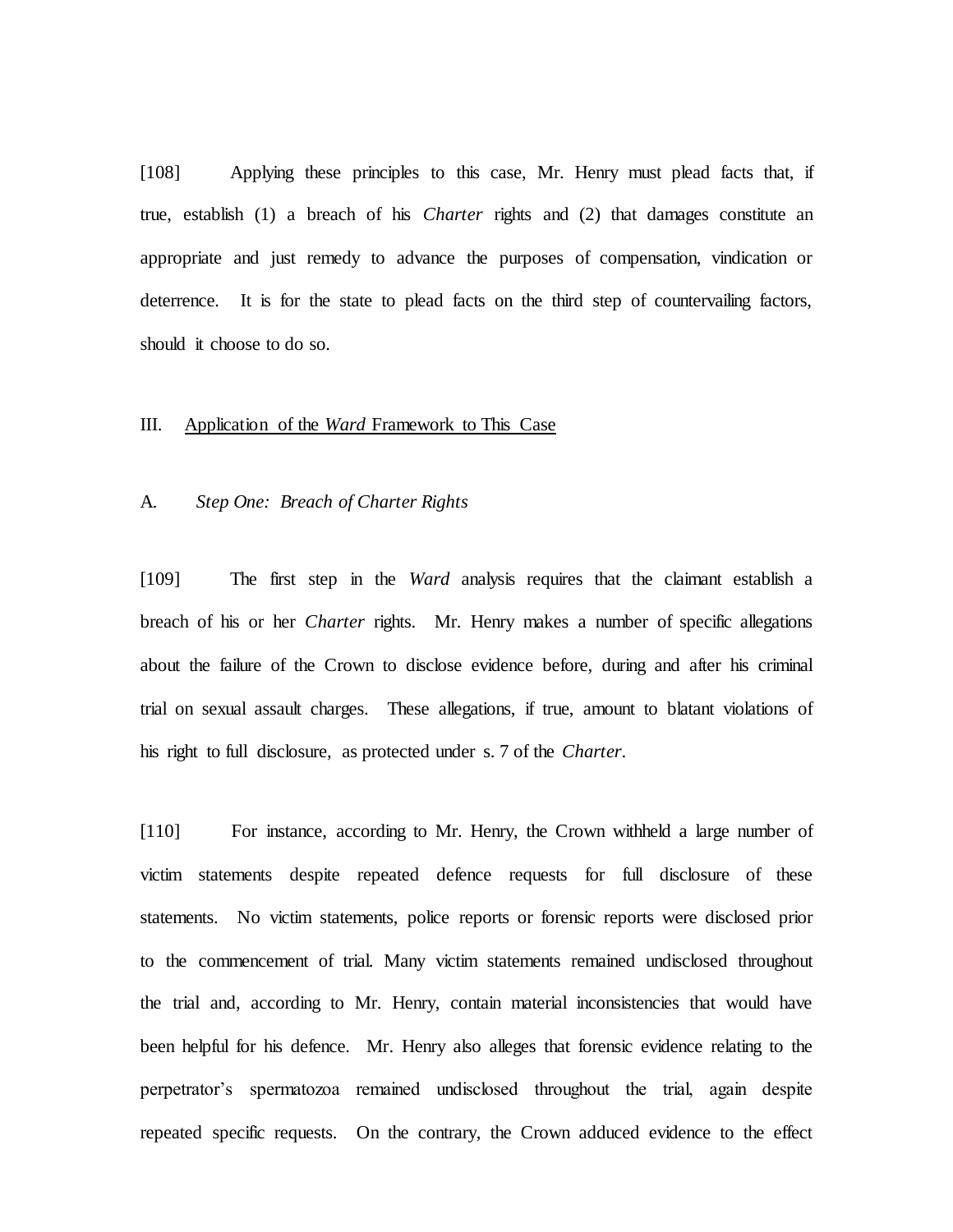[108] Applying these principles to this case, Mr. Henry must plead facts that, if true, establish (1) a breach of his *Charter* rights and (2) that damages constitute an appropriate and just remedy to advance the purposes of compensation, vindication or deterrence. It is for the state to plead facts on the third step of countervailing factors, should it choose to do so.

## III. Application of the *Ward* Framework to This Case

### A. *Step One: Breach of Charter Rights*

[109] The first step in the *Ward* analysis requires that the claimant establish a breach of his or her *Charter* rights. Mr. Henry makes a number of specific allegations about the failure of the Crown to disclose evidence before, during and after his criminal trial on sexual assault charges. These allegations, if true, amount to blatant violations of his right to full disclosure, as protected under s. 7 of the *Charter*.

[110] For instance, according to Mr. Henry, the Crown withheld a large number of victim statements despite repeated defence requests for full disclosure of these statements. No victim statements, police reports or forensic reports were disclosed prior to the commencement of trial. Many victim statements remained undisclosed throughout the trial and, according to Mr. Henry, contain material inconsistencies that would have been helpful for his defence. Mr. Henry also alleges that forensic evidence relating to the perpetrator's spermatozoa remained undisclosed throughout the trial, again despite repeated specific requests. On the contrary, the Crown adduced evidence to the effect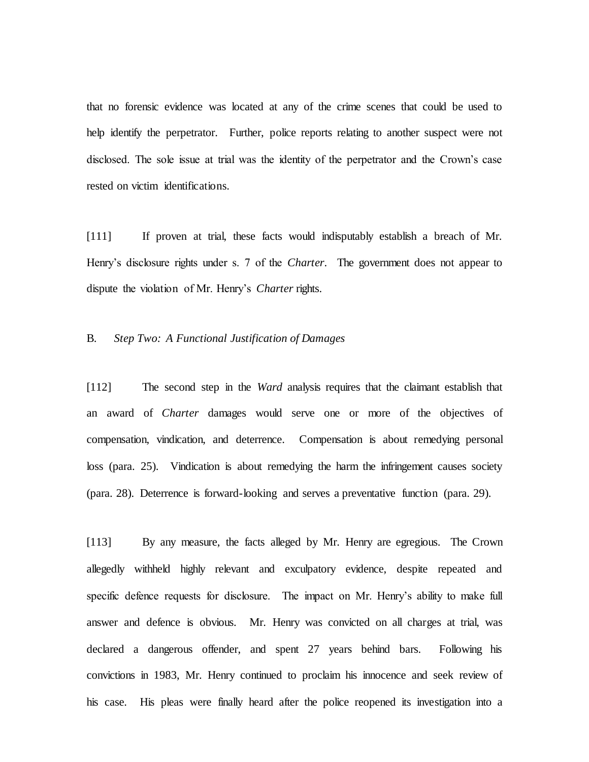that no forensic evidence was located at any of the crime scenes that could be used to help identify the perpetrator. Further, police reports relating to another suspect were not disclosed. The sole issue at trial was the identity of the perpetrator and the Crown's case rested on victim identifications.

[111] If proven at trial, these facts would indisputably establish a breach of Mr. Henry's disclosure rights under s. 7 of the *Charter*. The government does not appear to dispute the violation of Mr. Henry's *Charter* rights.

B. *Step Two: A Functional Justification of Damages*

[112] The second step in the *Ward* analysis requires that the claimant establish that an award of *Charter* damages would serve one or more of the objectives of compensation, vindication, and deterrence. Compensation is about remedying personal loss (para. 25). Vindication is about remedying the harm the infringement causes society (para. 28). Deterrence is forward-looking and serves a preventative function (para. 29).

[113] By any measure, the facts alleged by Mr. Henry are egregious. The Crown allegedly withheld highly relevant and exculpatory evidence, despite repeated and specific defence requests for disclosure. The impact on Mr. Henry's ability to make full answer and defence is obvious. Mr. Henry was convicted on all charges at trial, was declared a dangerous offender, and spent 27 years behind bars. Following his convictions in 1983, Mr. Henry continued to proclaim his innocence and seek review of his case. His pleas were finally heard after the police reopened its investigation into a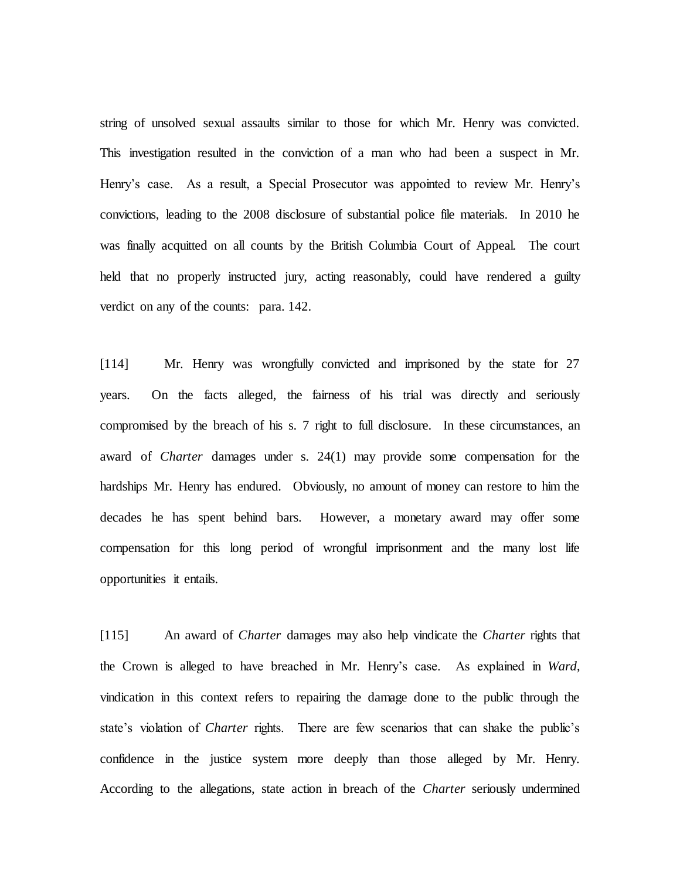string of unsolved sexual assaults similar to those for which Mr. Henry was convicted. This investigation resulted in the conviction of a man who had been a suspect in Mr. Henry's case. As a result, a Special Prosecutor was appointed to review Mr. Henry's convictions, leading to the 2008 disclosure of substantial police file materials. In 2010 he was finally acquitted on all counts by the British Columbia Court of Appeal. The court held that no properly instructed jury, acting reasonably, could have rendered a guilty verdict on any of the counts: para. 142.

[114] Mr. Henry was wrongfully convicted and imprisoned by the state for 27 years. On the facts alleged, the fairness of his trial was directly and seriously compromised by the breach of his s. 7 right to full disclosure. In these circumstances, an award of *Charter* damages under s. 24(1) may provide some compensation for the hardships Mr. Henry has endured. Obviously, no amount of money can restore to him the decades he has spent behind bars. However, a monetary award may offer some compensation for this long period of wrongful imprisonment and the many lost life opportunities it entails.

[115] An award of *Charter* damages may also help vindicate the *Charter* rights that the Crown is alleged to have breached in Mr. Henry's case. As explained in *Ward*, vindication in this context refers to repairing the damage done to the public through the state's violation of *Charter* rights. There are few scenarios that can shake the public's confidence in the justice system more deeply than those alleged by Mr. Henry. According to the allegations, state action in breach of the *Charter* seriously undermined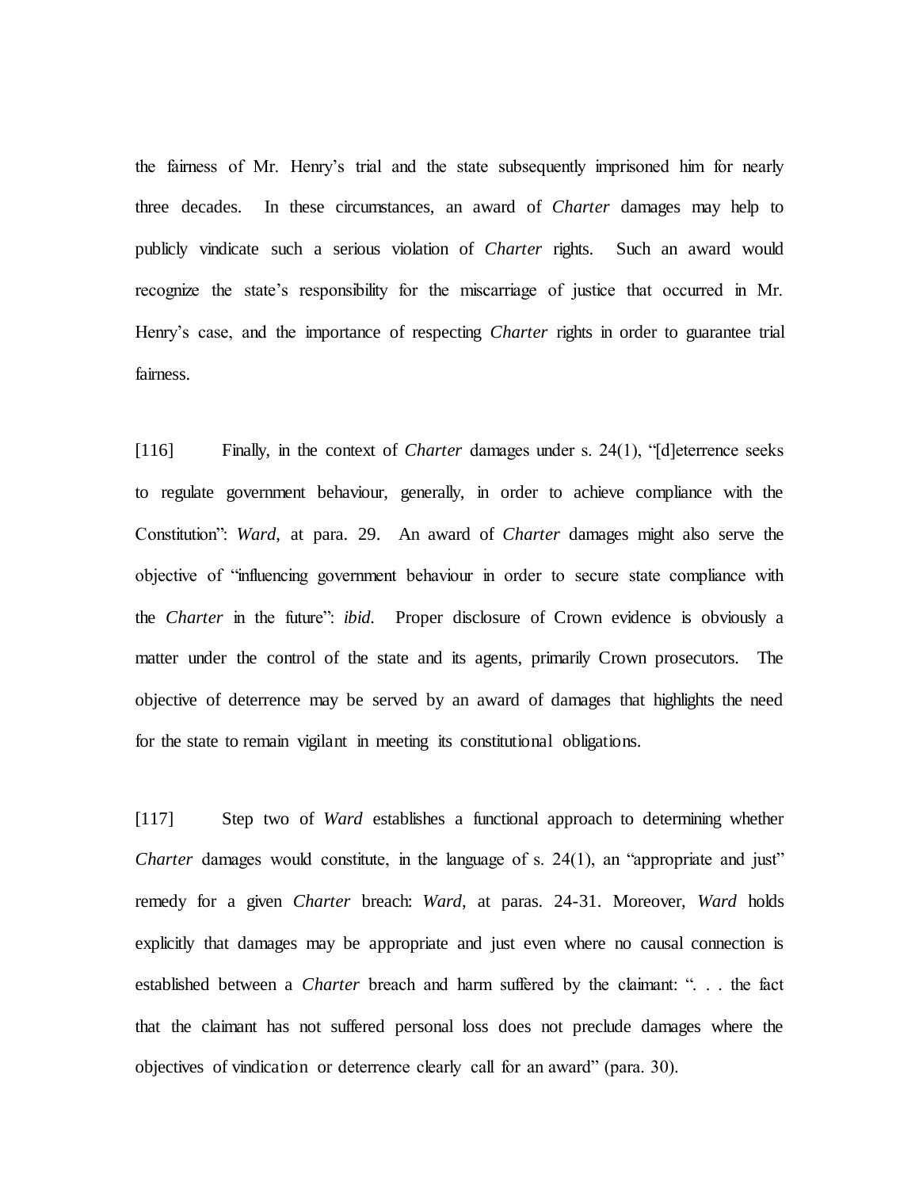the fairness of Mr. Henry's trial and the state subsequently imprisoned him for nearly three decades. In these circumstances, an award of *Charter* damages may help to publicly vindicate such a serious violation of *Charter* rights. Such an award would recognize the state's responsibility for the miscarriage of justice that occurred in Mr. Henry's case, and the importance of respecting *Charter* rights in order to guarantee trial fairness.

[116] Finally, in the context of *Charter* damages under s. 24(1), "[d]eterrence seeks to regulate government behaviour, generally, in order to achieve compliance with the Constitution": *Ward*, at para. 29. An award of *Charter* damages might also serve the objective of "influencing government behaviour in order to secure state compliance with the *Charter* in the future": *ibid*. Proper disclosure of Crown evidence is obviously a matter under the control of the state and its agents, primarily Crown prosecutors. The objective of deterrence may be served by an award of damages that highlights the need for the state to remain vigilant in meeting its constitutional obligations.

[117] Step two of *Ward* establishes a functional approach to determining whether *Charter* damages would constitute, in the language of s. 24(1), an "appropriate and just" remedy for a given *Charter* breach: *Ward*, at paras. 24-31. Moreover, *Ward* holds explicitly that damages may be appropriate and just even where no causal connection is established between a *Charter* breach and harm suffered by the claimant: ". . . the fact that the claimant has not suffered personal loss does not preclude damages where the objectives of vindication or deterrence clearly call for an award" (para. 30).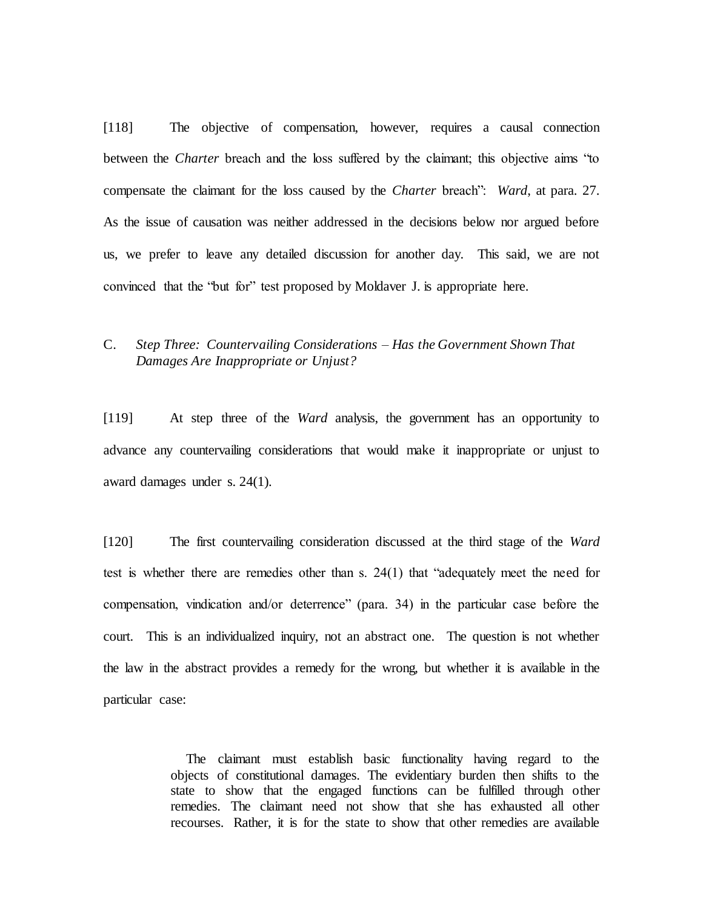[118] The objective of compensation, however, requires a causal connection between the *Charter* breach and the loss suffered by the claimant; this objective aims "to compensate the claimant for the loss caused by the *Charter* breach": *Ward*, at para. 27. As the issue of causation was neither addressed in the decisions below nor argued before us, we prefer to leave any detailed discussion for another day. This said, we are not convinced that the "but for" test proposed by Moldaver J. is appropriate here.

### C. *Step Three: Countervailing Considerations – Has the Government Shown That Damages Are Inappropriate or Unjust?*

[119] At step three of the *Ward* analysis, the government has an opportunity to advance any countervailing considerations that would make it inappropriate or unjust to award damages under s. 24(1).

[120] The first countervailing consideration discussed at the third stage of the *Ward* test is whether there are remedies other than s. 24(1) that "adequately meet the need for compensation, vindication and/or deterrence" (para. 34) in the particular case before the court. This is an individualized inquiry, not an abstract one. The question is not whether the law in the abstract provides a remedy for the wrong, but whether it is available in the particular case:

> The claimant must establish basic functionality having regard to the objects of constitutional damages. The evidentiary burden then shifts to the state to show that the engaged functions can be fulfilled through other remedies. The claimant need not show that she has exhausted all other recourses. Rather, it is for the state to show that other remedies are available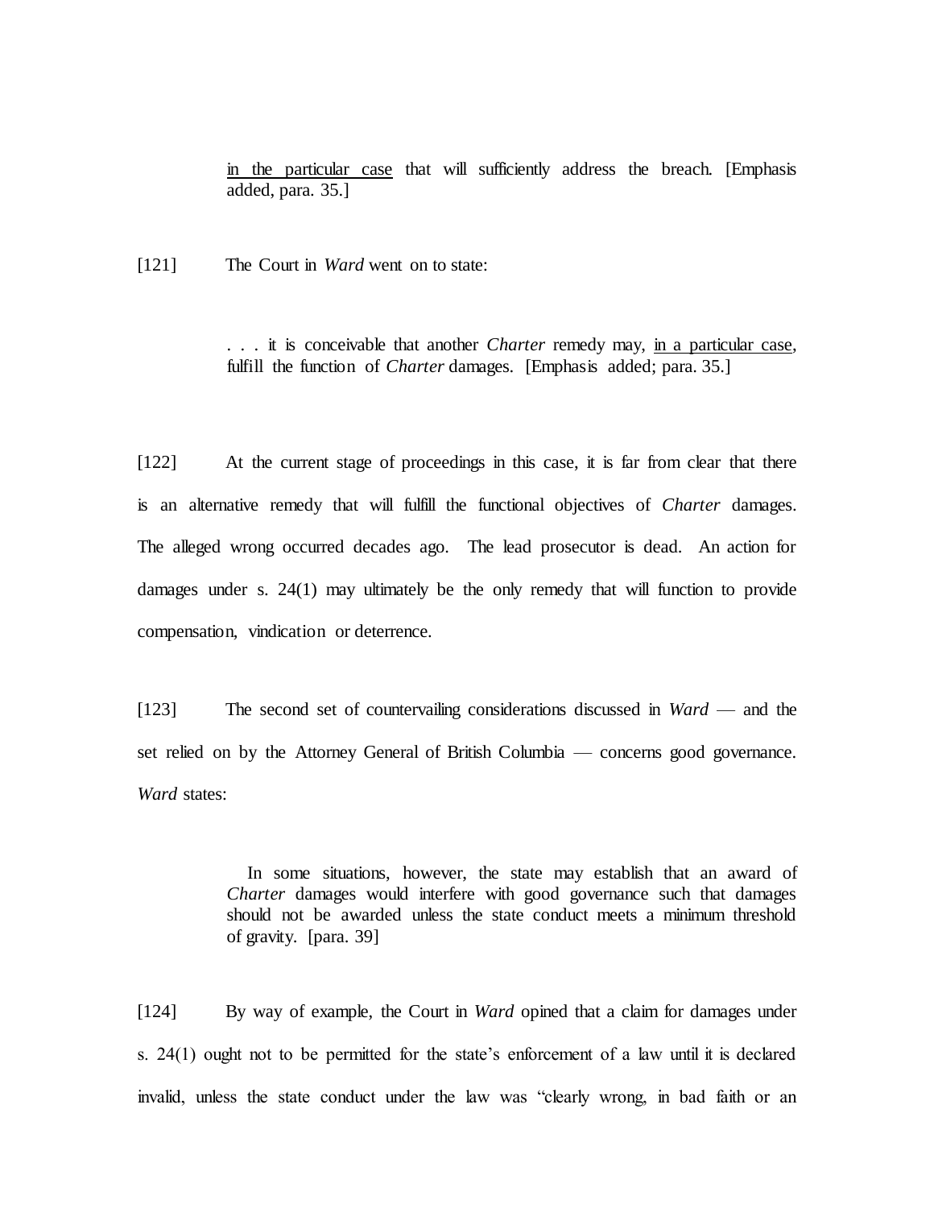> in the particular case that will sufficiently address the breach. [Emphasis added, para. 35.]

[121] The Court in *Ward* went on to state:

> . . . it is conceivable that another *Charter* remedy may, in a particular case, fulfill the function of *Charter* damages. [Emphasis added; para. 35.]

[122] At the current stage of proceedings in this case, it is far from clear that there is an alternative remedy that will fulfill the functional objectives of *Charter* damages. The alleged wrong occurred decades ago. The lead prosecutor is dead. An action for damages under s. 24(1) may ultimately be the only remedy that will function to provide compensation, vindication or deterrence.

[123] The second set of countervailing considerations discussed in *Ward* — and the set relied on by the Attorney General of British Columbia — concerns good governance. *Ward* states:

> In some situations, however, the state may establish that an award of *Charter* damages would interfere with good governance such that damages should not be awarded unless the state conduct meets a minimum threshold of gravity. [para. 39]

[124] By way of example, the Court in *Ward* opined that a claim for damages under s. 24(1) ought not to be permitted for the state's enforcement of a law until it is declared invalid, unless the state conduct under the law was "clearly wrong, in bad faith or an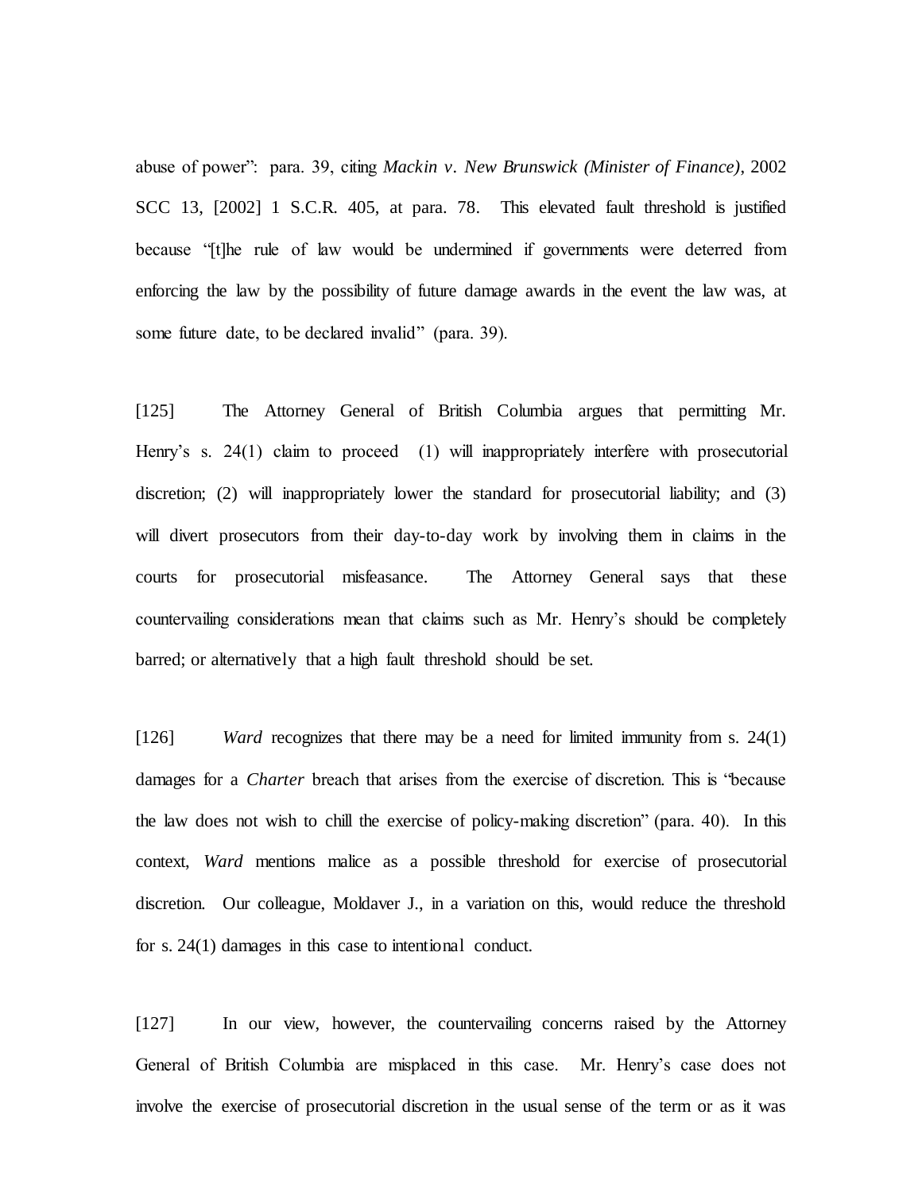abuse of power": para. 39, citing *Mackin v. New Brunswick (Minister of Finance)*, 2002 SCC 13, [2002] 1 S.C.R. 405, at para. 78. This elevated fault threshold is justified because "[t]he rule of law would be undermined if governments were deterred from enforcing the law by the possibility of future damage awards in the event the law was, at some future date, to be declared invalid" (para. 39).

[125] The Attorney General of British Columbia argues that permitting Mr. Henry's s. 24(1) claim to proceed (1) will inappropriately interfere with prosecutorial discretion; (2) will inappropriately lower the standard for prosecutorial liability; and (3) will divert prosecutors from their day-to-day work by involving them in claims in the courts for prosecutorial misfeasance. The Attorney General says that these countervailing considerations mean that claims such as Mr. Henry's should be completely barred; or alternatively that a high fault threshold should be set.

[126] *Ward* recognizes that there may be a need for limited immunity from s. 24(1) damages for a *Charter* breach that arises from the exercise of discretion. This is "because the law does not wish to chill the exercise of policy-making discretion" (para. 40). In this context, *Ward* mentions malice as a possible threshold for exercise of prosecutorial discretion. Our colleague, Moldaver J., in a variation on this, would reduce the threshold for s. 24(1) damages in this case to intentional conduct.

[127] In our view, however, the countervailing concerns raised by the Attorney General of British Columbia are misplaced in this case. Mr. Henry's case does not involve the exercise of prosecutorial discretion in the usual sense of the term or as it was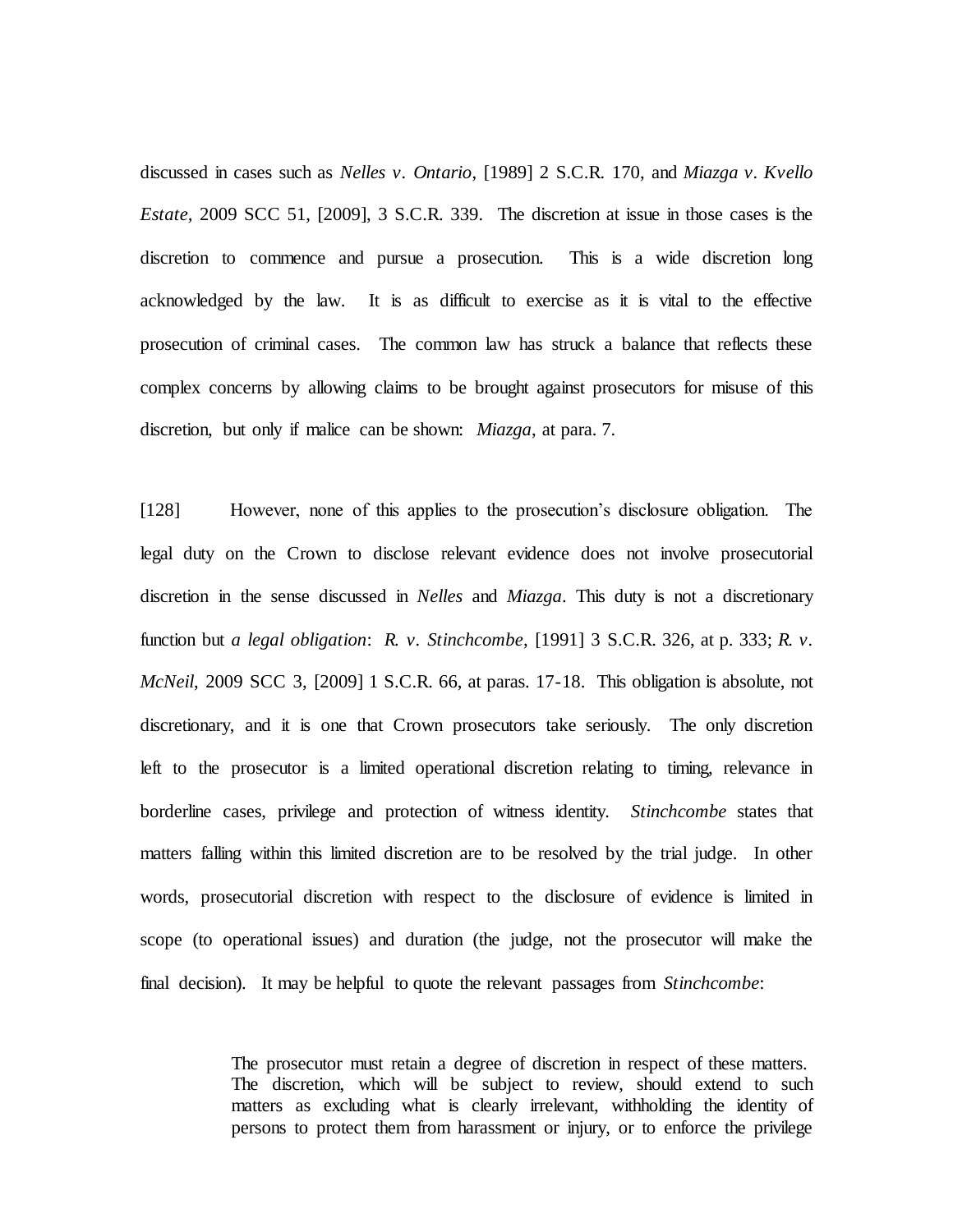discussed in cases such as *Nelles v. Ontario*, [1989] 2 S.C.R. 170, and *Miazga v. Kvello Estate*, 2009 SCC 51, [2009], 3 S.C.R. 339. The discretion at issue in those cases is the discretion to commence and pursue a prosecution. This is a wide discretion long acknowledged by the law. It is as difficult to exercise as it is vital to the effective prosecution of criminal cases. The common law has struck a balance that reflects these complex concerns by allowing claims to be brought against prosecutors for misuse of this discretion, but only if malice can be shown: *Miazga*, at para. 7.

[128] However, none of this applies to the prosecution's disclosure obligation. The legal duty on the Crown to disclose relevant evidence does not involve prosecutorial discretion in the sense discussed in *Nelles* and *Miazga*. This duty is not a discretionary function but *a legal obligation*: *R. v. Stinchcombe*, [1991] 3 S.C.R. 326, at p. 333; *R. v. McNeil*, 2009 SCC 3, [2009] 1 S.C.R. 66, at paras. 17-18. This obligation is absolute, not discretionary, and it is one that Crown prosecutors take seriously. The only discretion left to the prosecutor is a limited operational discretion relating to timing, relevance in borderline cases, privilege and protection of witness identity. *Stinchcombe* states that matters falling within this limited discretion are to be resolved by the trial judge. In other words, prosecutorial discretion with respect to the disclosure of evidence is limited in scope (to operational issues) and duration (the judge, not the prosecutor will make the final decision). It may be helpful to quote the relevant passages from *Stinchcombe*:

> The prosecutor must retain a degree of discretion in respect of these matters. The discretion, which will be subject to review, should extend to such matters as excluding what is clearly irrelevant, withholding the identity of persons to protect them from harassment or injury, or to enforce the privilege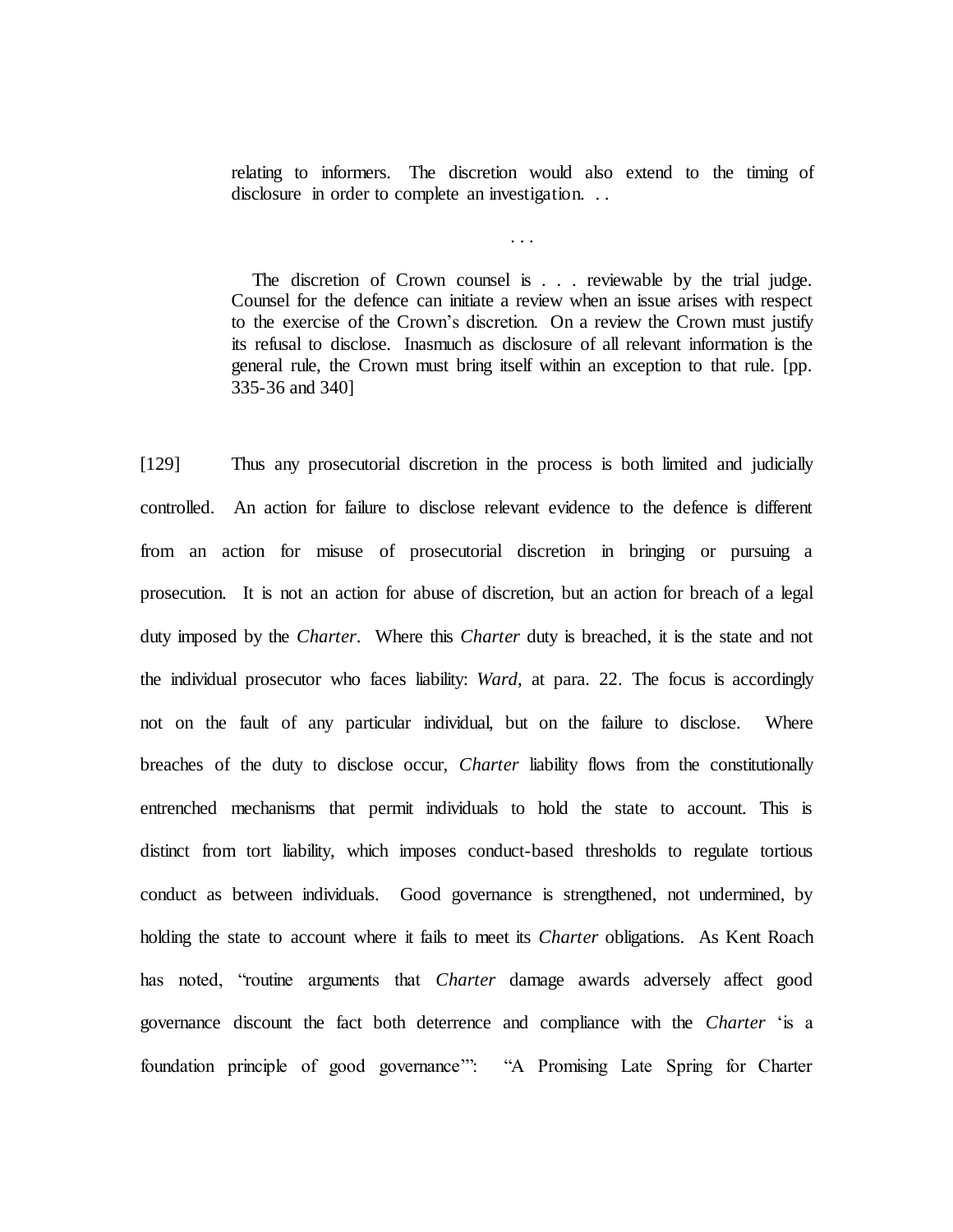> relating to informers. The discretion would also extend to the timing of disclosure in order to complete an investigation. . .
>
> . . .
>
> The discretion of Crown counsel is . . . reviewable by the trial judge. Counsel for the defence can initiate a review when an issue arises with respect to the exercise of the Crown's discretion. On a review the Crown must justify its refusal to disclose. Inasmuch as disclosure of all relevant information is the general rule, the Crown must bring itself within an exception to that rule. [pp. 335-36 and 340]

[129] Thus any prosecutorial discretion in the process is both limited and judicially controlled. An action for failure to disclose relevant evidence to the defence is different from an action for misuse of prosecutorial discretion in bringing or pursuing a prosecution. It is not an action for abuse of discretion, but an action for breach of a legal duty imposed by the *Charter*. Where this *Charter* duty is breached, it is the state and not the individual prosecutor who faces liability: *Ward*, at para. 22. The focus is accordingly not on the fault of any particular individual, but on the failure to disclose. Where breaches of the duty to disclose occur, *Charter* liability flows from the constitutionally entrenched mechanisms that permit individuals to hold the state to account. This is distinct from tort liability, which imposes conduct-based thresholds to regulate tortious conduct as between individuals. Good governance is strengthened, not undermined, by holding the state to account where it fails to meet its *Charter* obligations. As Kent Roach has noted, "routine arguments that *Charter* damage awards adversely affect good governance discount the fact both deterrence and compliance with the *Charter* 'is a foundation principle of good governance'": "A Promising Late Spring for Charter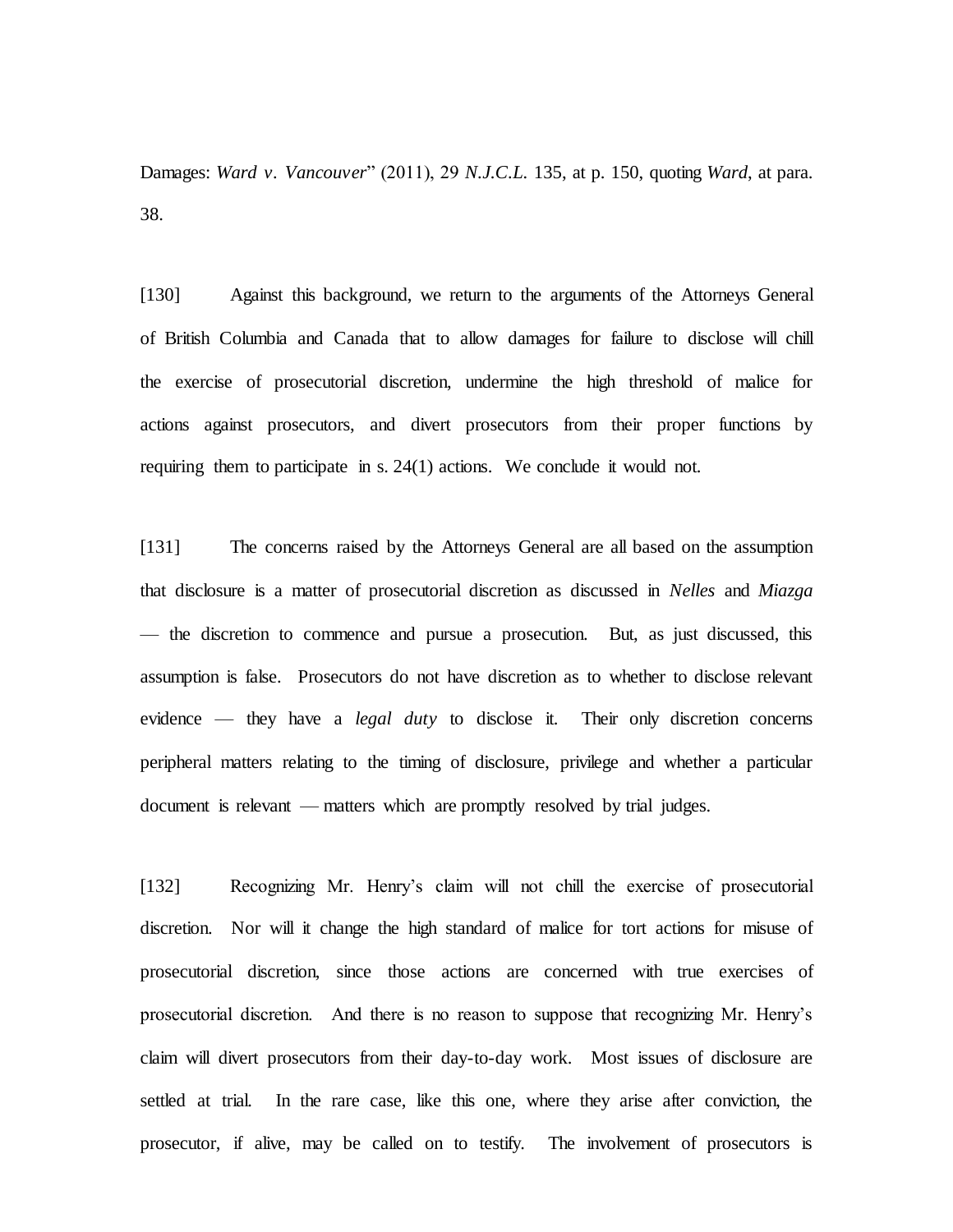Damages: *Ward v. Vancouver*" (2011), 29 *N.J.C.L.* 135, at p. 150, quoting *Ward*, at para. 38.

[130] Against this background, we return to the arguments of the Attorneys General of British Columbia and Canada that to allow damages for failure to disclose will chill the exercise of prosecutorial discretion, undermine the high threshold of malice for actions against prosecutors, and divert prosecutors from their proper functions by requiring them to participate in s. 24(1) actions. We conclude it would not.

[131] The concerns raised by the Attorneys General are all based on the assumption that disclosure is a matter of prosecutorial discretion as discussed in *Nelles* and *Miazga* — the discretion to commence and pursue a prosecution. But, as just discussed, this assumption is false. Prosecutors do not have discretion as to whether to disclose relevant evidence — they have a *legal duty* to disclose it. Their only discretion concerns peripheral matters relating to the timing of disclosure, privilege and whether a particular document is relevant — matters which are promptly resolved by trial judges.

[132] Recognizing Mr. Henry's claim will not chill the exercise of prosecutorial discretion. Nor will it change the high standard of malice for tort actions for misuse of prosecutorial discretion, since those actions are concerned with true exercises of prosecutorial discretion. And there is no reason to suppose that recognizing Mr. Henry's claim will divert prosecutors from their day-to-day work. Most issues of disclosure are settled at trial. In the rare case, like this one, where they arise after conviction, the prosecutor, if alive, may be called on to testify. The involvement of prosecutors is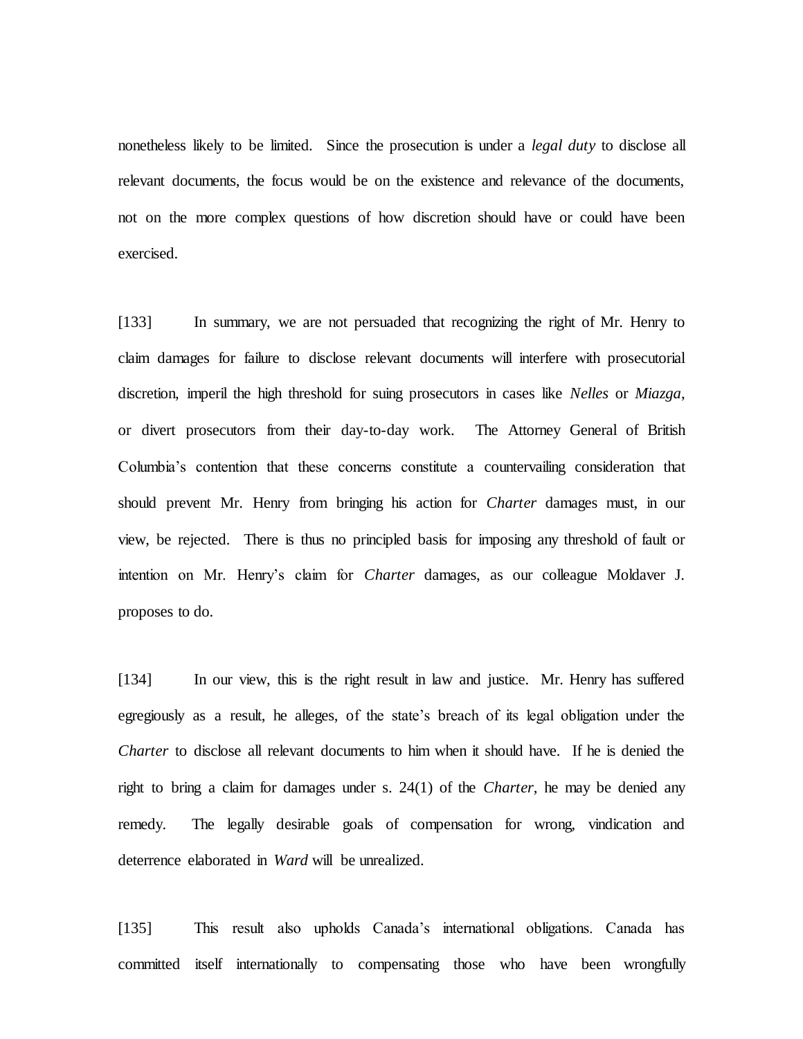nonetheless likely to be limited. Since the prosecution is under a *legal duty* to disclose all relevant documents, the focus would be on the existence and relevance of the documents, not on the more complex questions of how discretion should have or could have been exercised.

[133] In summary, we are not persuaded that recognizing the right of Mr. Henry to claim damages for failure to disclose relevant documents will interfere with prosecutorial discretion, imperil the high threshold for suing prosecutors in cases like *Nelles* or *Miazga*, or divert prosecutors from their day-to-day work. The Attorney General of British Columbia's contention that these concerns constitute a countervailing consideration that should prevent Mr. Henry from bringing his action for *Charter* damages must, in our view, be rejected. There is thus no principled basis for imposing any threshold of fault or intention on Mr. Henry's claim for *Charter* damages, as our colleague Moldaver J. proposes to do.

[134] In our view, this is the right result in law and justice. Mr. Henry has suffered egregiously as a result, he alleges, of the state's breach of its legal obligation under the *Charter* to disclose all relevant documents to him when it should have. If he is denied the right to bring a claim for damages under s. 24(1) of the *Charter*, he may be denied any remedy. The legally desirable goals of compensation for wrong, vindication and deterrence elaborated in *Ward* will be unrealized.

[135] This result also upholds Canada's international obligations. Canada has committed itself internationally to compensating those who have been wrongfully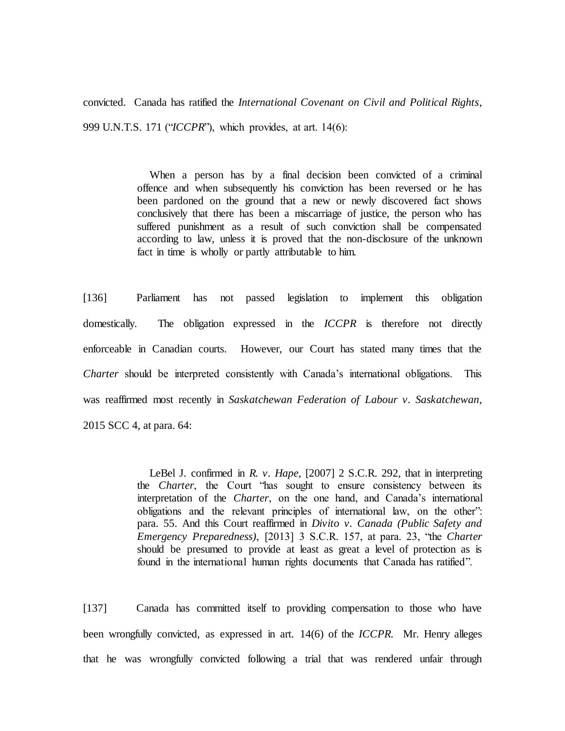convicted. Canada has ratified the *International Covenant on Civil and Political Rights*, 999 U.N.T.S. 171 ("*ICCPR*"), which provides, at art. 14(6):

> When a person has by a final decision been convicted of a criminal offence and when subsequently his conviction has been reversed or he has been pardoned on the ground that a new or newly discovered fact shows conclusively that there has been a miscarriage of justice, the person who has suffered punishment as a result of such conviction shall be compensated according to law, unless it is proved that the non-disclosure of the unknown fact in time is wholly or partly attributable to him.

[136] Parliament has not passed legislation to implement this obligation domestically. The obligation expressed in the *ICCPR* is therefore not directly enforceable in Canadian courts. However, our Court has stated many times that the *Charter* should be interpreted consistently with Canada's international obligations. This was reaffirmed most recently in *Saskatchewan Federation of Labour v. Saskatchewan*, 2015 SCC 4, at para. 64:

> LeBel J. confirmed in *R. v. Hape*, [2007] 2 S.C.R. 292, that in interpreting the *Charter*, the Court "has sought to ensure consistency between its interpretation of the *Charter*, on the one hand, and Canada's international obligations and the relevant principles of international law, on the other": para. 55. And this Court reaffirmed in *Divito v. Canada (Public Safety and Emergency Preparedness)*, [2013] 3 S.C.R. 157, at para. 23, "the *Charter* should be presumed to provide at least as great a level of protection as is found in the international human rights documents that Canada has ratified".

[137] Canada has committed itself to providing compensation to those who have been wrongfully convicted, as expressed in art. 14(6) of the *ICCPR*. Mr. Henry alleges that he was wrongfully convicted following a trial that was rendered unfair through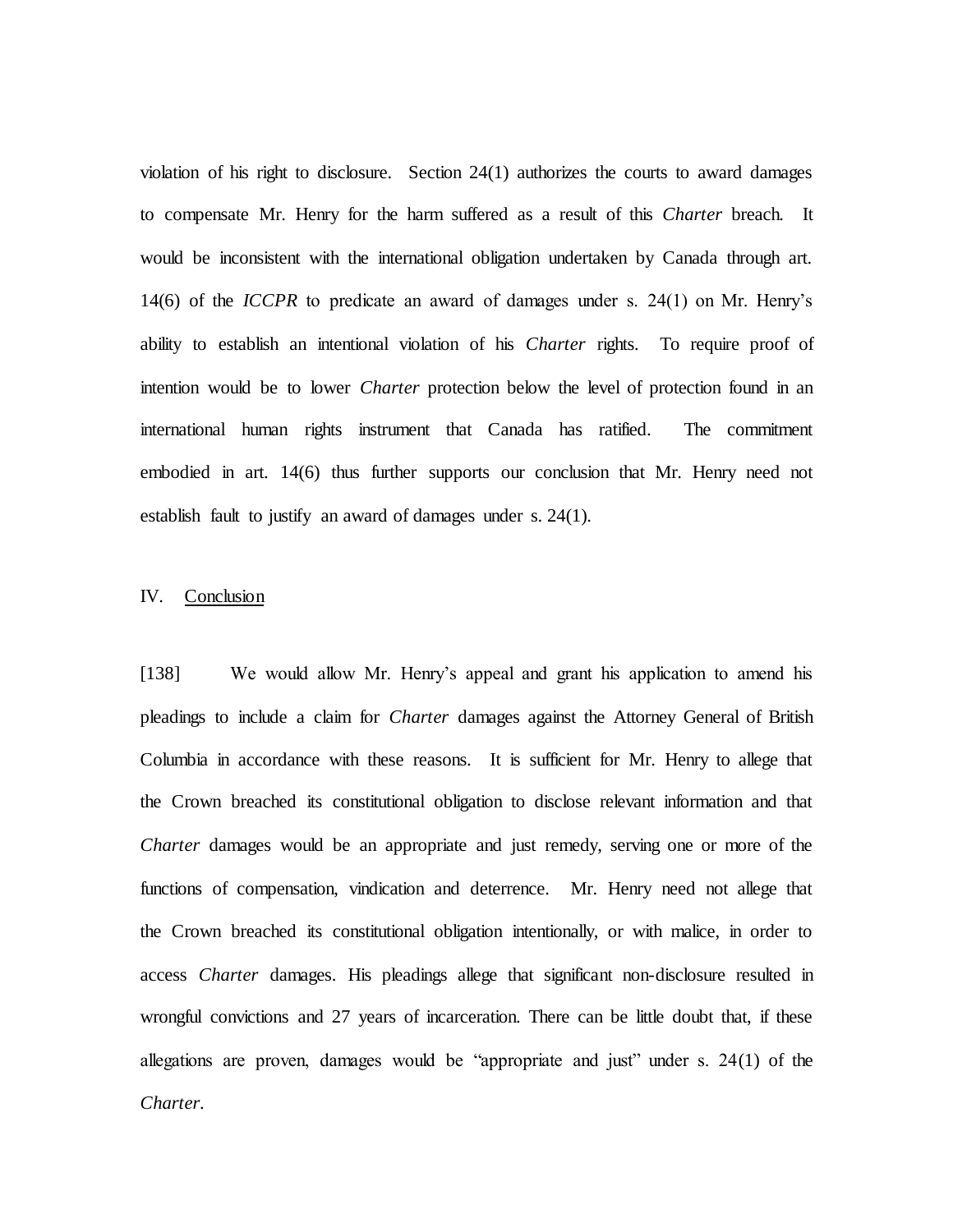violation of his right to disclosure. Section 24(1) authorizes the courts to award damages to compensate Mr. Henry for the harm suffered as a result of this *Charter* breach. It would be inconsistent with the international obligation undertaken by Canada through art. 14(6) of the *ICCPR* to predicate an award of damages under s. 24(1) on Mr. Henry's ability to establish an intentional violation of his *Charter* rights. To require proof of intention would be to lower *Charter* protection below the level of protection found in an international human rights instrument that Canada has ratified. The commitment embodied in art. 14(6) thus further supports our conclusion that Mr. Henry need not establish fault to justify an award of damages under s. 24(1).

## IV. Conclusion

[138] We would allow Mr. Henry's appeal and grant his application to amend his pleadings to include a claim for *Charter* damages against the Attorney General of British Columbia in accordance with these reasons. It is sufficient for Mr. Henry to allege that the Crown breached its constitutional obligation to disclose relevant information and that *Charter* damages would be an appropriate and just remedy, serving one or more of the functions of compensation, vindication and deterrence. Mr. Henry need not allege that the Crown breached its constitutional obligation intentionally, or with malice, in order to access *Charter* damages. His pleadings allege that significant non-disclosure resulted in wrongful convictions and 27 years of incarceration. There can be little doubt that, if these allegations are proven, damages would be "appropriate and just" under s. 24(1) of the *Charter*.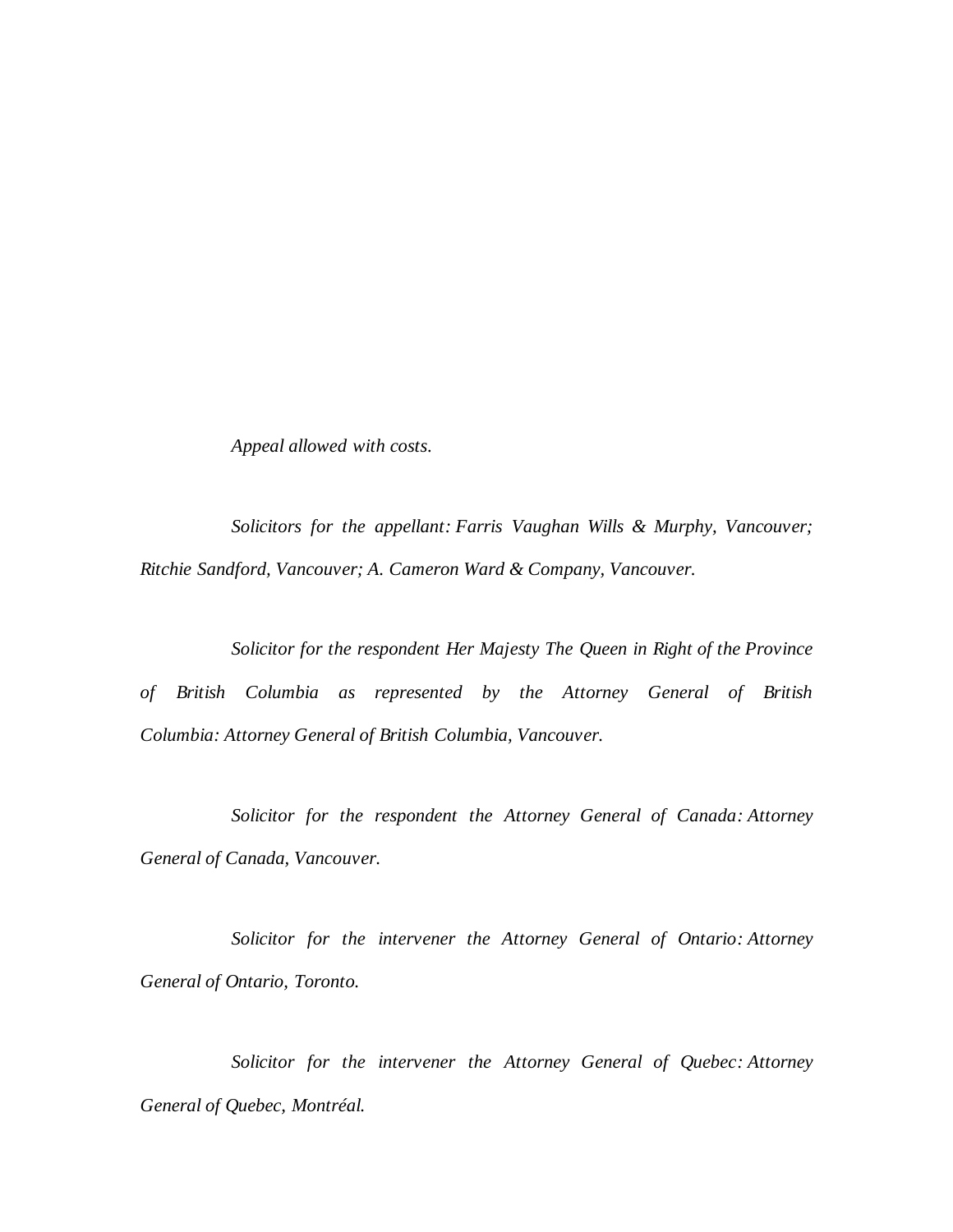*Appeal allowed with costs.*

*Solicitors for the appellant: Farris Vaughan Wills & Murphy, Vancouver; Ritchie Sandford, Vancouver; A. Cameron Ward & Company, Vancouver.*

*Solicitor for the respondent Her Majesty The Queen in Right of the Province of British Columbia as represented by the Attorney General of British Columbia: Attorney General of British Columbia, Vancouver.*

*Solicitor for the respondent the Attorney General of Canada: Attorney General of Canada, Vancouver.*

*Solicitor for the intervener the Attorney General of Ontario: Attorney General of Ontario, Toronto.*

*Solicitor for the intervener the Attorney General of Quebec: Attorney General of Quebec, Montréal.*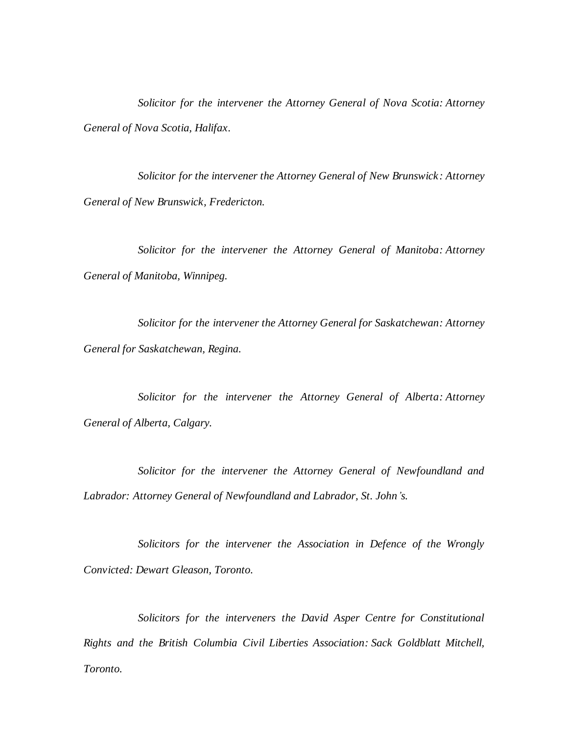*Solicitor for the intervener the Attorney General of Nova Scotia: Attorney General of Nova Scotia, Halifax.*

*Solicitor for the intervener the Attorney General of New Brunswick: Attorney General of New Brunswick, Fredericton.*

*Solicitor for the intervener the Attorney General of Manitoba: Attorney General of Manitoba, Winnipeg.*

*Solicitor for the intervener the Attorney General for Saskatchewan: Attorney General for Saskatchewan, Regina.*

*Solicitor for the intervener the Attorney General of Alberta: Attorney General of Alberta, Calgary.*

*Solicitor for the intervener the Attorney General of Newfoundland and Labrador: Attorney General of Newfoundland and Labrador, St. John's.*

*Solicitors for the intervener the Association in Defence of the Wrongly Convicted: Dewart Gleason, Toronto.*

*Solicitors for the interveners the David Asper Centre for Constitutional Rights and the British Columbia Civil Liberties Association: Sack Goldblatt Mitchell, Toronto.*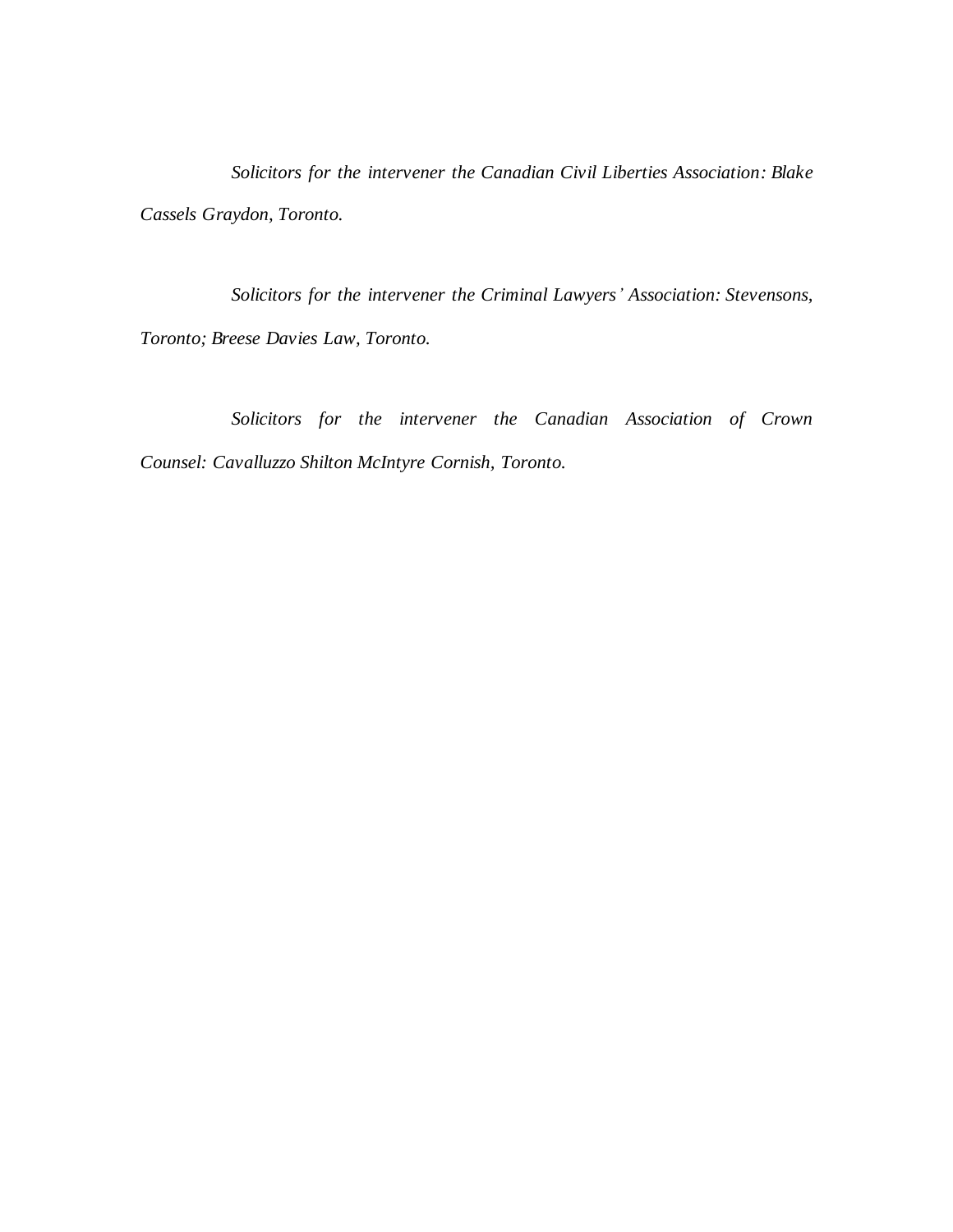*Solicitors for the intervener the Canadian Civil Liberties Association: Blake Cassels Graydon, Toronto.*

*Solicitors for the intervener the Criminal Lawyers' Association: Stevensons, Toronto; Breese Davies Law, Toronto.*

*Solicitors for the intervener the Canadian Association of Crown Counsel: Cavalluzzo Shilton McIntyre Cornish, Toronto.*